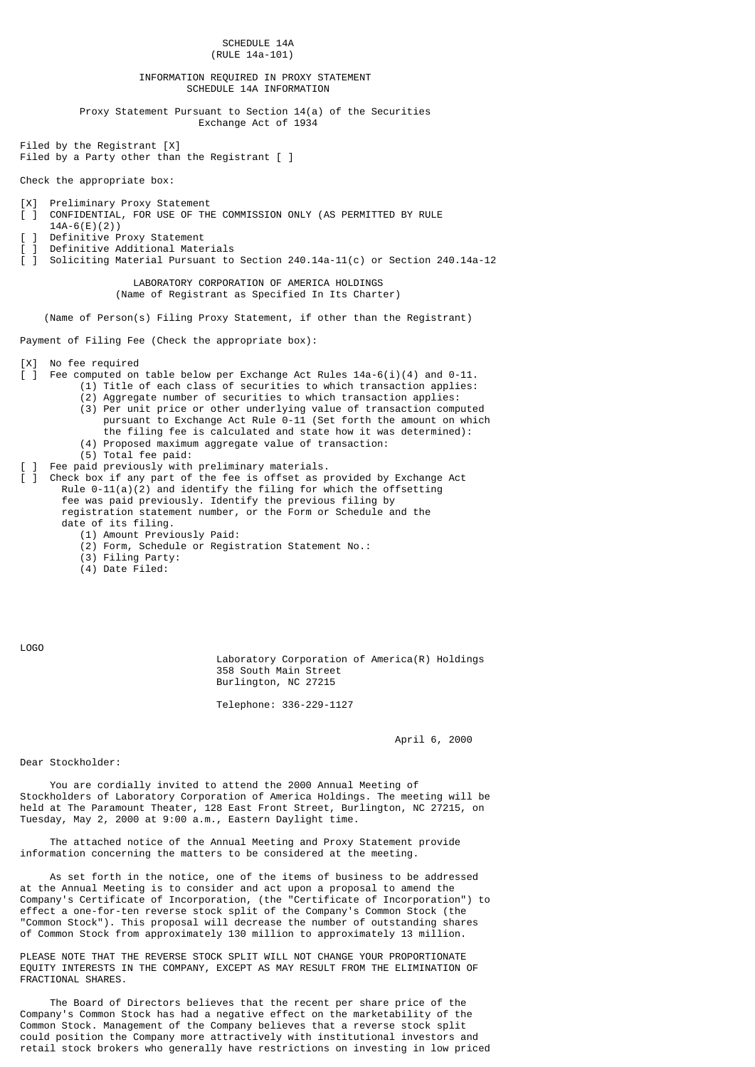SCHEDULE 14A
(RULE 14a-101)

INFORMATION REQUIRED IN PROXY STATEMENT
SCHEDULE 14A INFORMATION

Proxy Statement Pursuant to Section 14(a) of the Securities Exchange Act of 1934

Filed by the Registrant [X]
Filed by a Party other than the Registrant [ ]

Check the appropriate box:

[X] Preliminary Proxy Statement
[ ] CONFIDENTIAL, FOR USE OF THE COMMISSION ONLY (AS PERMITTED BY RULE 14A-6(E)(2))
[ ] Definitive Proxy Statement
[ ] Definitive Additional Materials
[ ] Soliciting Material Pursuant to Section 240.14a-11(c) or Section 240.14a-12

LABORATORY CORPORATION OF AMERICA HOLDINGS
(Name of Registrant as Specified In Its Charter)

(Name of Person(s) Filing Proxy Statement, if other than the Registrant)

Payment of Filing Fee (Check the appropriate box):

[X] No fee required
[ ] Fee computed on table below per Exchange Act Rules 14a-6(i)(4) and 0-11.
(1) Title of each class of securities to which transaction applies:
(2) Aggregate number of securities to which transaction applies:
(3) Per unit price or other underlying value of transaction computed pursuant to Exchange Act Rule 0-11 (Set forth the amount on which the filing fee is calculated and state how it was determined):
(4) Proposed maximum aggregate value of transaction:
(5) Total fee paid:
[ ] Fee paid previously with preliminary materials.
[ ] Check box if any part of the fee is offset as provided by Exchange Act Rule 0-11(a)(2) and identify the filing for which the offsetting fee was paid previously. Identify the previous filing by registration statement number, or the Form or Schedule and the date of its filing.
(1) Amount Previously Paid:
(2) Form, Schedule or Registration Statement No.:
(3) Filing Party:
(4) Date Filed:

LOGO

Laboratory Corporation of America(R) Holdings
358 South Main Street
Burlington, NC 27215

Telephone: 336-229-1127

April 6, 2000

Dear Stockholder:

You are cordially invited to attend the 2000 Annual Meeting of Stockholders of Laboratory Corporation of America Holdings. The meeting will be held at The Paramount Theater, 128 East Front Street, Burlington, NC 27215, on Tuesday, May 2, 2000 at 9:00 a.m., Eastern Daylight time.

The attached notice of the Annual Meeting and Proxy Statement provide information concerning the matters to be considered at the meeting.

As set forth in the notice, one of the items of business to be addressed at the Annual Meeting is to consider and act upon a proposal to amend the Company's Certificate of Incorporation, (the "Certificate of Incorporation") to effect a one-for-ten reverse stock split of the Company's Common Stock (the "Common Stock"). This proposal will decrease the number of outstanding shares of Common Stock from approximately 130 million to approximately 13 million.

PLEASE NOTE THAT THE REVERSE STOCK SPLIT WILL NOT CHANGE YOUR PROPORTIONATE EQUITY INTERESTS IN THE COMPANY, EXCEPT AS MAY RESULT FROM THE ELIMINATION OF FRACTIONAL SHARES.

The Board of Directors believes that the recent per share price of the Company's Common Stock has had a negative effect on the marketability of the Common Stock. Management of the Company believes that a reverse stock split could position the Company more attractively with institutional investors and retail stock brokers who generally have restrictions on investing in low priced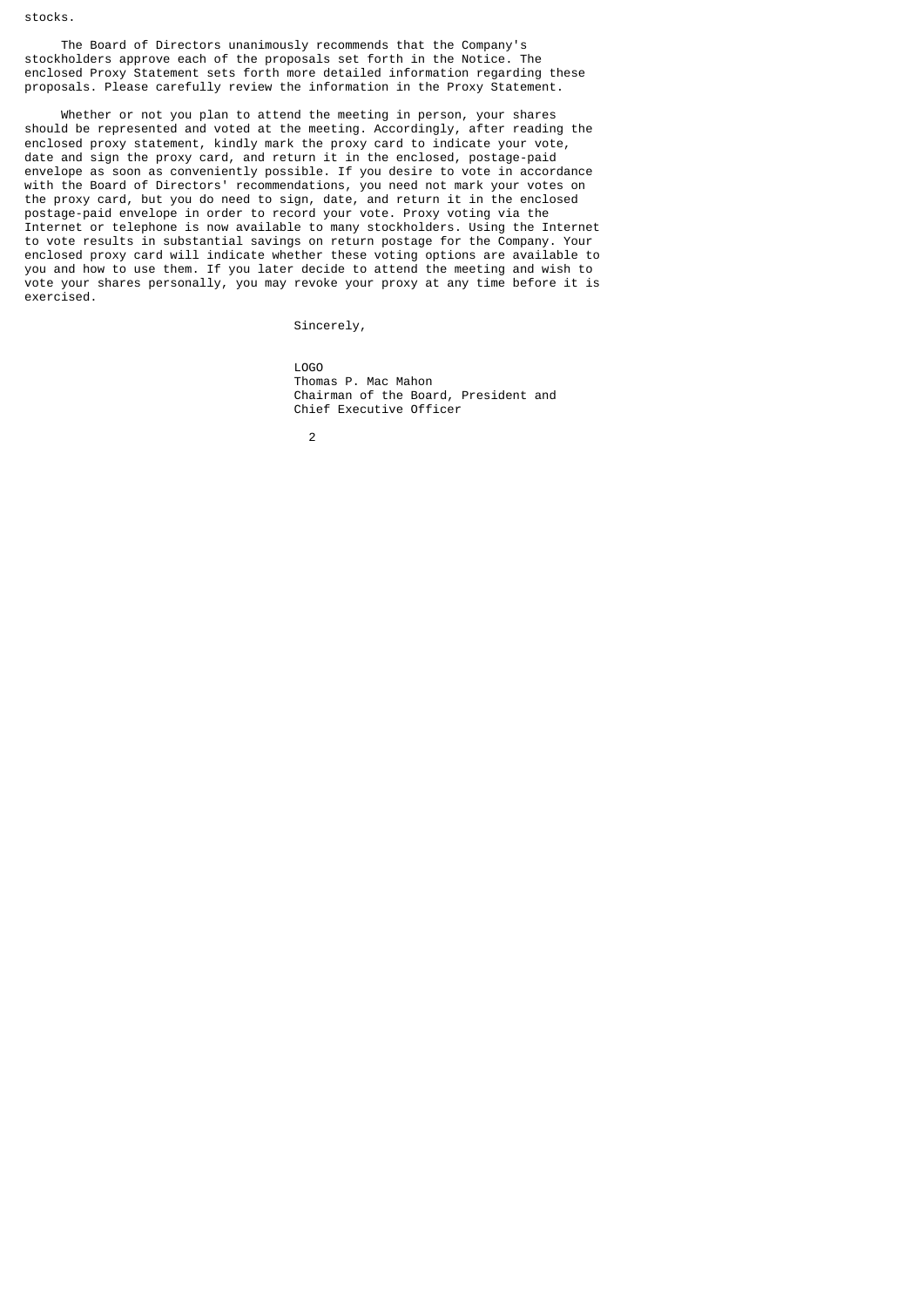stocks.

The Board of Directors unanimously recommends that the Company's stockholders approve each of the proposals set forth in the Notice. The enclosed Proxy Statement sets forth more detailed information regarding these proposals. Please carefully review the information in the Proxy Statement.

Whether or not you plan to attend the meeting in person, your shares should be represented and voted at the meeting. Accordingly, after reading the enclosed proxy statement, kindly mark the proxy card to indicate your vote, date and sign the proxy card, and return it in the enclosed, postage-paid envelope as soon as conveniently possible. If you desire to vote in accordance with the Board of Directors' recommendations, you need not mark your votes on the proxy card, but you do need to sign, date, and return it in the enclosed postage-paid envelope in order to record your vote. Proxy voting via the Internet or telephone is now available to many stockholders. Using the Internet to vote results in substantial savings on return postage for the Company. Your enclosed proxy card will indicate whether these voting options are available to you and how to use them. If you later decide to attend the meeting and wish to vote your shares personally, you may revoke your proxy at any time before it is exercised.

Sincerely,

LOGO

Thomas P. Mac Mahon
Chairman of the Board, President and
Chief Executive Officer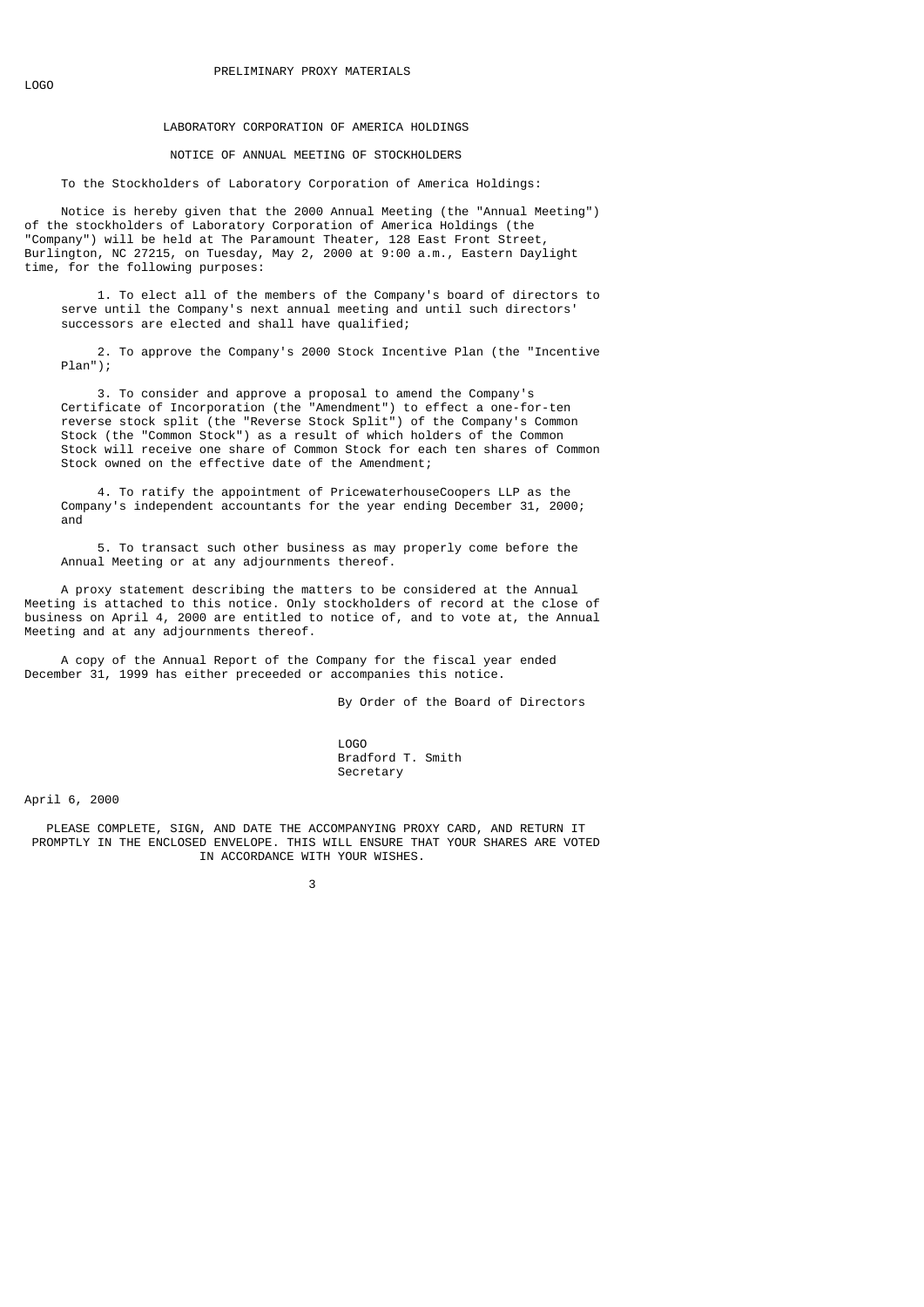PRELIMINARY PROXY MATERIALS

LOGO

# LABORATORY CORPORATION OF AMERICA HOLDINGS

## NOTICE OF ANNUAL MEETING OF STOCKHOLDERS

To the Stockholders of Laboratory Corporation of America Holdings:

Notice is hereby given that the 2000 Annual Meeting (the "Annual Meeting") of the stockholders of Laboratory Corporation of America Holdings (the "Company") will be held at The Paramount Theater, 128 East Front Street, Burlington, NC 27215, on Tuesday, May 2, 2000 at 9:00 a.m., Eastern Daylight time, for the following purposes:

1. To elect all of the members of the Company's board of directors to serve until the Company's next annual meeting and until such directors' successors are elected and shall have qualified;

2. To approve the Company's 2000 Stock Incentive Plan (the "Incentive Plan");

3. To consider and approve a proposal to amend the Company's Certificate of Incorporation (the "Amendment") to effect a one-for-ten reverse stock split (the "Reverse Stock Split") of the Company's Common Stock (the "Common Stock") as a result of which holders of the Common Stock will receive one share of Common Stock for each ten shares of Common Stock owned on the effective date of the Amendment;

4. To ratify the appointment of PricewaterhouseCoopers LLP as the Company's independent accountants for the year ending December 31, 2000; and

5. To transact such other business as may properly come before the Annual Meeting or at any adjournments thereof.

A proxy statement describing the matters to be considered at the Annual Meeting is attached to this notice. Only stockholders of record at the close of business on April 4, 2000 are entitled to notice of, and to vote at, the Annual Meeting and at any adjournments thereof.

A copy of the Annual Report of the Company for the fiscal year ended December 31, 1999 has either preceeded or accompanies this notice.

By Order of the Board of Directors

LOGO
Bradford T. Smith
Secretary

April 6, 2000

PLEASE COMPLETE, SIGN, AND DATE THE ACCOMPANYING PROXY CARD, AND RETURN IT PROMPTLY IN THE ENCLOSED ENVELOPE. THIS WILL ENSURE THAT YOUR SHARES ARE VOTED IN ACCORDANCE WITH YOUR WISHES.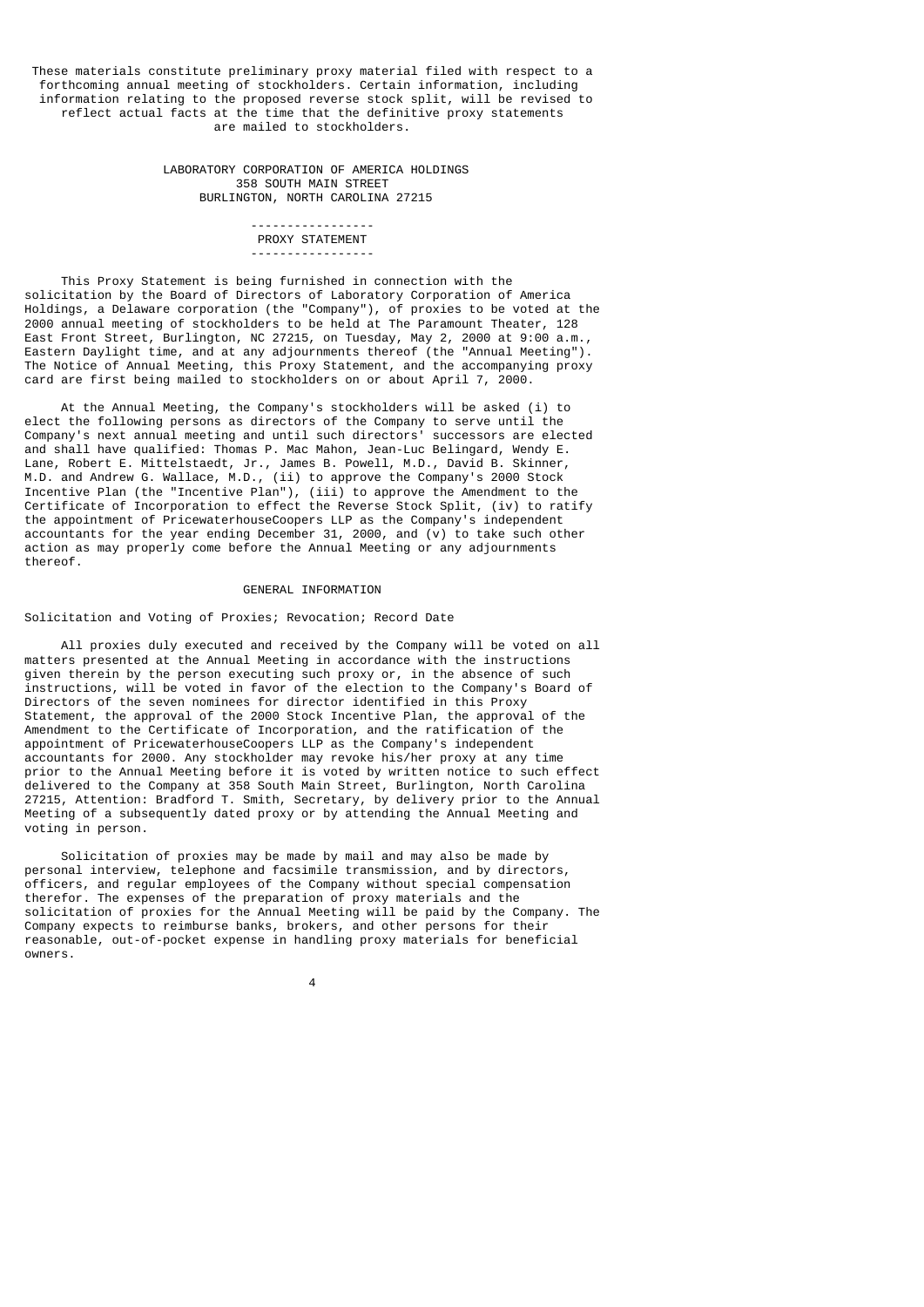These materials constitute preliminary proxy material filed with respect to a forthcoming annual meeting of stockholders. Certain information, including information relating to the proposed reverse stock split, will be revised to reflect actual facts at the time that the definitive proxy statements are mailed to stockholders.

LABORATORY CORPORATION OF AMERICA HOLDINGS
358 SOUTH MAIN STREET
BURLINGTON, NORTH CAROLINA 27215

# PROXY STATEMENT

This Proxy Statement is being furnished in connection with the solicitation by the Board of Directors of Laboratory Corporation of America Holdings, a Delaware corporation (the "Company"), of proxies to be voted at the 2000 annual meeting of stockholders to be held at The Paramount Theater, 128 East Front Street, Burlington, NC 27215, on Tuesday, May 2, 2000 at 9:00 a.m., Eastern Daylight time, and at any adjournments thereof (the "Annual Meeting"). The Notice of Annual Meeting, this Proxy Statement, and the accompanying proxy card are first being mailed to stockholders on or about April 7, 2000.

At the Annual Meeting, the Company's stockholders will be asked (i) to elect the following persons as directors of the Company to serve until the Company's next annual meeting and until such directors' successors are elected and shall have qualified: Thomas P. Mac Mahon, Jean-Luc Belingard, Wendy E. Lane, Robert E. Mittelstaedt, Jr., James B. Powell, M.D., David B. Skinner, M.D. and Andrew G. Wallace, M.D., (ii) to approve the Company's 2000 Stock Incentive Plan (the "Incentive Plan"), (iii) to approve the Amendment to the Certificate of Incorporation to effect the Reverse Stock Split, (iv) to ratify the appointment of PricewaterhouseCoopers LLP as the Company's independent accountants for the year ending December 31, 2000, and (v) to take such other action as may properly come before the Annual Meeting or any adjournments thereof.

## GENERAL INFORMATION

### Solicitation and Voting of Proxies; Revocation; Record Date

All proxies duly executed and received by the Company will be voted on all matters presented at the Annual Meeting in accordance with the instructions given therein by the person executing such proxy or, in the absence of such instructions, will be voted in favor of the election to the Company's Board of Directors of the seven nominees for director identified in this Proxy Statement, the approval of the 2000 Stock Incentive Plan, the approval of the Amendment to the Certificate of Incorporation, and the ratification of the appointment of PricewaterhouseCoopers LLP as the Company's independent accountants for 2000. Any stockholder may revoke his/her proxy at any time prior to the Annual Meeting before it is voted by written notice to such effect delivered to the Company at 358 South Main Street, Burlington, North Carolina 27215, Attention: Bradford T. Smith, Secretary, by delivery prior to the Annual Meeting of a subsequently dated proxy or by attending the Annual Meeting and voting in person.

Solicitation of proxies may be made by mail and may also be made by personal interview, telephone and facsimile transmission, and by directors, officers, and regular employees of the Company without special compensation therefor. The expenses of the preparation of proxy materials and the solicitation of proxies for the Annual Meeting will be paid by the Company. The Company expects to reimburse banks, brokers, and other persons for their reasonable, out-of-pocket expense in handling proxy materials for beneficial owners.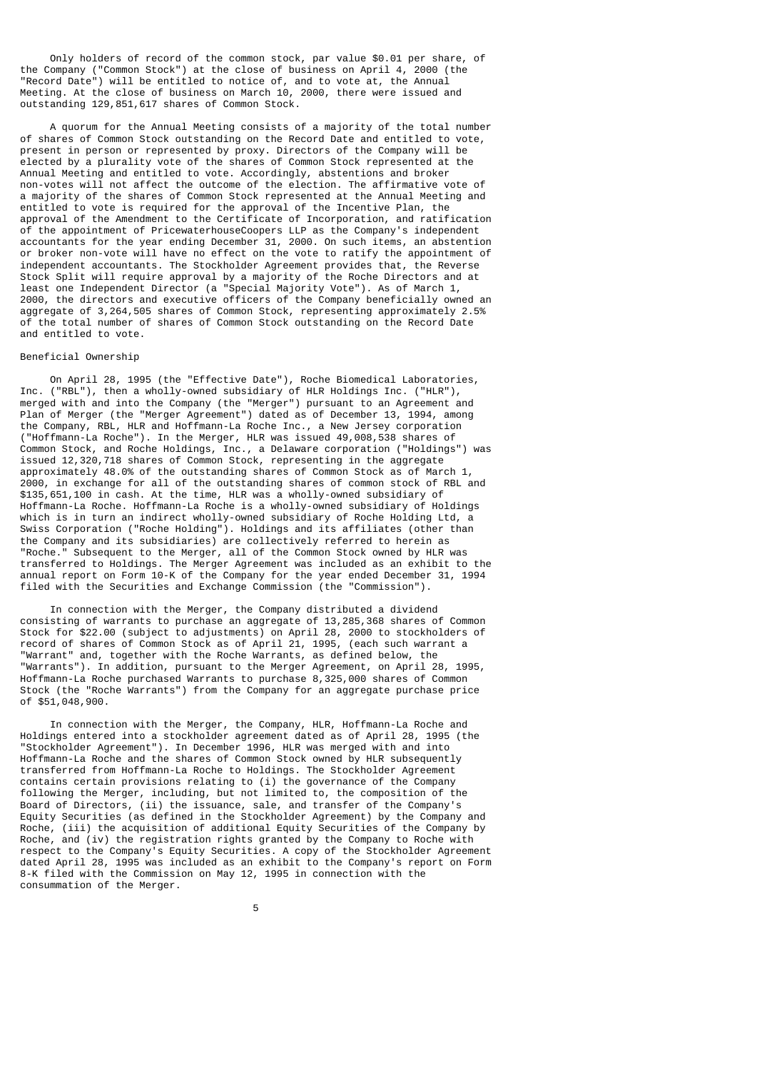Only holders of record of the common stock, par value $0.01 per share, of the Company ("Common Stock") at the close of business on April 4, 2000 (the "Record Date") will be entitled to notice of, and to vote at, the Annual Meeting. At the close of business on March 10, 2000, there were issued and outstanding 129,851,617 shares of Common Stock.

A quorum for the Annual Meeting consists of a majority of the total number of shares of Common Stock outstanding on the Record Date and entitled to vote, present in person or represented by proxy. Directors of the Company will be elected by a plurality vote of the shares of Common Stock represented at the Annual Meeting and entitled to vote. Accordingly, abstentions and broker non-votes will not affect the outcome of the election. The affirmative vote of a majority of the shares of Common Stock represented at the Annual Meeting and entitled to vote is required for the approval of the Incentive Plan, the approval of the Amendment to the Certificate of Incorporation, and ratification of the appointment of PricewaterhouseCoopers LLP as the Company's independent accountants for the year ending December 31, 2000. On such items, an abstention or broker non-vote will have no effect on the vote to ratify the appointment of independent accountants. The Stockholder Agreement provides that, the Reverse Stock Split will require approval by a majority of the Roche Directors and at least one Independent Director (a "Special Majority Vote"). As of March 1, 2000, the directors and executive officers of the Company beneficially owned an aggregate of 3,264,505 shares of Common Stock, representing approximately 2.5% of the total number of shares of Common Stock outstanding on the Record Date and entitled to vote.

Beneficial Ownership

On April 28, 1995 (the "Effective Date"), Roche Biomedical Laboratories, Inc. ("RBL"), then a wholly-owned subsidiary of HLR Holdings Inc. ("HLR"), merged with and into the Company (the "Merger") pursuant to an Agreement and Plan of Merger (the "Merger Agreement") dated as of December 13, 1994, among the Company, RBL, HLR and Hoffmann-La Roche Inc., a New Jersey corporation ("Hoffmann-La Roche"). In the Merger, HLR was issued 49,008,538 shares of Common Stock, and Roche Holdings, Inc., a Delaware corporation ("Holdings") was issued 12,320,718 shares of Common Stock, representing in the aggregate approximately 48.0% of the outstanding shares of Common Stock as of March 1, 2000, in exchange for all of the outstanding shares of common stock of RBL and $135,651,100 in cash. At the time, HLR was a wholly-owned subsidiary of Hoffmann-La Roche. Hoffmann-La Roche is a wholly-owned subsidiary of Holdings which is in turn an indirect wholly-owned subsidiary of Roche Holding Ltd, a Swiss Corporation ("Roche Holding"). Holdings and its affiliates (other than the Company and its subsidiaries) are collectively referred to herein as "Roche." Subsequent to the Merger, all of the Common Stock owned by HLR was transferred to Holdings. The Merger Agreement was included as an exhibit to the annual report on Form 10-K of the Company for the year ended December 31, 1994 filed with the Securities and Exchange Commission (the "Commission").

In connection with the Merger, the Company distributed a dividend consisting of warrants to purchase an aggregate of 13,285,368 shares of Common Stock for $22.00 (subject to adjustments) on April 28, 2000 to stockholders of record of shares of Common Stock as of April 21, 1995, (each such warrant a "Warrant" and, together with the Roche Warrants, as defined below, the "Warrants"). In addition, pursuant to the Merger Agreement, on April 28, 1995, Hoffmann-La Roche purchased Warrants to purchase 8,325,000 shares of Common Stock (the "Roche Warrants") from the Company for an aggregate purchase price of $51,048,900.

In connection with the Merger, the Company, HLR, Hoffmann-La Roche and Holdings entered into a stockholder agreement dated as of April 28, 1995 (the "Stockholder Agreement"). In December 1996, HLR was merged with and into Hoffmann-La Roche and the shares of Common Stock owned by HLR subsequently transferred from Hoffmann-La Roche to Holdings. The Stockholder Agreement contains certain provisions relating to (i) the governance of the Company following the Merger, including, but not limited to, the composition of the Board of Directors, (ii) the issuance, sale, and transfer of the Company's Equity Securities (as defined in the Stockholder Agreement) by the Company and Roche, (iii) the acquisition of additional Equity Securities of the Company by Roche, and (iv) the registration rights granted by the Company to Roche with respect to the Company's Equity Securities. A copy of the Stockholder Agreement dated April 28, 1995 was included as an exhibit to the Company's report on Form 8-K filed with the Commission on May 12, 1995 in connection with the consummation of the Merger.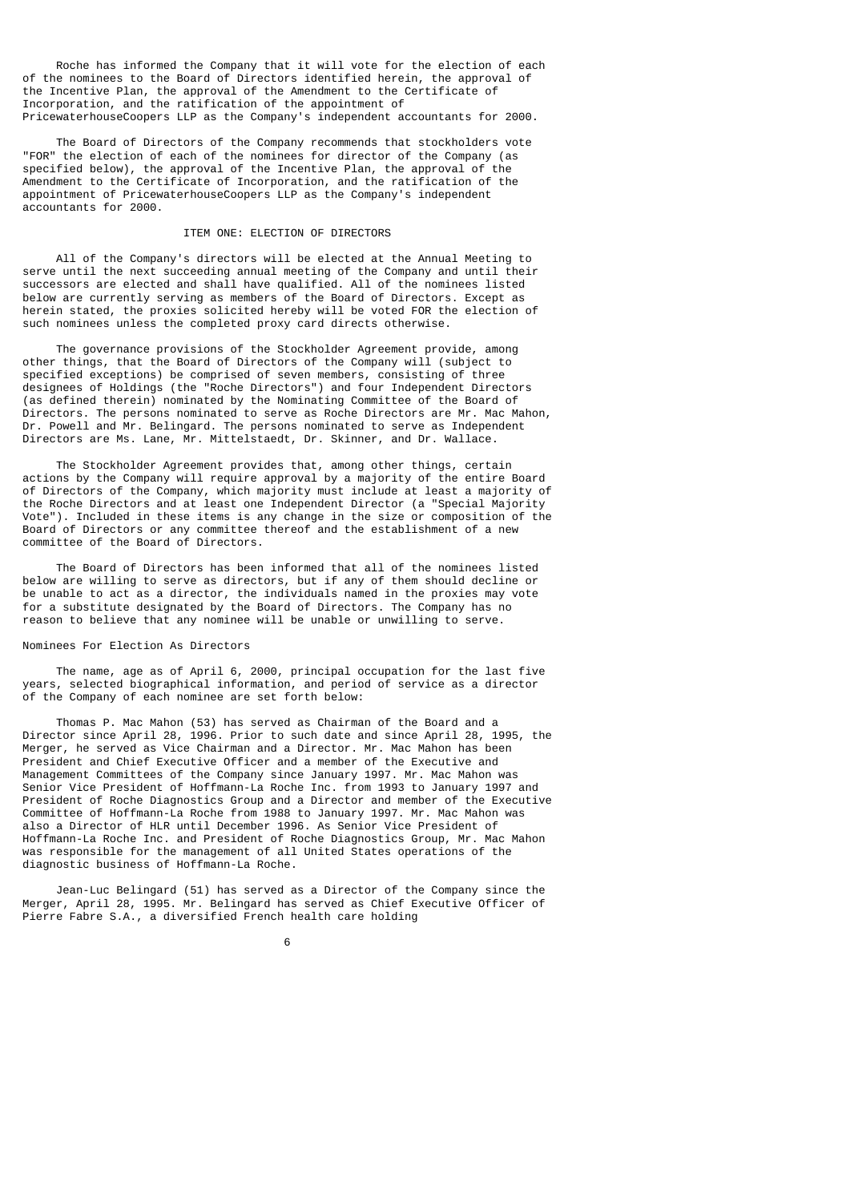Roche has informed the Company that it will vote for the election of each of the nominees to the Board of Directors identified herein, the approval of the Incentive Plan, the approval of the Amendment to the Certificate of Incorporation, and the ratification of the appointment of PricewaterhouseCoopers LLP as the Company's independent accountants for 2000.

The Board of Directors of the Company recommends that stockholders vote "FOR" the election of each of the nominees for director of the Company (as specified below), the approval of the Incentive Plan, the approval of the Amendment to the Certificate of Incorporation, and the ratification of the appointment of PricewaterhouseCoopers LLP as the Company's independent accountants for 2000.

## ITEM ONE: ELECTION OF DIRECTORS

All of the Company's directors will be elected at the Annual Meeting to serve until the next succeeding annual meeting of the Company and until their successors are elected and shall have qualified. All of the nominees listed below are currently serving as members of the Board of Directors. Except as herein stated, the proxies solicited hereby will be voted FOR the election of such nominees unless the completed proxy card directs otherwise.

The governance provisions of the Stockholder Agreement provide, among other things, that the Board of Directors of the Company will (subject to specified exceptions) be comprised of seven members, consisting of three designees of Holdings (the "Roche Directors") and four Independent Directors (as defined therein) nominated by the Nominating Committee of the Board of Directors. The persons nominated to serve as Roche Directors are Mr. Mac Mahon, Dr. Powell and Mr. Belingard. The persons nominated to serve as Independent Directors are Ms. Lane, Mr. Mittelstaedt, Dr. Skinner, and Dr. Wallace.

The Stockholder Agreement provides that, among other things, certain actions by the Company will require approval by a majority of the entire Board of Directors of the Company, which majority must include at least a majority of the Roche Directors and at least one Independent Director (a "Special Majority Vote"). Included in these items is any change in the size or composition of the Board of Directors or any committee thereof and the establishment of a new committee of the Board of Directors.

The Board of Directors has been informed that all of the nominees listed below are willing to serve as directors, but if any of them should decline or be unable to act as a director, the individuals named in the proxies may vote for a substitute designated by the Board of Directors. The Company has no reason to believe that any nominee will be unable or unwilling to serve.

### Nominees For Election As Directors

The name, age as of April 6, 2000, principal occupation for the last five years, selected biographical information, and period of service as a director of the Company of each nominee are set forth below:

Thomas P. Mac Mahon (53) has served as Chairman of the Board and a Director since April 28, 1996. Prior to such date and since April 28, 1995, the Merger, he served as Vice Chairman and a Director. Mr. Mac Mahon has been President and Chief Executive Officer and a member of the Executive and Management Committees of the Company since January 1997. Mr. Mac Mahon was Senior Vice President of Hoffmann-La Roche Inc. from 1993 to January 1997 and President of Roche Diagnostics Group and a Director and member of the Executive Committee of Hoffmann-La Roche from 1988 to January 1997. Mr. Mac Mahon was also a Director of HLR until December 1996. As Senior Vice President of Hoffmann-La Roche Inc. and President of Roche Diagnostics Group, Mr. Mac Mahon was responsible for the management of all United States operations of the diagnostic business of Hoffmann-La Roche.

Jean-Luc Belingard (51) has served as a Director of the Company since the Merger, April 28, 1995. Mr. Belingard has served as Chief Executive Officer of Pierre Fabre S.A., a diversified French health care holding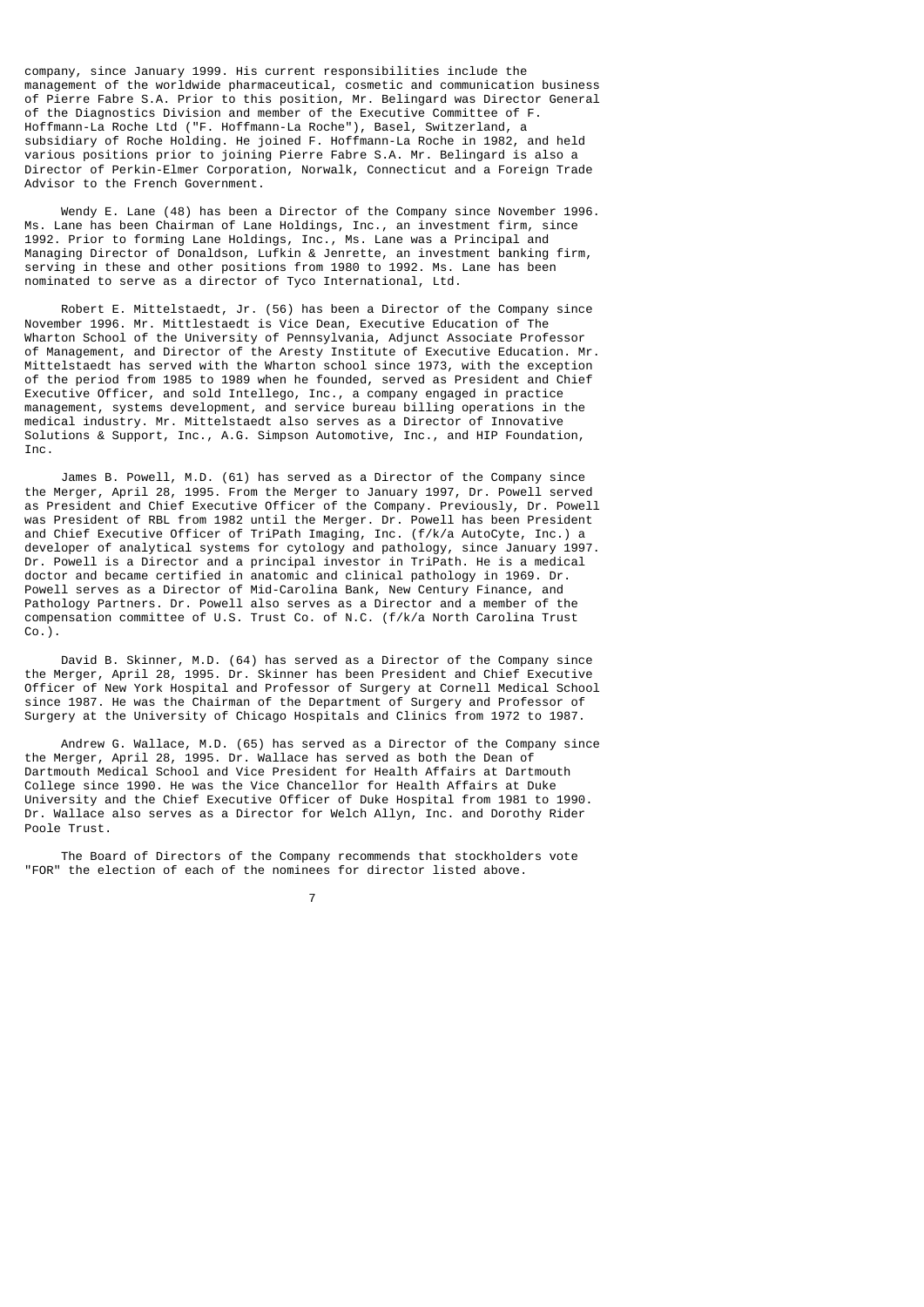company, since January 1999. His current responsibilities include the management of the worldwide pharmaceutical, cosmetic and communication business of Pierre Fabre S.A. Prior to this position, Mr. Belingard was Director General of the Diagnostics Division and member of the Executive Committee of F. Hoffmann-La Roche Ltd ("F. Hoffmann-La Roche"), Basel, Switzerland, a subsidiary of Roche Holding. He joined F. Hoffmann-La Roche in 1982, and held various positions prior to joining Pierre Fabre S.A. Mr. Belingard is also a Director of Perkin-Elmer Corporation, Norwalk, Connecticut and a Foreign Trade Advisor to the French Government.

Wendy E. Lane (48) has been a Director of the Company since November 1996. Ms. Lane has been Chairman of Lane Holdings, Inc., an investment firm, since 1992. Prior to forming Lane Holdings, Inc., Ms. Lane was a Principal and Managing Director of Donaldson, Lufkin & Jenrette, an investment banking firm, serving in these and other positions from 1980 to 1992. Ms. Lane has been nominated to serve as a director of Tyco International, Ltd.

Robert E. Mittelstaedt, Jr. (56) has been a Director of the Company since November 1996. Mr. Mittlestaedt is Vice Dean, Executive Education of The Wharton School of the University of Pennsylvania, Adjunct Associate Professor of Management, and Director of the Aresty Institute of Executive Education. Mr. Mittelstaedt has served with the Wharton school since 1973, with the exception of the period from 1985 to 1989 when he founded, served as President and Chief Executive Officer, and sold Intellego, Inc., a company engaged in practice management, systems development, and service bureau billing operations in the medical industry. Mr. Mittelstaedt also serves as a Director of Innovative Solutions & Support, Inc., A.G. Simpson Automotive, Inc., and HIP Foundation, Inc.

James B. Powell, M.D. (61) has served as a Director of the Company since the Merger, April 28, 1995. From the Merger to January 1997, Dr. Powell served as President and Chief Executive Officer of the Company. Previously, Dr. Powell was President of RBL from 1982 until the Merger. Dr. Powell has been President and Chief Executive Officer of TriPath Imaging, Inc. (f/k/a AutoCyte, Inc.) a developer of analytical systems for cytology and pathology, since January 1997. Dr. Powell is a Director and a principal investor in TriPath. He is a medical doctor and became certified in anatomic and clinical pathology in 1969. Dr. Powell serves as a Director of Mid-Carolina Bank, New Century Finance, and Pathology Partners. Dr. Powell also serves as a Director and a member of the compensation committee of U.S. Trust Co. of N.C. (f/k/a North Carolina Trust Co.).

David B. Skinner, M.D. (64) has served as a Director of the Company since the Merger, April 28, 1995. Dr. Skinner has been President and Chief Executive Officer of New York Hospital and Professor of Surgery at Cornell Medical School since 1987. He was the Chairman of the Department of Surgery and Professor of Surgery at the University of Chicago Hospitals and Clinics from 1972 to 1987.

Andrew G. Wallace, M.D. (65) has served as a Director of the Company since the Merger, April 28, 1995. Dr. Wallace has served as both the Dean of Dartmouth Medical School and Vice President for Health Affairs at Dartmouth College since 1990. He was the Vice Chancellor for Health Affairs at Duke University and the Chief Executive Officer of Duke Hospital from 1981 to 1990. Dr. Wallace also serves as a Director for Welch Allyn, Inc. and Dorothy Rider Poole Trust.

The Board of Directors of the Company recommends that stockholders vote "FOR" the election of each of the nominees for director listed above.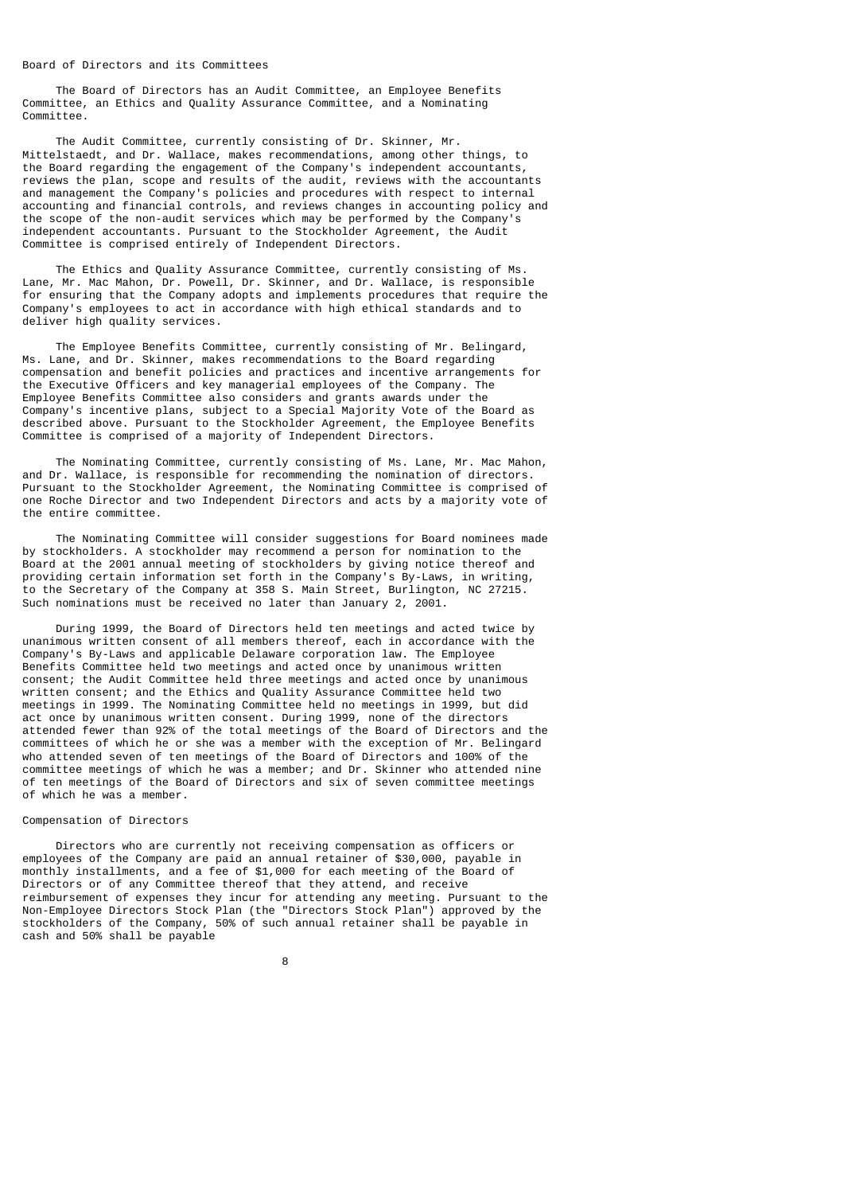## Board of Directors and its Committees

The Board of Directors has an Audit Committee, an Employee Benefits Committee, an Ethics and Quality Assurance Committee, and a Nominating Committee.

The Audit Committee, currently consisting of Dr. Skinner, Mr. Mittelstaedt, and Dr. Wallace, makes recommendations, among other things, to the Board regarding the engagement of the Company's independent accountants, reviews the plan, scope and results of the audit, reviews with the accountants and management the Company's policies and procedures with respect to internal accounting and financial controls, and reviews changes in accounting policy and the scope of the non-audit services which may be performed by the Company's independent accountants. Pursuant to the Stockholder Agreement, the Audit Committee is comprised entirely of Independent Directors.

The Ethics and Quality Assurance Committee, currently consisting of Ms. Lane, Mr. Mac Mahon, Dr. Powell, Dr. Skinner, and Dr. Wallace, is responsible for ensuring that the Company adopts and implements procedures that require the Company's employees to act in accordance with high ethical standards and to deliver high quality services.

The Employee Benefits Committee, currently consisting of Mr. Belingard, Ms. Lane, and Dr. Skinner, makes recommendations to the Board regarding compensation and benefit policies and practices and incentive arrangements for the Executive Officers and key managerial employees of the Company. The Employee Benefits Committee also considers and grants awards under the Company's incentive plans, subject to a Special Majority Vote of the Board as described above. Pursuant to the Stockholder Agreement, the Employee Benefits Committee is comprised of a majority of Independent Directors.

The Nominating Committee, currently consisting of Ms. Lane, Mr. Mac Mahon, and Dr. Wallace, is responsible for recommending the nomination of directors. Pursuant to the Stockholder Agreement, the Nominating Committee is comprised of one Roche Director and two Independent Directors and acts by a majority vote of the entire committee.

The Nominating Committee will consider suggestions for Board nominees made by stockholders. A stockholder may recommend a person for nomination to the Board at the 2001 annual meeting of stockholders by giving notice thereof and providing certain information set forth in the Company's By-Laws, in writing, to the Secretary of the Company at 358 S. Main Street, Burlington, NC 27215. Such nominations must be received no later than January 2, 2001.

During 1999, the Board of Directors held ten meetings and acted twice by unanimous written consent of all members thereof, each in accordance with the Company's By-Laws and applicable Delaware corporation law. The Employee Benefits Committee held two meetings and acted once by unanimous written consent; the Audit Committee held three meetings and acted once by unanimous written consent; and the Ethics and Quality Assurance Committee held two meetings in 1999. The Nominating Committee held no meetings in 1999, but did act once by unanimous written consent. During 1999, none of the directors attended fewer than 92% of the total meetings of the Board of Directors and the committees of which he or she was a member with the exception of Mr. Belingard who attended seven of ten meetings of the Board of Directors and 100% of the committee meetings of which he was a member; and Dr. Skinner who attended nine of ten meetings of the Board of Directors and six of seven committee meetings of which he was a member.

## Compensation of Directors

Directors who are currently not receiving compensation as officers or employees of the Company are paid an annual retainer of $30,000, payable in monthly installments, and a fee of $1,000 for each meeting of the Board of Directors or of any Committee thereof that they attend, and receive reimbursement of expenses they incur for attending any meeting. Pursuant to the Non-Employee Directors Stock Plan (the "Directors Stock Plan") approved by the stockholders of the Company, 50% of such annual retainer shall be payable in cash and 50% shall be payable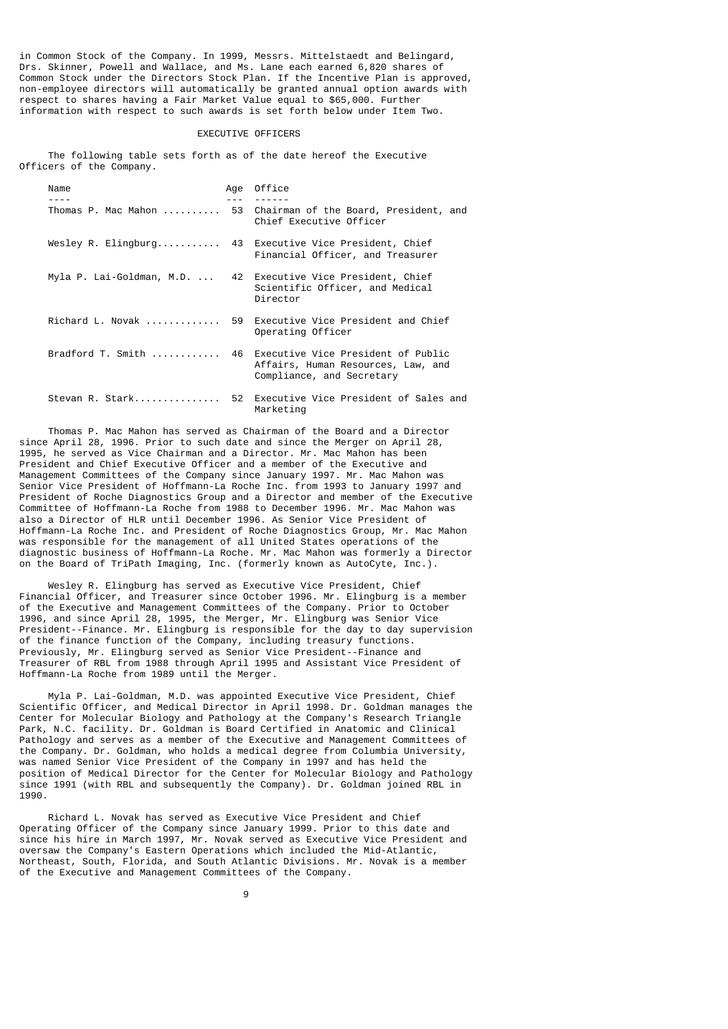in Common Stock of the Company. In 1999, Messrs. Mittelstaedt and Belingard, Drs. Skinner, Powell and Wallace, and Ms. Lane each earned 6,820 shares of Common Stock under the Directors Stock Plan. If the Incentive Plan is approved, non-employee directors will automatically be granted annual option awards with respect to shares having a Fair Market Value equal to $65,000. Further information with respect to such awards is set forth below under Item Two.

## EXECUTIVE OFFICERS

The following table sets forth as of the date hereof the Executive Officers of the Company.

| Name | Age | Office |
|---|---|---|
| Thomas P. Mac Mahon | 53 | Chairman of the Board, President, and Chief Executive Officer |
| Wesley R. Elingburg | 43 | Executive Vice President, Chief Financial Officer, and Treasurer |
| Myla P. Lai-Goldman, M.D. | 42 | Executive Vice President, Chief Scientific Officer, and Medical Director |
| Richard L. Novak | 59 | Executive Vice President and Chief Operating Officer |
| Bradford T. Smith | 46 | Executive Vice President of Public Affairs, Human Resources, Law, and Compliance, and Secretary |
| Stevan R. Stark | 52 | Executive Vice President of Sales and Marketing |

Thomas P. Mac Mahon has served as Chairman of the Board and a Director since April 28, 1996. Prior to such date and since the Merger on April 28, 1995, he served as Vice Chairman and a Director. Mr. Mac Mahon has been President and Chief Executive Officer and a member of the Executive and Management Committees of the Company since January 1997. Mr. Mac Mahon was Senior Vice President of Hoffmann-La Roche Inc. from 1993 to January 1997 and President of Roche Diagnostics Group and a Director and member of the Executive Committee of Hoffmann-La Roche from 1988 to December 1996. Mr. Mac Mahon was also a Director of HLR until December 1996. As Senior Vice President of Hoffmann-La Roche Inc. and President of Roche Diagnostics Group, Mr. Mac Mahon was responsible for the management of all United States operations of the diagnostic business of Hoffmann-La Roche. Mr. Mac Mahon was formerly a Director on the Board of TriPath Imaging, Inc. (formerly known as AutoCyte, Inc.).

Wesley R. Elingburg has served as Executive Vice President, Chief Financial Officer, and Treasurer since October 1996. Mr. Elingburg is a member of the Executive and Management Committees of the Company. Prior to October 1996, and since April 28, 1995, the Merger, Mr. Elingburg was Senior Vice President--Finance. Mr. Elingburg is responsible for the day to day supervision of the finance function of the Company, including treasury functions. Previously, Mr. Elingburg served as Senior Vice President--Finance and Treasurer of RBL from 1988 through April 1995 and Assistant Vice President of Hoffmann-La Roche from 1989 until the Merger.

Myla P. Lai-Goldman, M.D. was appointed Executive Vice President, Chief Scientific Officer, and Medical Director in April 1998. Dr. Goldman manages the Center for Molecular Biology and Pathology at the Company's Research Triangle Park, N.C. facility. Dr. Goldman is Board Certified in Anatomic and Clinical Pathology and serves as a member of the Executive and Management Committees of the Company. Dr. Goldman, who holds a medical degree from Columbia University, was named Senior Vice President of the Company in 1997 and has held the position of Medical Director for the Center for Molecular Biology and Pathology since 1991 (with RBL and subsequently the Company). Dr. Goldman joined RBL in 1990.

Richard L. Novak has served as Executive Vice President and Chief Operating Officer of the Company since January 1999. Prior to this date and since his hire in March 1997, Mr. Novak served as Executive Vice President and oversaw the Company's Eastern Operations which included the Mid-Atlantic, Northeast, South, Florida, and South Atlantic Divisions. Mr. Novak is a member of the Executive and Management Committees of the Company.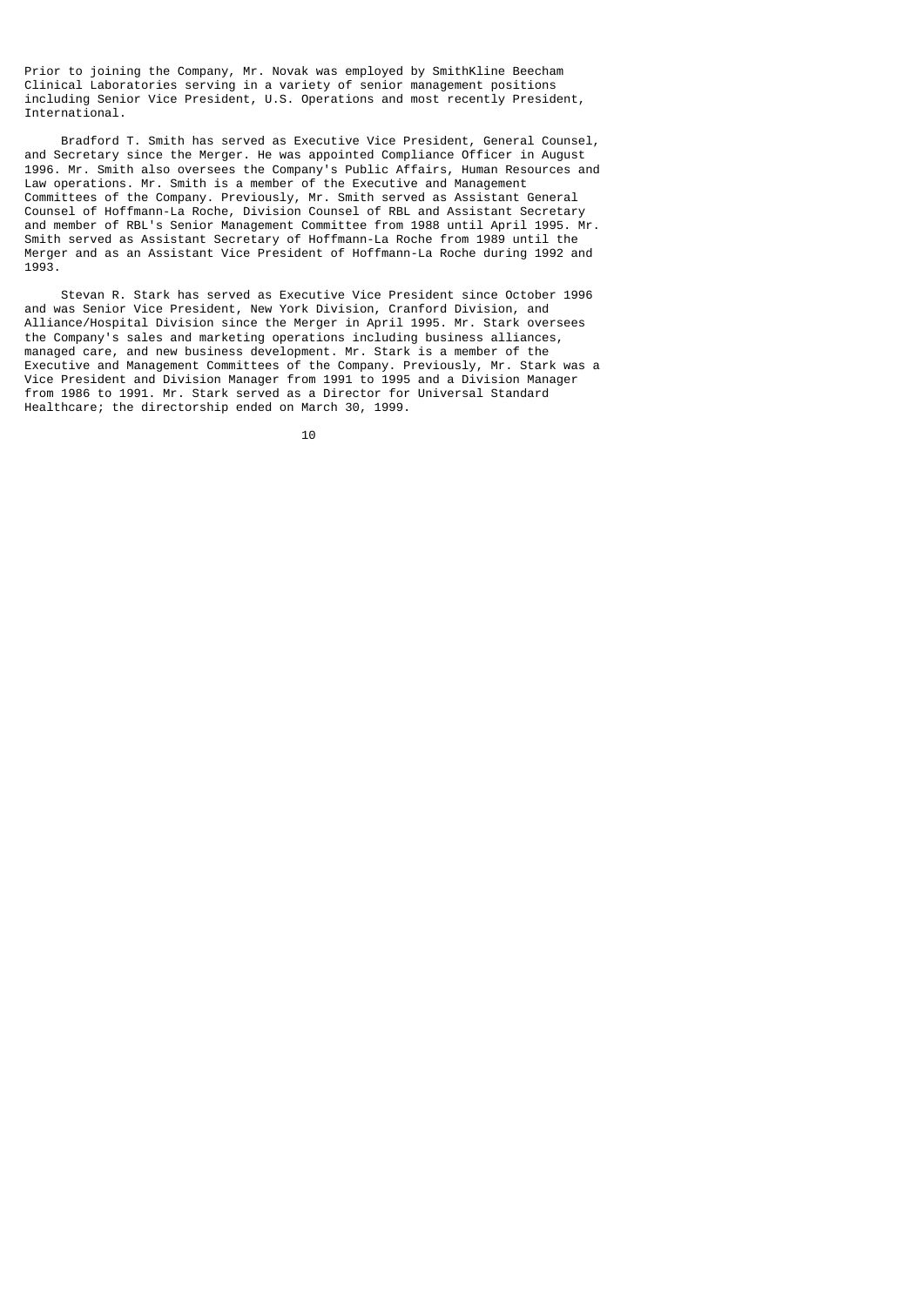Prior to joining the Company, Mr. Novak was employed by SmithKline Beecham Clinical Laboratories serving in a variety of senior management positions including Senior Vice President, U.S. Operations and most recently President, International.

Bradford T. Smith has served as Executive Vice President, General Counsel, and Secretary since the Merger. He was appointed Compliance Officer in August 1996. Mr. Smith also oversees the Company's Public Affairs, Human Resources and Law operations. Mr. Smith is a member of the Executive and Management Committees of the Company. Previously, Mr. Smith served as Assistant General Counsel of Hoffmann-La Roche, Division Counsel of RBL and Assistant Secretary and member of RBL's Senior Management Committee from 1988 until April 1995. Mr. Smith served as Assistant Secretary of Hoffmann-La Roche from 1989 until the Merger and as an Assistant Vice President of Hoffmann-La Roche during 1992 and 1993.

Stevan R. Stark has served as Executive Vice President since October 1996 and was Senior Vice President, New York Division, Cranford Division, and Alliance/Hospital Division since the Merger in April 1995. Mr. Stark oversees the Company's sales and marketing operations including business alliances, managed care, and new business development. Mr. Stark is a member of the Executive and Management Committees of the Company. Previously, Mr. Stark was a Vice President and Division Manager from 1991 to 1995 and a Division Manager from 1986 to 1991. Mr. Stark served as a Director for Universal Standard Healthcare; the directorship ended on March 30, 1999.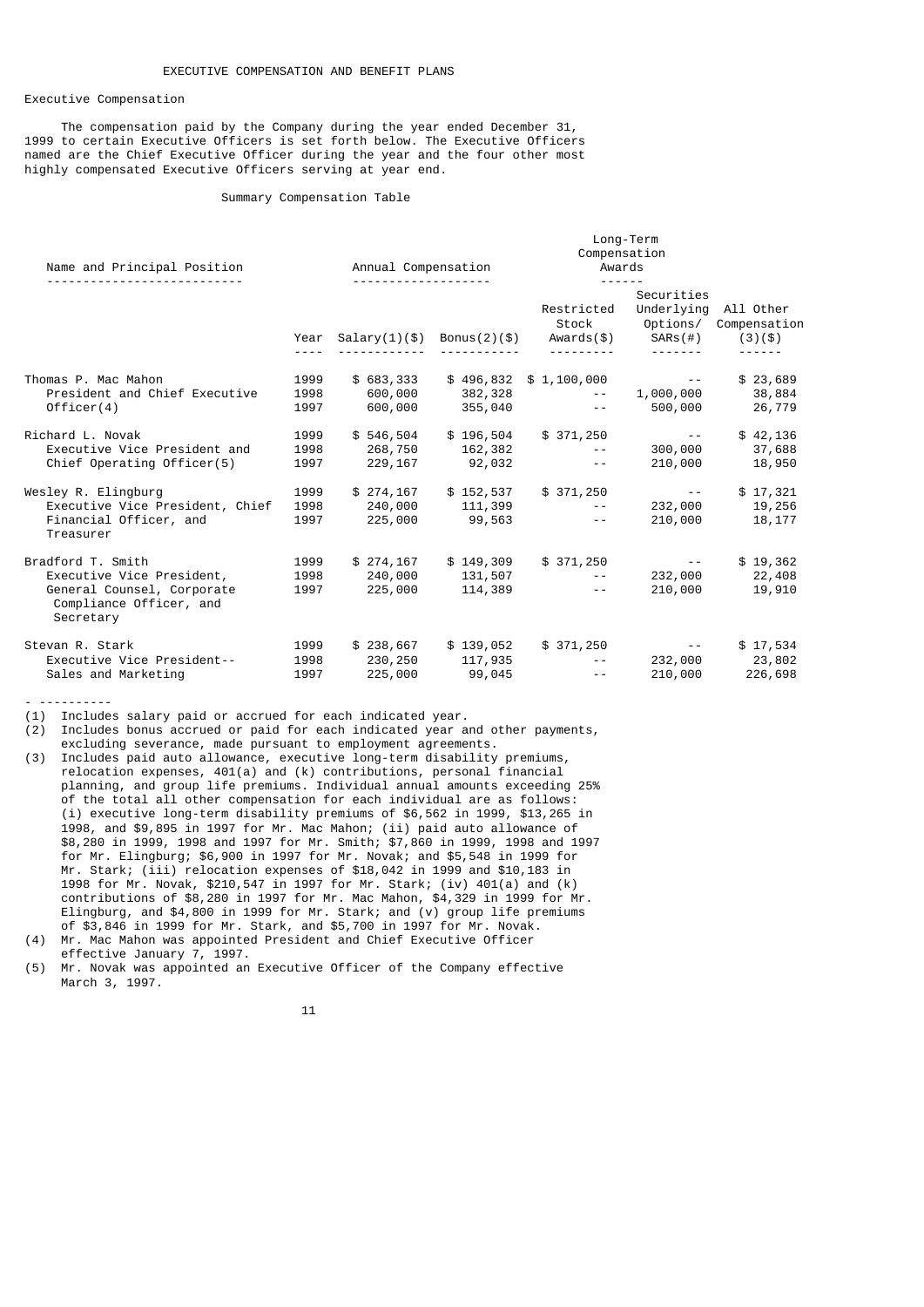# EXECUTIVE COMPENSATION AND BENEFIT PLANS

## Executive Compensation

The compensation paid by the Company during the year ended December 31, 1999 to certain Executive Officers is set forth below. The Executive Officers named are the Chief Executive Officer during the year and the four other most highly compensated Executive Officers serving at year end.

### Summary Compensation Table

| Name and Principal Position | | Annual Compensation | | Long-Term Compensation Awards | | |
|---|---|---|---|---|---|---|
| | Year | Salary(1)($) | Bonus(2)($) | Restricted Stock Awards($) | Securities Underlying Options/ SARs(#) | All Other Compensation (3)($) |
| Thomas P. Mac Mahon President and Chief Executive Officer(4) | 1999 | $ 683,333 | $ 496,832 | $ 1,100,000 | -- | $ 23,689 |
| | 1998 | 600,000 | 382,328 | -- | 1,000,000 | 38,884 |
| | 1997 | 600,000 | 355,040 | -- | 500,000 | 26,779 |
| Richard L. Novak Executive Vice President and Chief Operating Officer(5) | 1999 | $ 546,504 | $ 196,504 | $ 371,250 | -- | $ 42,136 |
| | 1998 | 268,750 | 162,382 | -- | 300,000 | 37,688 |
| | 1997 | 229,167 | 92,032 | -- | 210,000 | 18,950 |
| Wesley R. Elingburg Executive Vice President, Chief Financial Officer, and Treasurer | 1999 | $ 274,167 | $ 152,537 | $ 371,250 | -- | $ 17,321 |
| | 1998 | 240,000 | 111,399 | -- | 232,000 | 19,256 |
| | 1997 | 225,000 | 99,563 | -- | 210,000 | 18,177 |
| Bradford T. Smith Executive Vice President, General Counsel, Corporate Compliance Officer, and Secretary | 1999 | $ 274,167 | $ 149,309 | $ 371,250 | -- | $ 19,362 |
| | 1998 | 240,000 | 131,507 | -- | 232,000 | 22,408 |
| | 1997 | 225,000 | 114,389 | -- | 210,000 | 19,910 |
| Stevan R. Stark Executive Vice President-- Sales and Marketing | 1999 | $ 238,667 | $ 139,052 | $ 371,250 | -- | $ 17,534 |
| | 1998 | 230,250 | 117,935 | -- | 232,000 | 23,802 |
| | 1997 | 225,000 | 99,045 | -- | 210,000 | 226,698 |

- ----------

(1) Includes salary paid or accrued for each indicated year.

(2) Includes bonus accrued or paid for each indicated year and other payments, excluding severance, made pursuant to employment agreements.

(3) Includes paid auto allowance, executive long-term disability premiums, relocation expenses, 401(a) and (k) contributions, personal financial planning, and group life premiums. Individual annual amounts exceeding 25% of the total all other compensation for each individual are as follows: (i) executive long-term disability premiums of $6,562 in 1999, $13,265 in 1998, and $9,895 in 1997 for Mr. Mac Mahon; (ii) paid auto allowance of $8,280 in 1999, 1998 and 1997 for Mr. Smith; $7,860 in 1999, 1998 and 1997 for Mr. Elingburg; $6,900 in 1997 for Mr. Novak; and $5,548 in 1999 for Mr. Stark; (iii) relocation expenses of $18,042 in 1999 and $10,183 in 1998 for Mr. Novak, $210,547 in 1997 for Mr. Stark; (iv) 401(a) and (k) contributions of $8,280 in 1997 for Mr. Mac Mahon, $4,329 in 1999 for Mr. Elingburg, and $4,800 in 1999 for Mr. Stark; and (v) group life premiums of $3,846 in 1999 for Mr. Stark, and $5,700 in 1997 for Mr. Novak.

(4) Mr. Mac Mahon was appointed President and Chief Executive Officer effective January 7, 1997.

(5) Mr. Novak was appointed an Executive Officer of the Company effective March 3, 1997.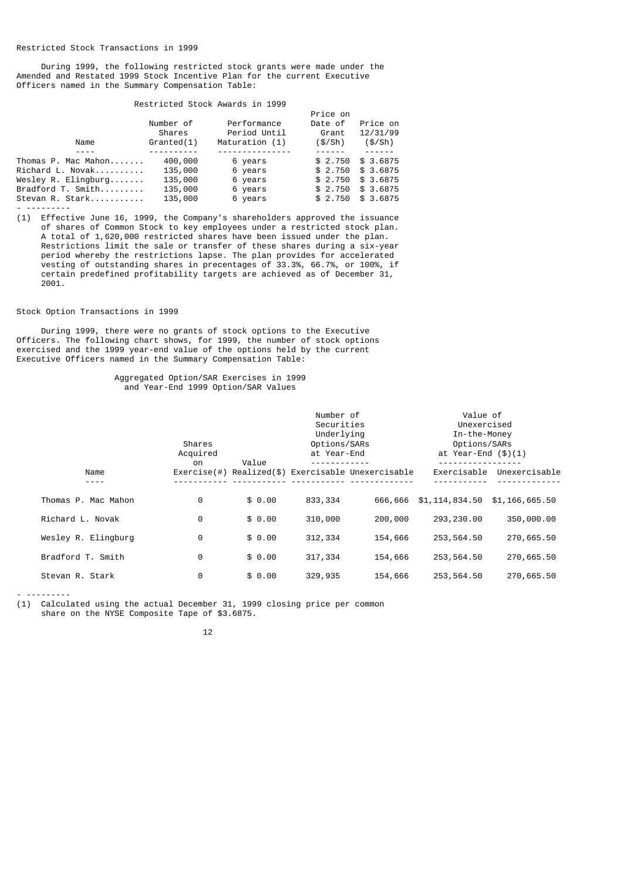### Restricted Stock Transactions in 1999

During 1999, the following restricted stock grants were made under the Amended and Restated 1999 Stock Incentive Plan for the current Executive Officers named in the Summary Compensation Table:

Restricted Stock Awards in 1999

| Name | Number of Shares Granted(1) | Performance Period Until Maturation (1) | Price on Date of Grant ($/Sh) | Price on 12/31/99 ($/Sh) |
|---|---|---|---|---|
| Thomas P. Mac Mahon | 400,000 | 6 years | $ 2.750 | $ 3.6875 |
| Richard L. Novak | 135,000 | 6 years | $ 2.750 | $ 3.6875 |
| Wesley R. Elingburg | 135,000 | 6 years | $ 2.750 | $ 3.6875 |
| Bradford T. Smith | 135,000 | 6 years | $ 2.750 | $ 3.6875 |
| Stevan R. Stark | 135,000 | 6 years | $ 2.750 | $ 3.6875 |

---------

(1) Effective June 16, 1999, the Company's shareholders approved the issuance of shares of Common Stock to key employees under a restricted stock plan. A total of 1,620,000 restricted shares have been issued under the plan. Restrictions limit the sale or transfer of these shares during a six-year period whereby the restrictions lapse. The plan provides for accelerated vesting of outstanding shares in precentages of 33.3%, 66.7%, or 100%, if certain predefined profitability targets are achieved as of December 31, 2001.

### Stock Option Transactions in 1999

During 1999, there were no grants of stock options to the Executive Officers. The following chart shows, for 1999, the number of stock options exercised and the 1999 year-end value of the options held by the current Executive Officers named in the Summary Compensation Table:

Aggregated Option/SAR Exercises in 1999 and Year-End 1999 Option/SAR Values

| Name | Shares Acquired on Exercise(#) | Value Realized($) | Number of Securities Underlying Options/SARs at Year-End | | Value of Unexercised In-the-Money Options/SARs at Year-End ($)(1) | |
|---|---|---|---|---|---|---|
| | | | Exercisable | Unexercisable | Exercisable | Unexercisable |
| Thomas P. Mac Mahon | 0 | $ 0.00 | 833,334 | 666,666 | $1,114,834.50 | $1,166,665.50 |
| Richard L. Novak | 0 | $ 0.00 | 310,000 | 200,000 | 293,230.00 | 350,000.00 |
| Wesley R. Elingburg | 0 | $ 0.00 | 312,334 | 154,666 | 253,564.50 | 270,665.50 |
| Bradford T. Smith | 0 | $ 0.00 | 317,334 | 154,666 | 253,564.50 | 270,665.50 |
| Stevan R. Stark | 0 | $ 0.00 | 329,935 | 154,666 | 253,564.50 | 270,665.50 |

---------

(1) Calculated using the actual December 31, 1999 closing price per common share on the NYSE Composite Tape of $3.6875.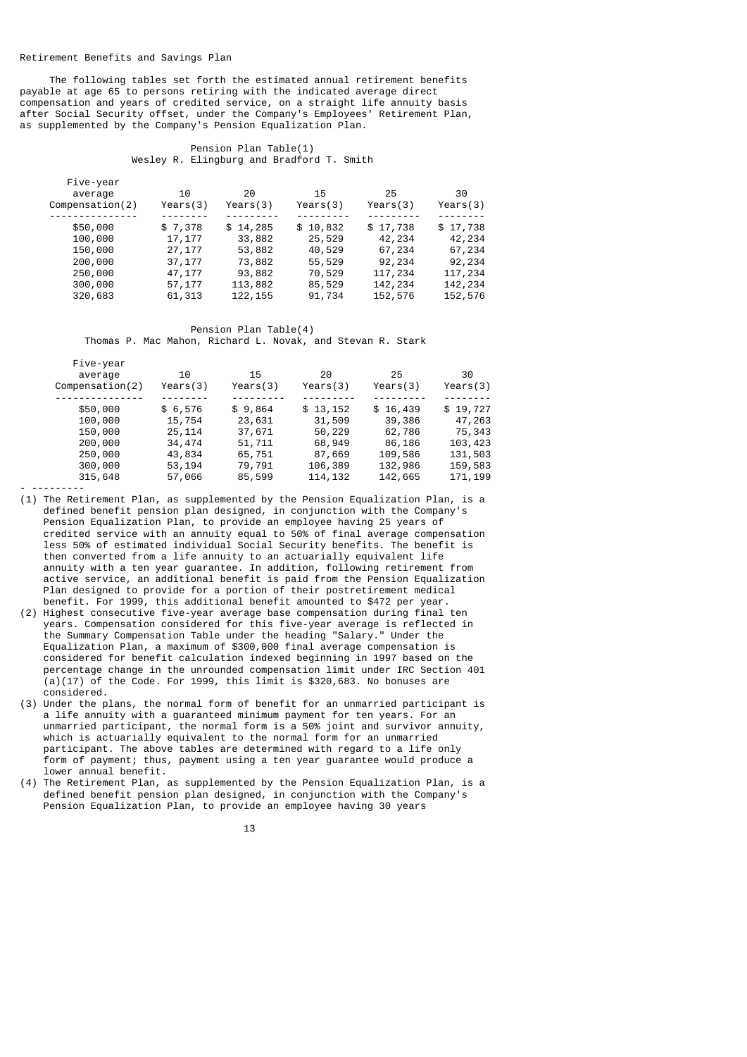Retirement Benefits and Savings Plan

The following tables set forth the estimated annual retirement benefits payable at age 65 to persons retiring with the indicated average direct compensation and years of credited service, on a straight life annuity basis after Social Security offset, under the Company's Employees' Retirement Plan, as supplemented by the Company's Pension Equalization Plan.

Pension Plan Table(1)
Wesley R. Elingburg and Bradford T. Smith

| Five-year average Compensation(2) | 10 Years(3) | 20 Years(3) | 15 Years(3) | 25 Years(3) | 30 Years(3) |
|---|---|---|---|---|---|
| $50,000 | $ 7,378 | $ 14,285 | $ 10,832 | $ 17,738 | $ 17,738 |
| 100,000 | 17,177 | 33,882 | 25,529 | 42,234 | 42,234 |
| 150,000 | 27,177 | 53,882 | 40,529 | 67,234 | 67,234 |
| 200,000 | 37,177 | 73,882 | 55,529 | 92,234 | 92,234 |
| 250,000 | 47,177 | 93,882 | 70,529 | 117,234 | 117,234 |
| 300,000 | 57,177 | 113,882 | 85,529 | 142,234 | 142,234 |
| 320,683 | 61,313 | 122,155 | 91,734 | 152,576 | 152,576 |

Pension Plan Table(4)
Thomas P. Mac Mahon, Richard L. Novak, and Stevan R. Stark

| Five-year average Compensation(2) | 10 Years(3) | 15 Years(3) | 20 Years(3) | 25 Years(3) | 30 Years(3) |
|---|---|---|---|---|---|
| $50,000 | $ 6,576 | $ 9,864 | $ 13,152 | $ 16,439 | $ 19,727 |
| 100,000 | 15,754 | 23,631 | 31,509 | 39,386 | 47,263 |
| 150,000 | 25,114 | 37,671 | 50,229 | 62,786 | 75,343 |
| 200,000 | 34,474 | 51,711 | 68,949 | 86,186 | 103,423 |
| 250,000 | 43,834 | 65,751 | 87,669 | 109,586 | 131,503 |
| 300,000 | 53,194 | 79,791 | 106,389 | 132,986 | 159,583 |
| 315,648 | 57,066 | 85,599 | 114,132 | 142,665 | 171,199 |

---------

(1) The Retirement Plan, as supplemented by the Pension Equalization Plan, is a defined benefit pension plan designed, in conjunction with the Company's Pension Equalization Plan, to provide an employee having 25 years of credited service with an annuity equal to 50% of final average compensation less 50% of estimated individual Social Security benefits. The benefit is then converted from a life annuity to an actuarially equivalent life annuity with a ten year guarantee. In addition, following retirement from active service, an additional benefit is paid from the Pension Equalization Plan designed to provide for a portion of their postretirement medical benefit. For 1999, this additional benefit amounted to $472 per year.

(2) Highest consecutive five-year average base compensation during final ten years. Compensation considered for this five-year average is reflected in the Summary Compensation Table under the heading "Salary." Under the Equalization Plan, a maximum of $300,000 final average compensation is considered for benefit calculation indexed beginning in 1997 based on the percentage change in the unrounded compensation limit under IRC Section 401 (a)(17) of the Code. For 1999, this limit is $320,683. No bonuses are considered.

(3) Under the plans, the normal form of benefit for an unmarried participant is a life annuity with a guaranteed minimum payment for ten years. For an unmarried participant, the normal form is a 50% joint and survivor annuity, which is actuarially equivalent to the normal form for an unmarried participant. The above tables are determined with regard to a life only form of payment; thus, payment using a ten year guarantee would produce a lower annual benefit.

(4) The Retirement Plan, as supplemented by the Pension Equalization Plan, is a defined benefit pension plan designed, in conjunction with the Company's Pension Equalization Plan, to provide an employee having 30 years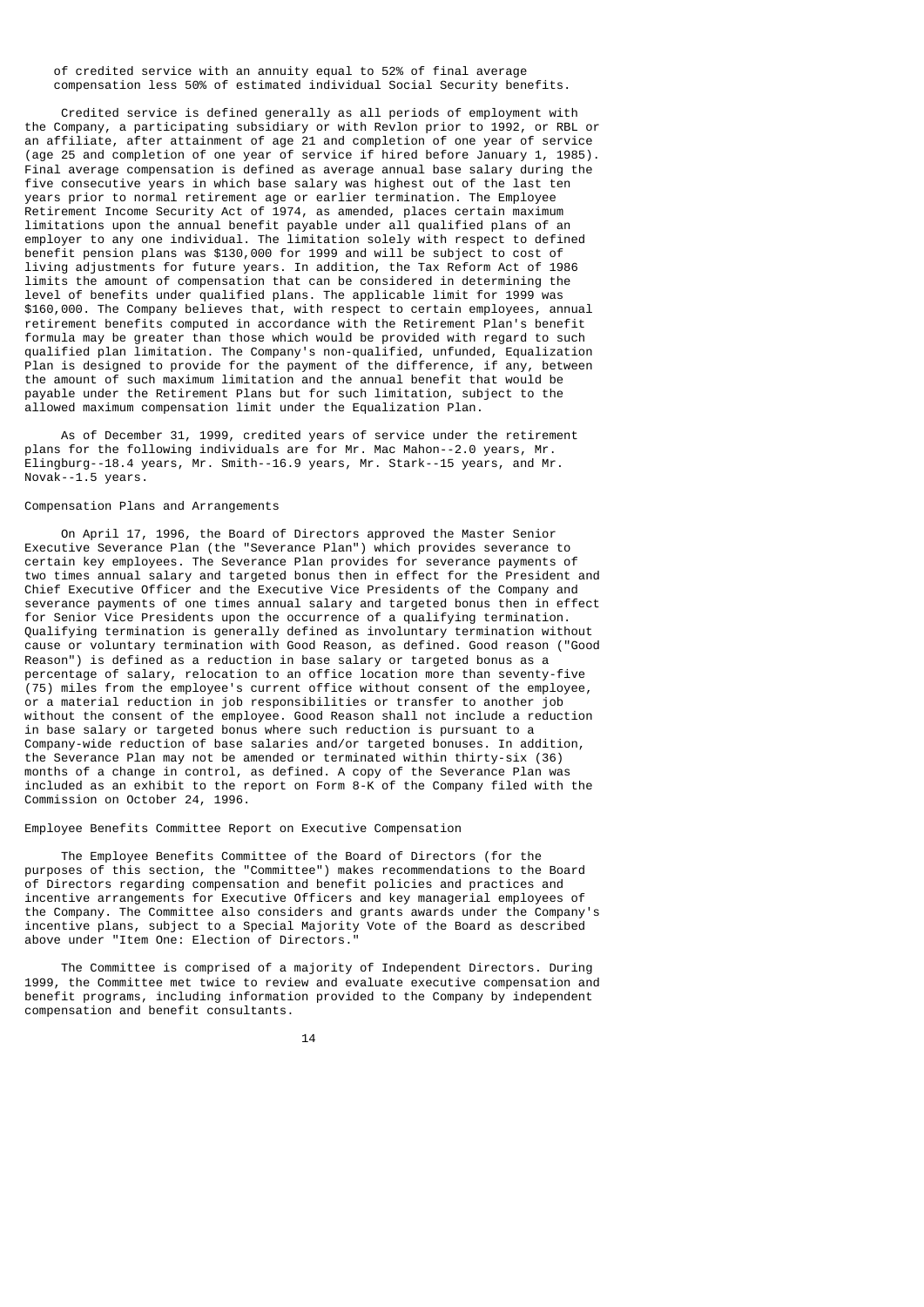of credited service with an annuity equal to 52% of final average compensation less 50% of estimated individual Social Security benefits.

Credited service is defined generally as all periods of employment with the Company, a participating subsidiary or with Revlon prior to 1992, or RBL or an affiliate, after attainment of age 21 and completion of one year of service (age 25 and completion of one year of service if hired before January 1, 1985). Final average compensation is defined as average annual base salary during the five consecutive years in which base salary was highest out of the last ten years prior to normal retirement age or earlier termination. The Employee Retirement Income Security Act of 1974, as amended, places certain maximum limitations upon the annual benefit payable under all qualified plans of an employer to any one individual. The limitation solely with respect to defined benefit pension plans was $130,000 for 1999 and will be subject to cost of living adjustments for future years. In addition, the Tax Reform Act of 1986 limits the amount of compensation that can be considered in determining the level of benefits under qualified plans. The applicable limit for 1999 was $160,000. The Company believes that, with respect to certain employees, annual retirement benefits computed in accordance with the Retirement Plan's benefit formula may be greater than those which would be provided with regard to such qualified plan limitation. The Company's non-qualified, unfunded, Equalization Plan is designed to provide for the payment of the difference, if any, between the amount of such maximum limitation and the annual benefit that would be payable under the Retirement Plans but for such limitation, subject to the allowed maximum compensation limit under the Equalization Plan.

As of December 31, 1999, credited years of service under the retirement plans for the following individuals are for Mr. Mac Mahon--2.0 years, Mr. Elingburg--18.4 years, Mr. Smith--16.9 years, Mr. Stark--15 years, and Mr. Novak--1.5 years.

## Compensation Plans and Arrangements

On April 17, 1996, the Board of Directors approved the Master Senior Executive Severance Plan (the "Severance Plan") which provides severance to certain key employees. The Severance Plan provides for severance payments of two times annual salary and targeted bonus then in effect for the President and Chief Executive Officer and the Executive Vice Presidents of the Company and severance payments of one times annual salary and targeted bonus then in effect for Senior Vice Presidents upon the occurrence of a qualifying termination. Qualifying termination is generally defined as involuntary termination without cause or voluntary termination with Good Reason, as defined. Good reason ("Good Reason") is defined as a reduction in base salary or targeted bonus as a percentage of salary, relocation to an office location more than seventy-five (75) miles from the employee's current office without consent of the employee, or a material reduction in job responsibilities or transfer to another job without the consent of the employee. Good Reason shall not include a reduction in base salary or targeted bonus where such reduction is pursuant to a Company-wide reduction of base salaries and/or targeted bonuses. In addition, the Severance Plan may not be amended or terminated within thirty-six (36) months of a change in control, as defined. A copy of the Severance Plan was included as an exhibit to the report on Form 8-K of the Company filed with the Commission on October 24, 1996.

## Employee Benefits Committee Report on Executive Compensation

The Employee Benefits Committee of the Board of Directors (for the purposes of this section, the "Committee") makes recommendations to the Board of Directors regarding compensation and benefit policies and practices and incentive arrangements for Executive Officers and key managerial employees of the Company. The Committee also considers and grants awards under the Company's incentive plans, subject to a Special Majority Vote of the Board as described above under "Item One: Election of Directors."

The Committee is comprised of a majority of Independent Directors. During 1999, the Committee met twice to review and evaluate executive compensation and benefit programs, including information provided to the Company by independent compensation and benefit consultants.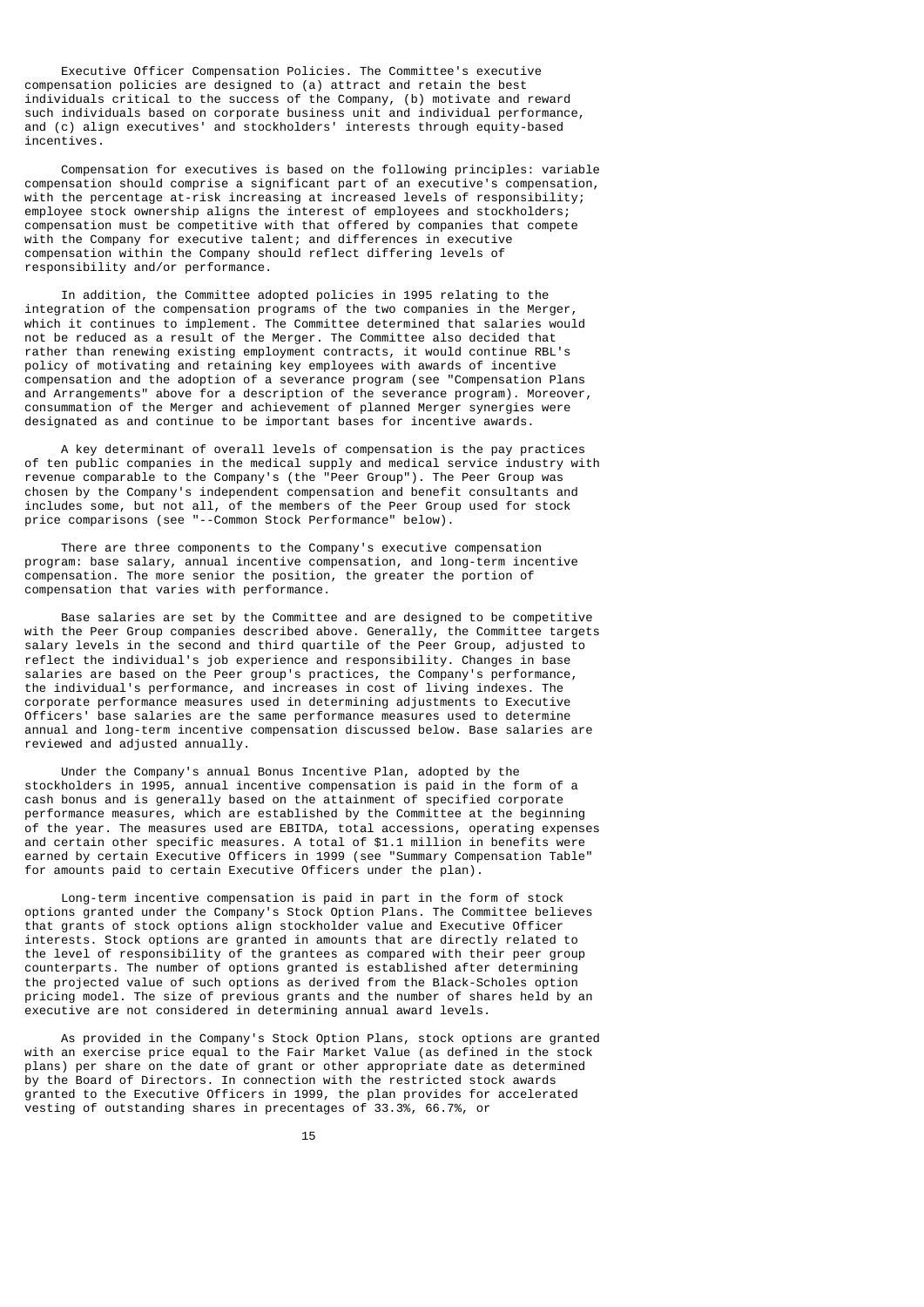Executive Officer Compensation Policies. The Committee's executive compensation policies are designed to (a) attract and retain the best individuals critical to the success of the Company, (b) motivate and reward such individuals based on corporate business unit and individual performance, and (c) align executives' and stockholders' interests through equity-based incentives.

Compensation for executives is based on the following principles: variable compensation should comprise a significant part of an executive's compensation, with the percentage at-risk increasing at increased levels of responsibility; employee stock ownership aligns the interest of employees and stockholders; compensation must be competitive with that offered by companies that compete with the Company for executive talent; and differences in executive compensation within the Company should reflect differing levels of responsibility and/or performance.

In addition, the Committee adopted policies in 1995 relating to the integration of the compensation programs of the two companies in the Merger, which it continues to implement. The Committee determined that salaries would not be reduced as a result of the Merger. The Committee also decided that rather than renewing existing employment contracts, it would continue RBL's policy of motivating and retaining key employees with awards of incentive compensation and the adoption of a severance program (see "Compensation Plans and Arrangements" above for a description of the severance program). Moreover, consummation of the Merger and achievement of planned Merger synergies were designated as and continue to be important bases for incentive awards.

A key determinant of overall levels of compensation is the pay practices of ten public companies in the medical supply and medical service industry with revenue comparable to the Company's (the "Peer Group"). The Peer Group was chosen by the Company's independent compensation and benefit consultants and includes some, but not all, of the members of the Peer Group used for stock price comparisons (see "--Common Stock Performance" below).

There are three components to the Company's executive compensation program: base salary, annual incentive compensation, and long-term incentive compensation. The more senior the position, the greater the portion of compensation that varies with performance.

Base salaries are set by the Committee and are designed to be competitive with the Peer Group companies described above. Generally, the Committee targets salary levels in the second and third quartile of the Peer Group, adjusted to reflect the individual's job experience and responsibility. Changes in base salaries are based on the Peer group's practices, the Company's performance, the individual's performance, and increases in cost of living indexes. The corporate performance measures used in determining adjustments to Executive Officers' base salaries are the same performance measures used to determine annual and long-term incentive compensation discussed below. Base salaries are reviewed and adjusted annually.

Under the Company's annual Bonus Incentive Plan, adopted by the stockholders in 1995, annual incentive compensation is paid in the form of a cash bonus and is generally based on the attainment of specified corporate performance measures, which are established by the Committee at the beginning of the year. The measures used are EBITDA, total accessions, operating expenses and certain other specific measures. A total of $1.1 million in benefits were earned by certain Executive Officers in 1999 (see "Summary Compensation Table" for amounts paid to certain Executive Officers under the plan).

Long-term incentive compensation is paid in part in the form of stock options granted under the Company's Stock Option Plans. The Committee believes that grants of stock options align stockholder value and Executive Officer interests. Stock options are granted in amounts that are directly related to the level of responsibility of the grantees as compared with their peer group counterparts. The number of options granted is established after determining the projected value of such options as derived from the Black-Scholes option pricing model. The size of previous grants and the number of shares held by an executive are not considered in determining annual award levels.

As provided in the Company's Stock Option Plans, stock options are granted with an exercise price equal to the Fair Market Value (as defined in the stock plans) per share on the date of grant or other appropriate date as determined by the Board of Directors. In connection with the restricted stock awards granted to the Executive Officers in 1999, the plan provides for accelerated vesting of outstanding shares in precentages of 33.3%, 66.7%, or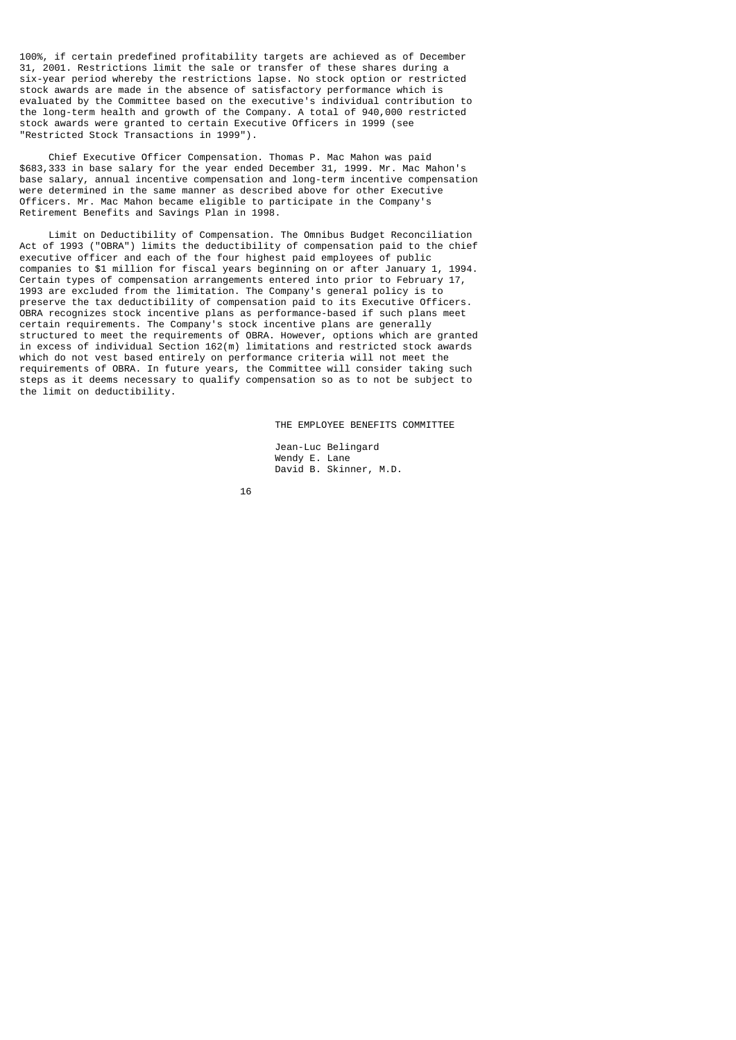100%, if certain predefined profitability targets are achieved as of December 31, 2001. Restrictions limit the sale or transfer of these shares during a six-year period whereby the restrictions lapse. No stock option or restricted stock awards are made in the absence of satisfactory performance which is evaluated by the Committee based on the executive's individual contribution to the long-term health and growth of the Company. A total of 940,000 restricted stock awards were granted to certain Executive Officers in 1999 (see "Restricted Stock Transactions in 1999").

Chief Executive Officer Compensation. Thomas P. Mac Mahon was paid $683,333 in base salary for the year ended December 31, 1999. Mr. Mac Mahon's base salary, annual incentive compensation and long-term incentive compensation were determined in the same manner as described above for other Executive Officers. Mr. Mac Mahon became eligible to participate in the Company's Retirement Benefits and Savings Plan in 1998.

Limit on Deductibility of Compensation. The Omnibus Budget Reconciliation Act of 1993 ("OBRA") limits the deductibility of compensation paid to the chief executive officer and each of the four highest paid employees of public companies to $1 million for fiscal years beginning on or after January 1, 1994. Certain types of compensation arrangements entered into prior to February 17, 1993 are excluded from the limitation. The Company's general policy is to preserve the tax deductibility of compensation paid to its Executive Officers. OBRA recognizes stock incentive plans as performance-based if such plans meet certain requirements. The Company's stock incentive plans are generally structured to meet the requirements of OBRA. However, options which are granted in excess of individual Section 162(m) limitations and restricted stock awards which do not vest based entirely on performance criteria will not meet the requirements of OBRA. In future years, the Committee will consider taking such steps as it deems necessary to qualify compensation so as to not be subject to the limit on deductibility.

THE EMPLOYEE BENEFITS COMMITTEE

Jean-Luc Belingard
Wendy E. Lane
David B. Skinner, M.D.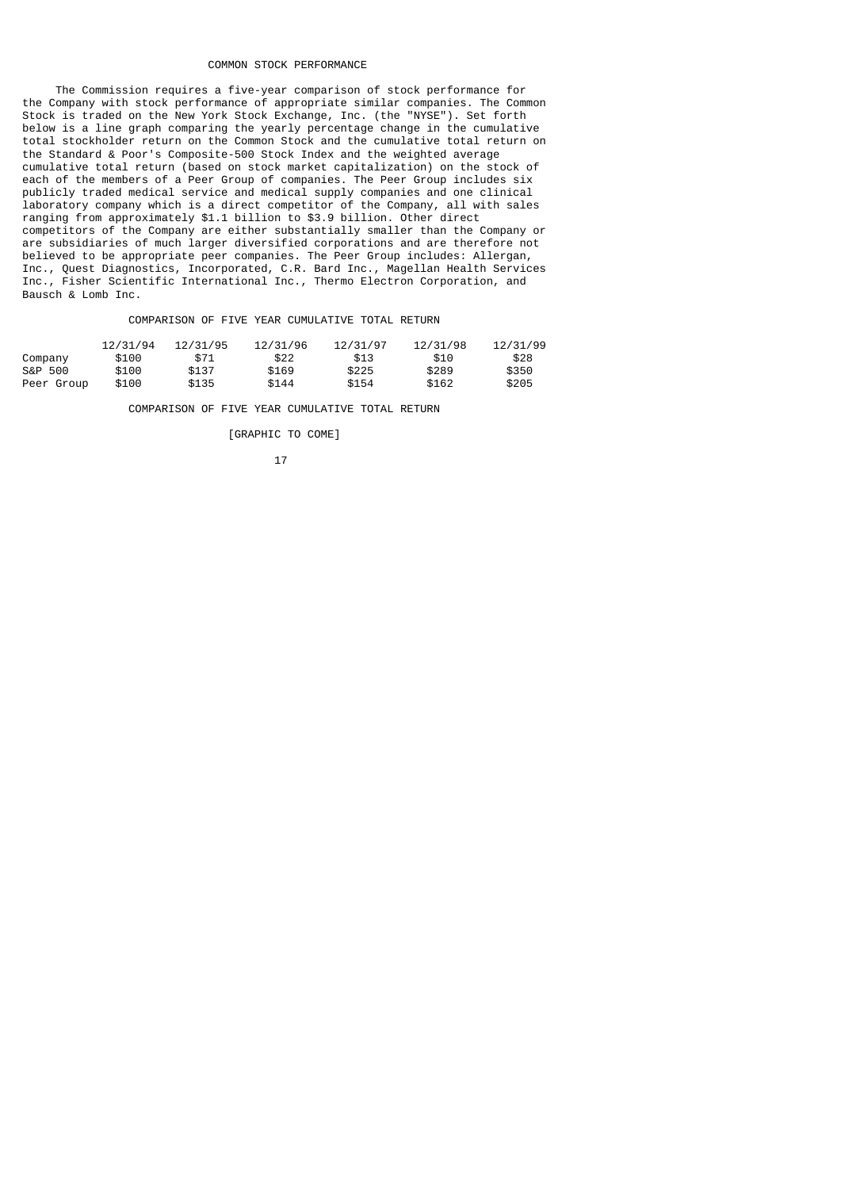## COMMON STOCK PERFORMANCE

The Commission requires a five-year comparison of stock performance for the Company with stock performance of appropriate similar companies. The Common Stock is traded on the New York Stock Exchange, Inc. (the "NYSE"). Set forth below is a line graph comparing the yearly percentage change in the cumulative total stockholder return on the Common Stock and the cumulative total return on the Standard & Poor's Composite-500 Stock Index and the weighted average cumulative total return (based on stock market capitalization) on the stock of each of the members of a Peer Group of companies. The Peer Group includes six publicly traded medical service and medical supply companies and one clinical laboratory company which is a direct competitor of the Company, all with sales ranging from approximately $1.1 billion to $3.9 billion. Other direct competitors of the Company are either substantially smaller than the Company or are subsidiaries of much larger diversified corporations and are therefore not believed to be appropriate peer companies. The Peer Group includes: Allergan, Inc., Quest Diagnostics, Incorporated, C.R. Bard Inc., Magellan Health Services Inc., Fisher Scientific International Inc., Thermo Electron Corporation, and Bausch & Lomb Inc.

COMPARISON OF FIVE YEAR CUMULATIVE TOTAL RETURN

| | 12/31/94 | 12/31/95 | 12/31/96 | 12/31/97 | 12/31/98 | 12/31/99 |
|---|---|---|---|---|---|---|
| Company | $100 | $71 | $22 | $13 | $10 | $28 |
| S&P 500 | $100 | $137 | $169 | $225 | $289 | $350 |
| Peer Group | $100 | $135 | $144 | $154 | $162 | $205 |

COMPARISON OF FIVE YEAR CUMULATIVE TOTAL RETURN

[GRAPHIC TO COME]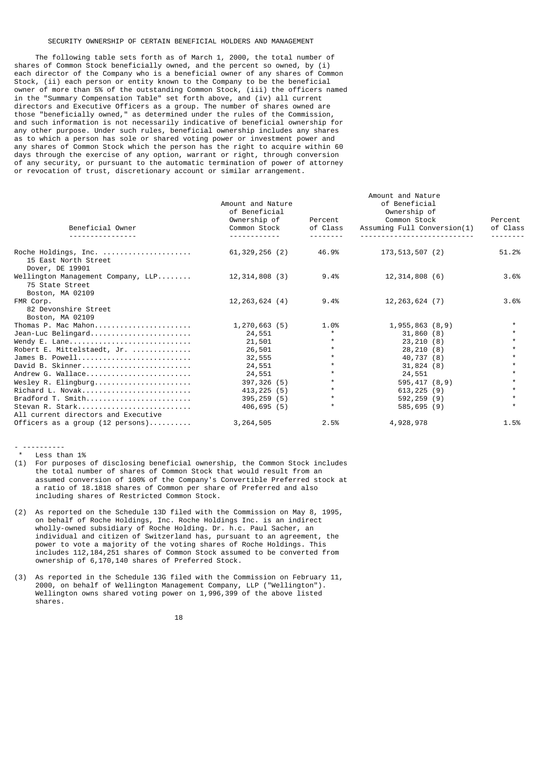## SECURITY OWNERSHIP OF CERTAIN BENEFICIAL HOLDERS AND MANAGEMENT

The following table sets forth as of March 1, 2000, the total number of shares of Common Stock beneficially owned, and the percent so owned, by (i) each director of the Company who is a beneficial owner of any shares of Common Stock, (ii) each person or entity known to the Company to be the beneficial owner of more than 5% of the outstanding Common Stock, (iii) the officers named in the "Summary Compensation Table" set forth above, and (iv) all current directors and Executive Officers as a group. The number of shares owned are those "beneficially owned," as determined under the rules of the Commission, and such information is not necessarily indicative of beneficial ownership for any other purpose. Under such rules, beneficial ownership includes any shares as to which a person has sole or shared voting power or investment power and any shares of Common Stock which the person has the right to acquire within 60 days through the exercise of any option, warrant or right, through conversion of any security, or pursuant to the automatic termination of power of attorney or revocation of trust, discretionary account or similar arrangement.

| Beneficial Owner | Amount and Nature of Beneficial Ownership of Common Stock | Percent of Class | Amount and Nature of Beneficial Ownership of Common Stock Assuming Full Conversion(1) | Percent of Class |
|---|---|---|---|---|
| Roche Holdings, Inc. 15 East North Street Dover, DE 19901 | 61,329,256 (2) | 46.9% | 173,513,507 (2) | 51.2% |
| Wellington Management Company, LLP 75 State Street Boston, MA 02109 | 12,314,808 (3) | 9.4% | 12,314,808 (6) | 3.6% |
| FMR Corp. 82 Devonshire Street Boston, MA 02109 | 12,263,624 (4) | 9.4% | 12,263,624 (7) | 3.6% |
| Thomas P. Mac Mahon | 1,270,663 (5) | 1.0% | 1,955,863 (8,9) | * |
| Jean-Luc Belingard | 24,551 | * | 31,860 (8) | * |
| Wendy E. Lane | 21,501 | * | 23,210 (8) | * |
| Robert E. Mittelstaedt, Jr. | 26,501 | * | 28,210 (8) | * |
| James B. Powell | 32,555 | * | 40,737 (8) | * |
| David B. Skinner | 24,551 | * | 31,824 (8) | * |
| Andrew G. Wallace | 24,551 | * | 24,551 | * |
| Wesley R. Elingburg | 397,326 (5) | * | 595,417 (8,9) | * |
| Richard L. Novak | 413,225 (5) | * | 613,225 (9) | * |
| Bradford T. Smith | 395,259 (5) | * | 592,259 (9) | * |
| Stevan R. Stark | 406,695 (5) | * | 585,695 (9) | * |
| All current directors and Executive Officers as a group (12 persons) | 3,264,505 | 2.5% | 4,928,978 | 1.5% |

- ----------

\* Less than 1%

(1) For purposes of disclosing beneficial ownership, the Common Stock includes the total number of shares of Common Stock that would result from an assumed conversion of 100% of the Company's Convertible Preferred stock at a ratio of 18.1818 shares of Common per share of Preferred and also including shares of Restricted Common Stock.

(2) As reported on the Schedule 13D filed with the Commission on May 8, 1995, on behalf of Roche Holdings, Inc. Roche Holdings Inc. is an indirect wholly-owned subsidiary of Roche Holding. Dr. h.c. Paul Sacher, an individual and citizen of Switzerland has, pursuant to an agreement, the power to vote a majority of the voting shares of Roche Holdings. This includes 112,184,251 shares of Common Stock assumed to be converted from ownership of 6,170,140 shares of Preferred Stock.

(3) As reported in the Schedule 13G filed with the Commission on February 11, 2000, on behalf of Wellington Management Company, LLP ("Wellington"). Wellington owns shared voting power on 1,996,399 of the above listed shares.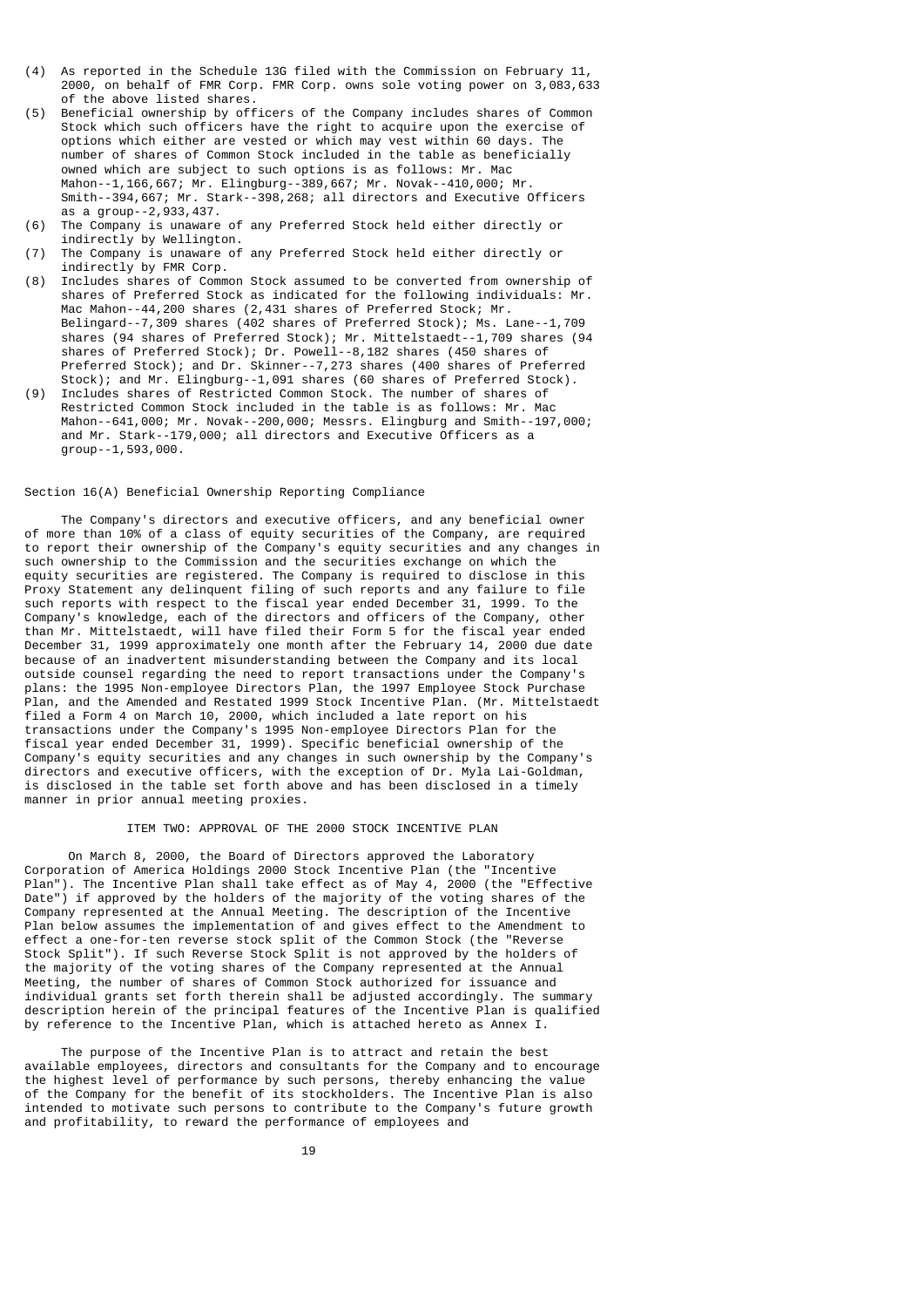(4) As reported in the Schedule 13G filed with the Commission on February 11, 2000, on behalf of FMR Corp. FMR Corp. owns sole voting power on 3,083,633 of the above listed shares.
(5) Beneficial ownership by officers of the Company includes shares of Common Stock which such officers have the right to acquire upon the exercise of options which either are vested or which may vest within 60 days. The number of shares of Common Stock included in the table as beneficially owned which are subject to such options is as follows: Mr. Mac Mahon--1,166,667; Mr. Elingburg--389,667; Mr. Novak--410,000; Mr. Smith--394,667; Mr. Stark--398,268; all directors and Executive Officers as a group--2,933,437.
(6) The Company is unaware of any Preferred Stock held either directly or indirectly by Wellington.
(7) The Company is unaware of any Preferred Stock held either directly or indirectly by FMR Corp.
(8) Includes shares of Common Stock assumed to be converted from ownership of shares of Preferred Stock as indicated for the following individuals: Mr. Mac Mahon--44,200 shares (2,431 shares of Preferred Stock; Mr. Belingard--7,309 shares (402 shares of Preferred Stock); Ms. Lane--1,709 shares (94 shares of Preferred Stock); Mr. Mittelstaedt--1,709 shares (94 shares of Preferred Stock); Dr. Powell--8,182 shares (450 shares of Preferred Stock); and Dr. Skinner--7,273 shares (400 shares of Preferred Stock); and Mr. Elingburg--1,091 shares (60 shares of Preferred Stock).
(9) Includes shares of Restricted Common Stock. The number of shares of Restricted Common Stock included in the table is as follows: Mr. Mac Mahon--641,000; Mr. Novak--200,000; Messrs. Elingburg and Smith--197,000; and Mr. Stark--179,000; all directors and Executive Officers as a group--1,593,000.

Section 16(A) Beneficial Ownership Reporting Compliance

The Company's directors and executive officers, and any beneficial owner of more than 10% of a class of equity securities of the Company, are required to report their ownership of the Company's equity securities and any changes in such ownership to the Commission and the securities exchange on which the equity securities are registered. The Company is required to disclose in this Proxy Statement any delinquent filing of such reports and any failure to file such reports with respect to the fiscal year ended December 31, 1999. To the Company's knowledge, each of the directors and officers of the Company, other than Mr. Mittelstaedt, will have filed their Form 5 for the fiscal year ended December 31, 1999 approximately one month after the February 14, 2000 due date because of an inadvertent misunderstanding between the Company and its local outside counsel regarding the need to report transactions under the Company's plans: the 1995 Non-employee Directors Plan, the 1997 Employee Stock Purchase Plan, and the Amended and Restated 1999 Stock Incentive Plan. (Mr. Mittelstaedt filed a Form 4 on March 10, 2000, which included a late report on his transactions under the Company's 1995 Non-employee Directors Plan for the fiscal year ended December 31, 1999). Specific beneficial ownership of the Company's equity securities and any changes in such ownership by the Company's directors and executive officers, with the exception of Dr. Myla Lai-Goldman, is disclosed in the table set forth above and has been disclosed in a timely manner in prior annual meeting proxies.

## ITEM TWO: APPROVAL OF THE 2000 STOCK INCENTIVE PLAN

On March 8, 2000, the Board of Directors approved the Laboratory Corporation of America Holdings 2000 Stock Incentive Plan (the "Incentive Plan"). The Incentive Plan shall take effect as of May 4, 2000 (the "Effective Date") if approved by the holders of the majority of the voting shares of the Company represented at the Annual Meeting. The description of the Incentive Plan below assumes the implementation of and gives effect to the Amendment to effect a one-for-ten reverse stock split of the Common Stock (the "Reverse Stock Split"). If such Reverse Stock Split is not approved by the holders of the majority of the voting shares of the Company represented at the Annual Meeting, the number of shares of Common Stock authorized for issuance and individual grants set forth therein shall be adjusted accordingly. The summary description herein of the principal features of the Incentive Plan is qualified by reference to the Incentive Plan, which is attached hereto as Annex I.

The purpose of the Incentive Plan is to attract and retain the best available employees, directors and consultants for the Company and to encourage the highest level of performance by such persons, thereby enhancing the value of the Company for the benefit of its stockholders. The Incentive Plan is also intended to motivate such persons to contribute to the Company's future growth and profitability, to reward the performance of employees and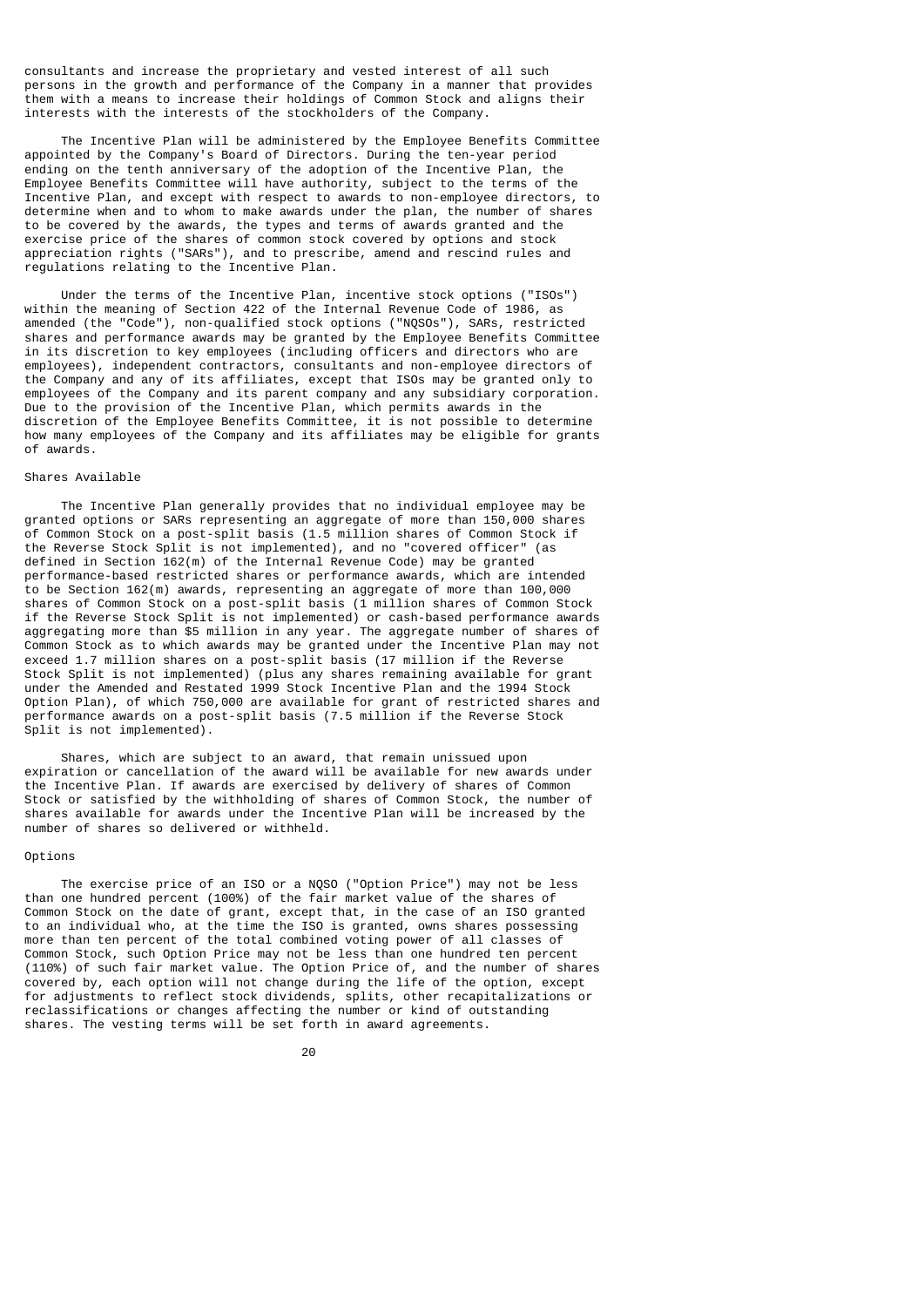consultants and increase the proprietary and vested interest of all such persons in the growth and performance of the Company in a manner that provides them with a means to increase their holdings of Common Stock and aligns their interests with the interests of the stockholders of the Company.

The Incentive Plan will be administered by the Employee Benefits Committee appointed by the Company's Board of Directors. During the ten-year period ending on the tenth anniversary of the adoption of the Incentive Plan, the Employee Benefits Committee will have authority, subject to the terms of the Incentive Plan, and except with respect to awards to non-employee directors, to determine when and to whom to make awards under the plan, the number of shares to be covered by the awards, the types and terms of awards granted and the exercise price of the shares of common stock covered by options and stock appreciation rights ("SARs"), and to prescribe, amend and rescind rules and regulations relating to the Incentive Plan.

Under the terms of the Incentive Plan, incentive stock options ("ISOs") within the meaning of Section 422 of the Internal Revenue Code of 1986, as amended (the "Code"), non-qualified stock options ("NQSOs"), SARs, restricted shares and performance awards may be granted by the Employee Benefits Committee in its discretion to key employees (including officers and directors who are employees), independent contractors, consultants and non-employee directors of the Company and any of its affiliates, except that ISOs may be granted only to employees of the Company and its parent company and any subsidiary corporation. Due to the provision of the Incentive Plan, which permits awards in the discretion of the Employee Benefits Committee, it is not possible to determine how many employees of the Company and its affiliates may be eligible for grants of awards.

Shares Available

The Incentive Plan generally provides that no individual employee may be granted options or SARs representing an aggregate of more than 150,000 shares of Common Stock on a post-split basis (1.5 million shares of Common Stock if the Reverse Stock Split is not implemented), and no "covered officer" (as defined in Section 162(m) of the Internal Revenue Code) may be granted performance-based restricted shares or performance awards, which are intended to be Section 162(m) awards, representing an aggregate of more than 100,000 shares of Common Stock on a post-split basis (1 million shares of Common Stock if the Reverse Stock Split is not implemented) or cash-based performance awards aggregating more than $5 million in any year. The aggregate number of shares of Common Stock as to which awards may be granted under the Incentive Plan may not exceed 1.7 million shares on a post-split basis (17 million if the Reverse Stock Split is not implemented) (plus any shares remaining available for grant under the Amended and Restated 1999 Stock Incentive Plan and the 1994 Stock Option Plan), of which 750,000 are available for grant of restricted shares and performance awards on a post-split basis (7.5 million if the Reverse Stock Split is not implemented).

Shares, which are subject to an award, that remain unissued upon expiration or cancellation of the award will be available for new awards under the Incentive Plan. If awards are exercised by delivery of shares of Common Stock or satisfied by the withholding of shares of Common Stock, the number of shares available for awards under the Incentive Plan will be increased by the number of shares so delivered or withheld.

Options

The exercise price of an ISO or a NQSO ("Option Price") may not be less than one hundred percent (100%) of the fair market value of the shares of Common Stock on the date of grant, except that, in the case of an ISO granted to an individual who, at the time the ISO is granted, owns shares possessing more than ten percent of the total combined voting power of all classes of Common Stock, such Option Price may not be less than one hundred ten percent (110%) of such fair market value. The Option Price of, and the number of shares covered by, each option will not change during the life of the option, except for adjustments to reflect stock dividends, splits, other recapitalizations or reclassifications or changes affecting the number or kind of outstanding shares. The vesting terms will be set forth in award agreements.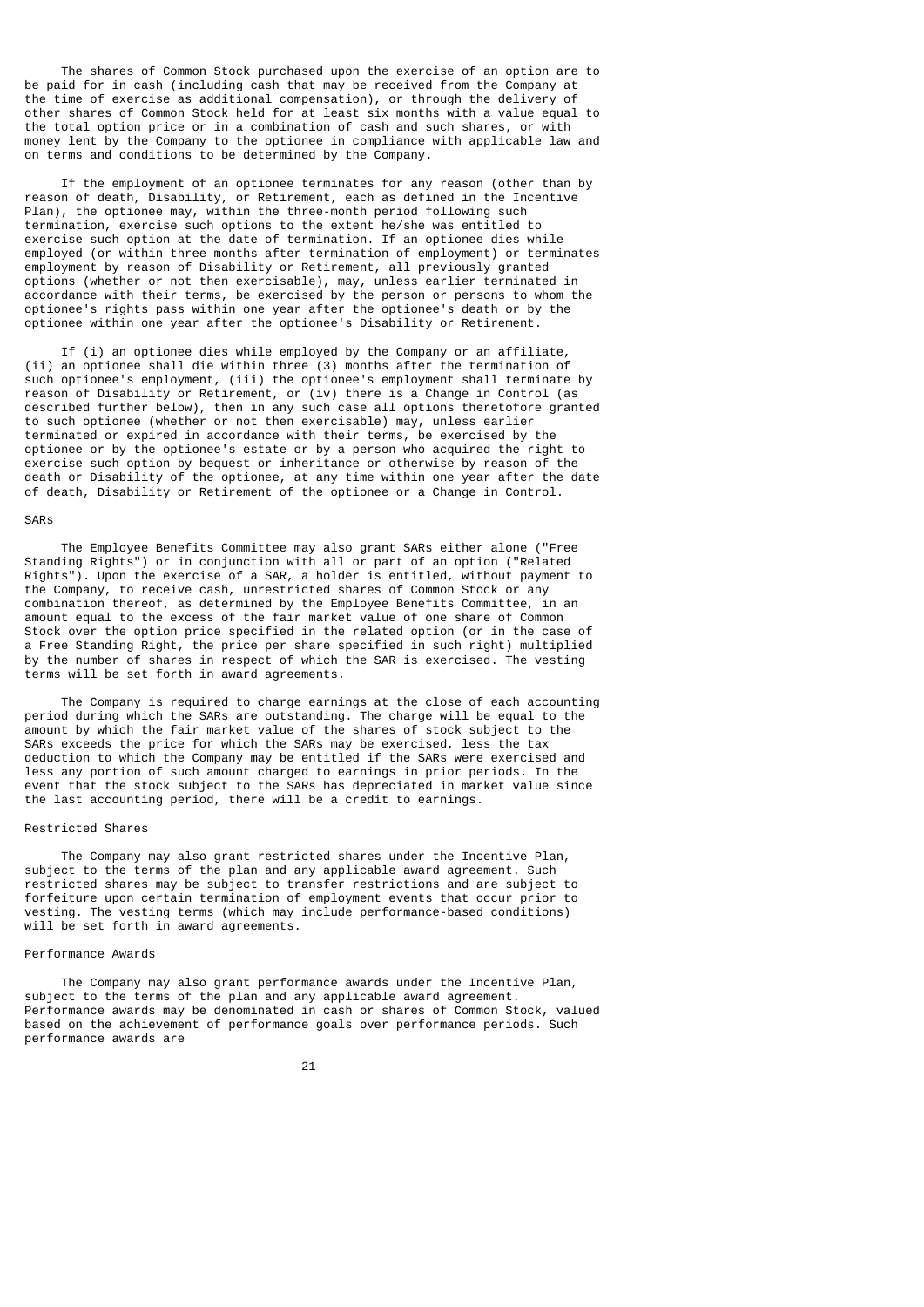The shares of Common Stock purchased upon the exercise of an option are to be paid for in cash (including cash that may be received from the Company at the time of exercise as additional compensation), or through the delivery of other shares of Common Stock held for at least six months with a value equal to the total option price or in a combination of cash and such shares, or with money lent by the Company to the optionee in compliance with applicable law and on terms and conditions to be determined by the Company.

If the employment of an optionee terminates for any reason (other than by reason of death, Disability, or Retirement, each as defined in the Incentive Plan), the optionee may, within the three-month period following such termination, exercise such options to the extent he/she was entitled to exercise such option at the date of termination. If an optionee dies while employed (or within three months after termination of employment) or terminates employment by reason of Disability or Retirement, all previously granted options (whether or not then exercisable), may, unless earlier terminated in accordance with their terms, be exercised by the person or persons to whom the optionee's rights pass within one year after the optionee's death or by the optionee within one year after the optionee's Disability or Retirement.

If (i) an optionee dies while employed by the Company or an affiliate, (ii) an optionee shall die within three (3) months after the termination of such optionee's employment, (iii) the optionee's employment shall terminate by reason of Disability or Retirement, or (iv) there is a Change in Control (as described further below), then in any such case all options theretofore granted to such optionee (whether or not then exercisable) may, unless earlier terminated or expired in accordance with their terms, be exercised by the optionee or by the optionee's estate or by a person who acquired the right to exercise such option by bequest or inheritance or otherwise by reason of the death or Disability of the optionee, at any time within one year after the date of death, Disability or Retirement of the optionee or a Change in Control.

### SARs

The Employee Benefits Committee may also grant SARs either alone ("Free Standing Rights") or in conjunction with all or part of an option ("Related Rights"). Upon the exercise of a SAR, a holder is entitled, without payment to the Company, to receive cash, unrestricted shares of Common Stock or any combination thereof, as determined by the Employee Benefits Committee, in an amount equal to the excess of the fair market value of one share of Common Stock over the option price specified in the related option (or in the case of a Free Standing Right, the price per share specified in such right) multiplied by the number of shares in respect of which the SAR is exercised. The vesting terms will be set forth in award agreements.

The Company is required to charge earnings at the close of each accounting period during which the SARs are outstanding. The charge will be equal to the amount by which the fair market value of the shares of stock subject to the SARs exceeds the price for which the SARs may be exercised, less the tax deduction to which the Company may be entitled if the SARs were exercised and less any portion of such amount charged to earnings in prior periods. In the event that the stock subject to the SARs has depreciated in market value since the last accounting period, there will be a credit to earnings.

### Restricted Shares

The Company may also grant restricted shares under the Incentive Plan, subject to the terms of the plan and any applicable award agreement. Such restricted shares may be subject to transfer restrictions and are subject to forfeiture upon certain termination of employment events that occur prior to vesting. The vesting terms (which may include performance-based conditions) will be set forth in award agreements.

### Performance Awards

The Company may also grant performance awards under the Incentive Plan, subject to the terms of the plan and any applicable award agreement. Performance awards may be denominated in cash or shares of Common Stock, valued based on the achievement of performance goals over performance periods. Such performance awards are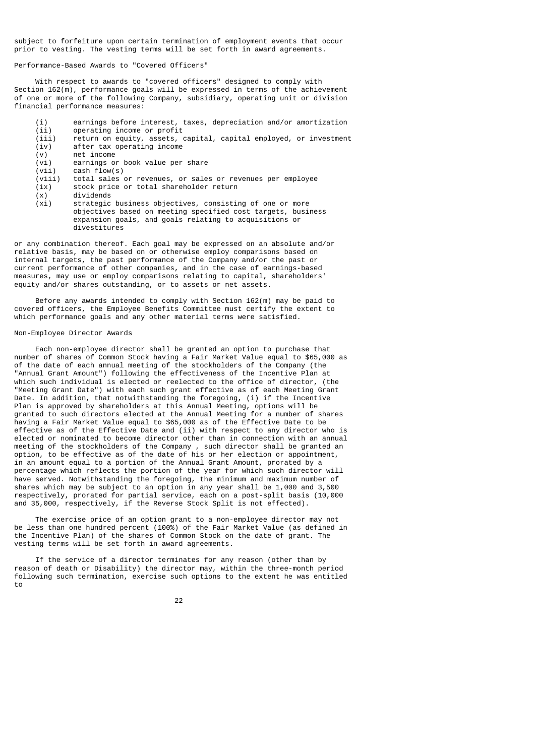subject to forfeiture upon certain termination of employment events that occur prior to vesting. The vesting terms will be set forth in award agreements.

Performance-Based Awards to "Covered Officers"

With respect to awards to "covered officers" designed to comply with Section 162(m), performance goals will be expressed in terms of the achievement of one or more of the following Company, subsidiary, operating unit or division financial performance measures:

- (i) earnings before interest, taxes, depreciation and/or amortization
- (ii) operating income or profit
- (iii) return on equity, assets, capital, capital employed, or investment
- (iv) after tax operating income
- (v) net income
- (vi) earnings or book value per share
- (vii) cash flow(s)
- (viii) total sales or revenues, or sales or revenues per employee
- (ix) stock price or total shareholder return
- (x) dividends
- (xi) strategic business objectives, consisting of one or more objectives based on meeting specified cost targets, business expansion goals, and goals relating to acquisitions or divestitures

or any combination thereof. Each goal may be expressed on an absolute and/or relative basis, may be based on or otherwise employ comparisons based on internal targets, the past performance of the Company and/or the past or current performance of other companies, and in the case of earnings-based measures, may use or employ comparisons relating to capital, shareholders' equity and/or shares outstanding, or to assets or net assets.

Before any awards intended to comply with Section 162(m) may be paid to covered officers, the Employee Benefits Committee must certify the extent to which performance goals and any other material terms were satisfied.

Non-Employee Director Awards

Each non-employee director shall be granted an option to purchase that number of shares of Common Stock having a Fair Market Value equal to $65,000 as of the date of each annual meeting of the stockholders of the Company (the "Annual Grant Amount") following the effectiveness of the Incentive Plan at which such individual is elected or reelected to the office of director, (the "Meeting Grant Date") with each such grant effective as of each Meeting Grant Date. In addition, that notwithstanding the foregoing, (i) if the Incentive Plan is approved by shareholders at this Annual Meeting, options will be granted to such directors elected at the Annual Meeting for a number of shares having a Fair Market Value equal to $65,000 as of the Effective Date to be effective as of the Effective Date and (ii) with respect to any director who is elected or nominated to become director other than in connection with an annual meeting of the stockholders of the Company , such director shall be granted an option, to be effective as of the date of his or her election or appointment, in an amount equal to a portion of the Annual Grant Amount, prorated by a percentage which reflects the portion of the year for which such director will have served. Notwithstanding the foregoing, the minimum and maximum number of shares which may be subject to an option in any year shall be 1,000 and 3,500 respectively, prorated for partial service, each on a post-split basis (10,000 and 35,000, respectively, if the Reverse Stock Split is not effected).

The exercise price of an option grant to a non-employee director may not be less than one hundred percent (100%) of the Fair Market Value (as defined in the Incentive Plan) of the shares of Common Stock on the date of grant. The vesting terms will be set forth in award agreements.

If the service of a director terminates for any reason (other than by reason of death or Disability) the director may, within the three-month period following such termination, exercise such options to the extent he was entitled to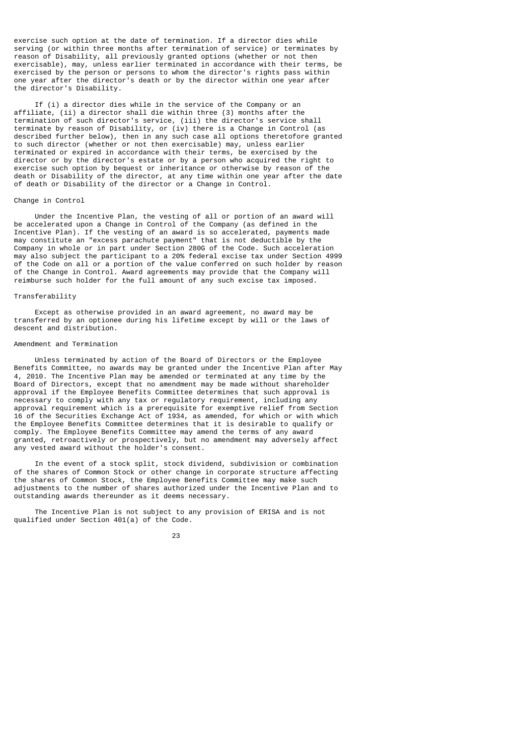exercise such option at the date of termination. If a director dies while serving (or within three months after termination of service) or terminates by reason of Disability, all previously granted options (whether or not then exercisable), may, unless earlier terminated in accordance with their terms, be exercised by the person or persons to whom the director's rights pass within one year after the director's death or by the director within one year after the director's Disability.

If (i) a director dies while in the service of the Company or an affiliate, (ii) a director shall die within three (3) months after the termination of such director's service, (iii) the director's service shall terminate by reason of Disability, or (iv) there is a Change in Control (as described further below), then in any such case all options theretofore granted to such director (whether or not then exercisable) may, unless earlier terminated or expired in accordance with their terms, be exercised by the director or by the director's estate or by a person who acquired the right to exercise such option by bequest or inheritance or otherwise by reason of the death or Disability of the director, at any time within one year after the date of death or Disability of the director or a Change in Control.

### Change in Control

Under the Incentive Plan, the vesting of all or portion of an award will be accelerated upon a Change in Control of the Company (as defined in the Incentive Plan). If the vesting of an award is so accelerated, payments made may constitute an "excess parachute payment" that is not deductible by the Company in whole or in part under Section 280G of the Code. Such acceleration may also subject the participant to a 20% federal excise tax under Section 4999 of the Code on all or a portion of the value conferred on such holder by reason of the Change in Control. Award agreements may provide that the Company will reimburse such holder for the full amount of any such excise tax imposed.

### Transferability

Except as otherwise provided in an award agreement, no award may be transferred by an optionee during his lifetime except by will or the laws of descent and distribution.

### Amendment and Termination

Unless terminated by action of the Board of Directors or the Employee Benefits Committee, no awards may be granted under the Incentive Plan after May 4, 2010. The Incentive Plan may be amended or terminated at any time by the Board of Directors, except that no amendment may be made without shareholder approval if the Employee Benefits Committee determines that such approval is necessary to comply with any tax or regulatory requirement, including any approval requirement which is a prerequisite for exemptive relief from Section 16 of the Securities Exchange Act of 1934, as amended, for which or with which the Employee Benefits Committee determines that it is desirable to qualify or comply. The Employee Benefits Committee may amend the terms of any award granted, retroactively or prospectively, but no amendment may adversely affect any vested award without the holder's consent.

In the event of a stock split, stock dividend, subdivision or combination of the shares of Common Stock or other change in corporate structure affecting the shares of Common Stock, the Employee Benefits Committee may make such adjustments to the number of shares authorized under the Incentive Plan and to outstanding awards thereunder as it deems necessary.

The Incentive Plan is not subject to any provision of ERISA and is not qualified under Section 401(a) of the Code.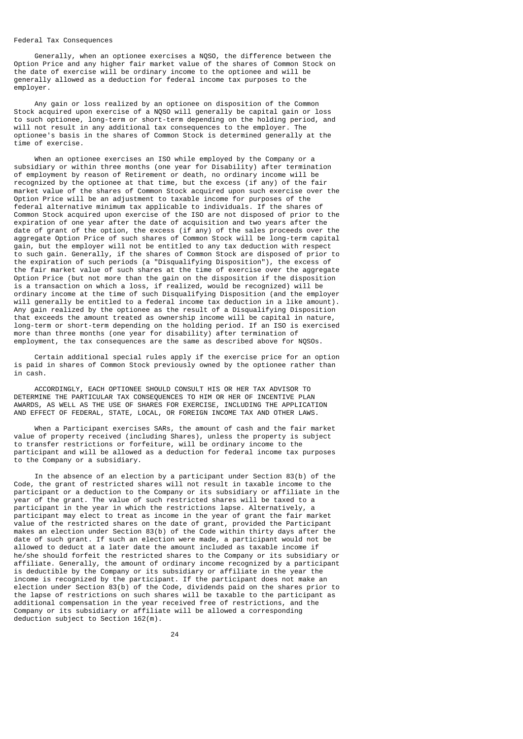Federal Tax Consequences

Generally, when an optionee exercises a NQSO, the difference between the Option Price and any higher fair market value of the shares of Common Stock on the date of exercise will be ordinary income to the optionee and will be generally allowed as a deduction for federal income tax purposes to the employer.

Any gain or loss realized by an optionee on disposition of the Common Stock acquired upon exercise of a NQSO will generally be capital gain or loss to such optionee, long-term or short-term depending on the holding period, and will not result in any additional tax consequences to the employer. The optionee's basis in the shares of Common Stock is determined generally at the time of exercise.

When an optionee exercises an ISO while employed by the Company or a subsidiary or within three months (one year for Disability) after termination of employment by reason of Retirement or death, no ordinary income will be recognized by the optionee at that time, but the excess (if any) of the fair market value of the shares of Common Stock acquired upon such exercise over the Option Price will be an adjustment to taxable income for purposes of the federal alternative minimum tax applicable to individuals. If the shares of Common Stock acquired upon exercise of the ISO are not disposed of prior to the expiration of one year after the date of acquisition and two years after the date of grant of the option, the excess (if any) of the sales proceeds over the aggregate Option Price of such shares of Common Stock will be long-term capital gain, but the employer will not be entitled to any tax deduction with respect to such gain. Generally, if the shares of Common Stock are disposed of prior to the expiration of such periods (a "Disqualifying Disposition"), the excess of the fair market value of such shares at the time of exercise over the aggregate Option Price (but not more than the gain on the disposition if the disposition is a transaction on which a loss, if realized, would be recognized) will be ordinary income at the time of such Disqualifying Disposition (and the employer will generally be entitled to a federal income tax deduction in a like amount). Any gain realized by the optionee as the result of a Disqualifying Disposition that exceeds the amount treated as ownership income will be capital in nature, long-term or short-term depending on the holding period. If an ISO is exercised more than three months (one year for disability) after termination of employment, the tax consequences are the same as described above for NQSOs.

Certain additional special rules apply if the exercise price for an option is paid in shares of Common Stock previously owned by the optionee rather than in cash.

ACCORDINGLY, EACH OPTIONEE SHOULD CONSULT HIS OR HER TAX ADVISOR TO DETERMINE THE PARTICULAR TAX CONSEQUENCES TO HIM OR HER OF INCENTIVE PLAN AWARDS, AS WELL AS THE USE OF SHARES FOR EXERCISE, INCLUDING THE APPLICATION AND EFFECT OF FEDERAL, STATE, LOCAL, OR FOREIGN INCOME TAX AND OTHER LAWS.

When a Participant exercises SARs, the amount of cash and the fair market value of property received (including Shares), unless the property is subject to transfer restrictions or forfeiture, will be ordinary income to the participant and will be allowed as a deduction for federal income tax purposes to the Company or a subsidiary.

In the absence of an election by a participant under Section 83(b) of the Code, the grant of restricted shares will not result in taxable income to the participant or a deduction to the Company or its subsidiary or affiliate in the year of the grant. The value of such restricted shares will be taxed to a participant in the year in which the restrictions lapse. Alternatively, a participant may elect to treat as income in the year of grant the fair market value of the restricted shares on the date of grant, provided the Participant makes an election under Section 83(b) of the Code within thirty days after the date of such grant. If such an election were made, a participant would not be allowed to deduct at a later date the amount included as taxable income if he/she should forfeit the restricted shares to the Company or its subsidiary or affiliate. Generally, the amount of ordinary income recognized by a participant is deductible by the Company or its subsidiary or affiliate in the year the income is recognized by the participant. If the participant does not make an election under Section 83(b) of the Code, dividends paid on the shares prior to the lapse of restrictions on such shares will be taxable to the participant as additional compensation in the year received free of restrictions, and the Company or its subsidiary or affiliate will be allowed a corresponding deduction subject to Section 162(m).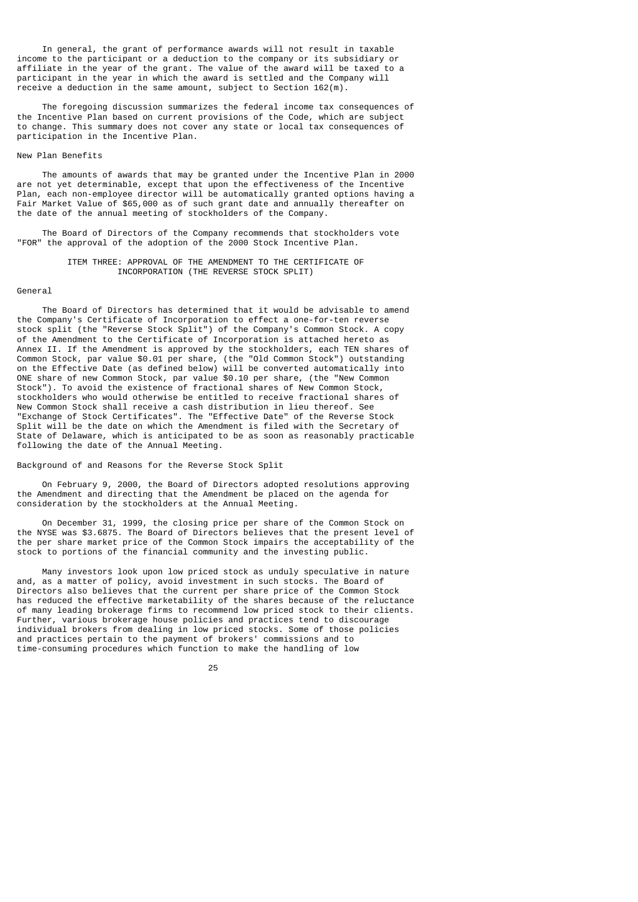In general, the grant of performance awards will not result in taxable income to the participant or a deduction to the company or its subsidiary or affiliate in the year of the grant. The value of the award will be taxed to a participant in the year in which the award is settled and the Company will receive a deduction in the same amount, subject to Section 162(m).

The foregoing discussion summarizes the federal income tax consequences of the Incentive Plan based on current provisions of the Code, which are subject to change. This summary does not cover any state or local tax consequences of participation in the Incentive Plan.

### New Plan Benefits

The amounts of awards that may be granted under the Incentive Plan in 2000 are not yet determinable, except that upon the effectiveness of the Incentive Plan, each non-employee director will be automatically granted options having a Fair Market Value of $65,000 as of such grant date and annually thereafter on the date of the annual meeting of stockholders of the Company.

The Board of Directors of the Company recommends that stockholders vote "FOR" the approval of the adoption of the 2000 Stock Incentive Plan.

## ITEM THREE: APPROVAL OF THE AMENDMENT TO THE CERTIFICATE OF INCORPORATION (THE REVERSE STOCK SPLIT)

### General

The Board of Directors has determined that it would be advisable to amend the Company's Certificate of Incorporation to effect a one-for-ten reverse stock split (the "Reverse Stock Split") of the Company's Common Stock. A copy of the Amendment to the Certificate of Incorporation is attached hereto as Annex II. If the Amendment is approved by the stockholders, each TEN shares of Common Stock, par value $0.01 per share, (the "Old Common Stock") outstanding on the Effective Date (as defined below) will be converted automatically into ONE share of new Common Stock, par value $0.10 per share, (the "New Common Stock"). To avoid the existence of fractional shares of New Common Stock, stockholders who would otherwise be entitled to receive fractional shares of New Common Stock shall receive a cash distribution in lieu thereof. See "Exchange of Stock Certificates". The "Effective Date" of the Reverse Stock Split will be the date on which the Amendment is filed with the Secretary of State of Delaware, which is anticipated to be as soon as reasonably practicable following the date of the Annual Meeting.

### Background of and Reasons for the Reverse Stock Split

On February 9, 2000, the Board of Directors adopted resolutions approving the Amendment and directing that the Amendment be placed on the agenda for consideration by the stockholders at the Annual Meeting.

On December 31, 1999, the closing price per share of the Common Stock on the NYSE was $3.6875. The Board of Directors believes that the present level of the per share market price of the Common Stock impairs the acceptability of the stock to portions of the financial community and the investing public.

Many investors look upon low priced stock as unduly speculative in nature and, as a matter of policy, avoid investment in such stocks. The Board of Directors also believes that the current per share price of the Common Stock has reduced the effective marketability of the shares because of the reluctance of many leading brokerage firms to recommend low priced stock to their clients. Further, various brokerage house policies and practices tend to discourage individual brokers from dealing in low priced stocks. Some of those policies and practices pertain to the payment of brokers' commissions and to time-consuming procedures which function to make the handling of low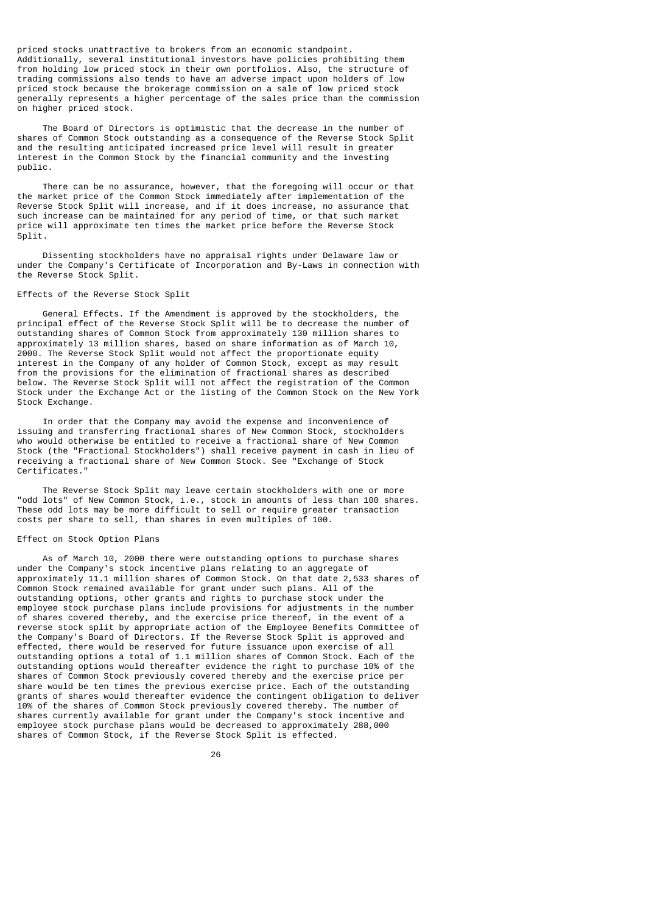priced stocks unattractive to brokers from an economic standpoint. Additionally, several institutional investors have policies prohibiting them from holding low priced stock in their own portfolios. Also, the structure of trading commissions also tends to have an adverse impact upon holders of low priced stock because the brokerage commission on a sale of low priced stock generally represents a higher percentage of the sales price than the commission on higher priced stock.

The Board of Directors is optimistic that the decrease in the number of shares of Common Stock outstanding as a consequence of the Reverse Stock Split and the resulting anticipated increased price level will result in greater interest in the Common Stock by the financial community and the investing public.

There can be no assurance, however, that the foregoing will occur or that the market price of the Common Stock immediately after implementation of the Reverse Stock Split will increase, and if it does increase, no assurance that such increase can be maintained for any period of time, or that such market price will approximate ten times the market price before the Reverse Stock Split.

Dissenting stockholders have no appraisal rights under Delaware law or under the Company's Certificate of Incorporation and By-Laws in connection with the Reverse Stock Split.

### Effects of the Reverse Stock Split

General Effects. If the Amendment is approved by the stockholders, the principal effect of the Reverse Stock Split will be to decrease the number of outstanding shares of Common Stock from approximately 130 million shares to approximately 13 million shares, based on share information as of March 10, 2000. The Reverse Stock Split would not affect the proportionate equity interest in the Company of any holder of Common Stock, except as may result from the provisions for the elimination of fractional shares as described below. The Reverse Stock Split will not affect the registration of the Common Stock under the Exchange Act or the listing of the Common Stock on the New York Stock Exchange.

In order that the Company may avoid the expense and inconvenience of issuing and transferring fractional shares of New Common Stock, stockholders who would otherwise be entitled to receive a fractional share of New Common Stock (the "Fractional Stockholders") shall receive payment in cash in lieu of receiving a fractional share of New Common Stock. See "Exchange of Stock Certificates."

The Reverse Stock Split may leave certain stockholders with one or more "odd lots" of New Common Stock, i.e., stock in amounts of less than 100 shares. These odd lots may be more difficult to sell or require greater transaction costs per share to sell, than shares in even multiples of 100.

### Effect on Stock Option Plans

As of March 10, 2000 there were outstanding options to purchase shares under the Company's stock incentive plans relating to an aggregate of approximately 11.1 million shares of Common Stock. On that date 2,533 shares of Common Stock remained available for grant under such plans. All of the outstanding options, other grants and rights to purchase stock under the employee stock purchase plans include provisions for adjustments in the number of shares covered thereby, and the exercise price thereof, in the event of a reverse stock split by appropriate action of the Employee Benefits Committee of the Company's Board of Directors. If the Reverse Stock Split is approved and effected, there would be reserved for future issuance upon exercise of all outstanding options a total of 1.1 million shares of Common Stock. Each of the outstanding options would thereafter evidence the right to purchase 10% of the shares of Common Stock previously covered thereby and the exercise price per share would be ten times the previous exercise price. Each of the outstanding grants of shares would thereafter evidence the contingent obligation to deliver 10% of the shares of Common Stock previously covered thereby. The number of shares currently available for grant under the Company's stock incentive and employee stock purchase plans would be decreased to approximately 288,000 shares of Common Stock, if the Reverse Stock Split is effected.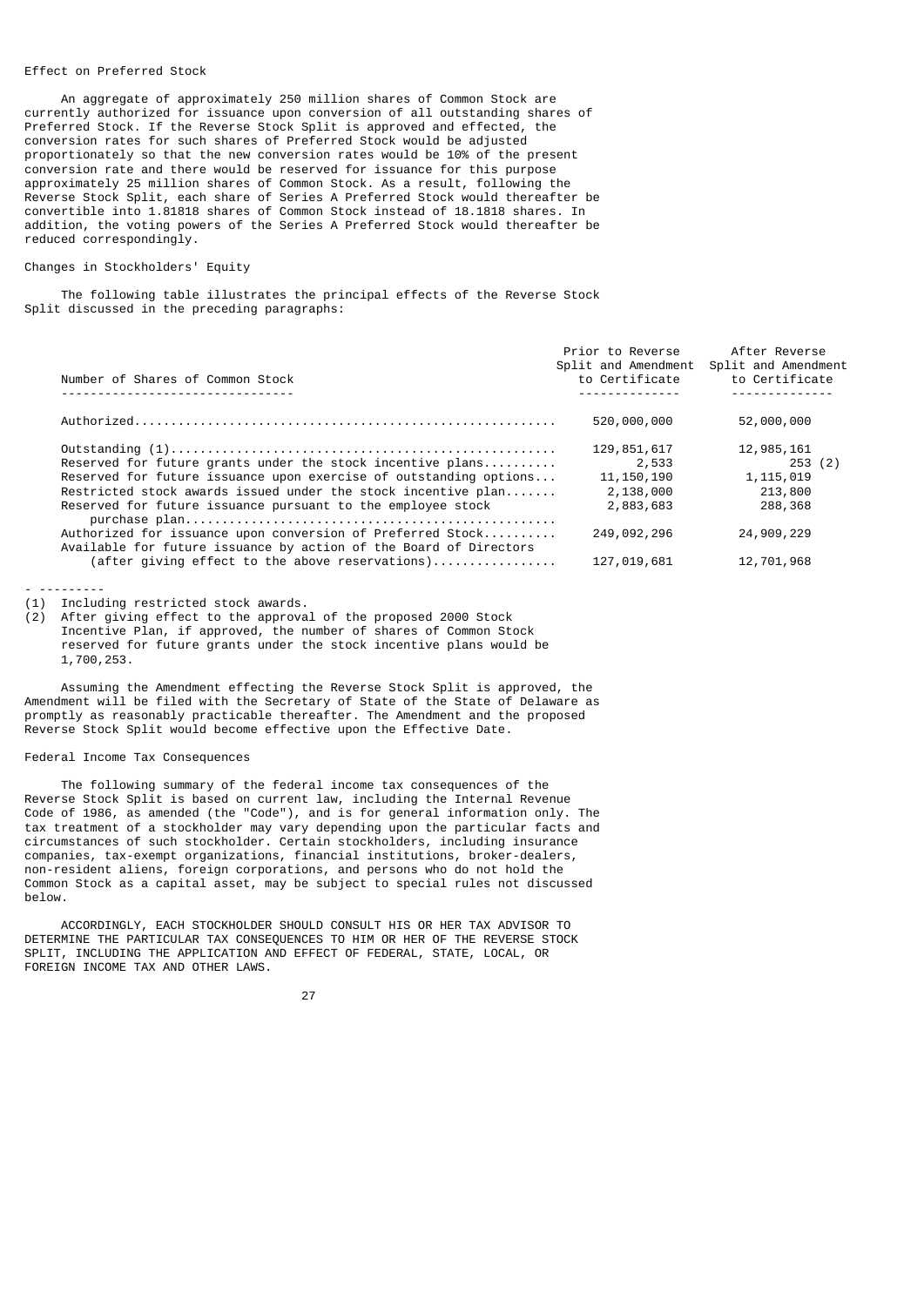### Effect on Preferred Stock

An aggregate of approximately 250 million shares of Common Stock are currently authorized for issuance upon conversion of all outstanding shares of Preferred Stock. If the Reverse Stock Split is approved and effected, the conversion rates for such shares of Preferred Stock would be adjusted proportionately so that the new conversion rates would be 10% of the present conversion rate and there would be reserved for issuance for this purpose approximately 25 million shares of Common Stock. As a result, following the Reverse Stock Split, each share of Series A Preferred Stock would thereafter be convertible into 1.81818 shares of Common Stock instead of 18.1818 shares. In addition, the voting powers of the Series A Preferred Stock would thereafter be reduced correspondingly.

### Changes in Stockholders' Equity

The following table illustrates the principal effects of the Reverse Stock Split discussed in the preceding paragraphs:

| Number of Shares of Common Stock | Prior to Reverse Split and Amendment to Certificate | After Reverse Split and Amendment to Certificate |
|---|---|---|
| Authorized | 520,000,000 | 52,000,000 |
| Outstanding (1) | 129,851,617 | 12,985,161 |
| Reserved for future grants under the stock incentive plans | 2,533 | 253 (2) |
| Reserved for future issuance upon exercise of outstanding options | 11,150,190 | 1,115,019 |
| Restricted stock awards issued under the stock incentive plan | 2,138,000 | 213,800 |
| Reserved for future issuance pursuant to the employee stock purchase plan | 2,883,683 | 288,368 |
| Authorized for issuance upon conversion of Preferred Stock | 249,092,296 | 24,909,229 |
| Available for future issuance by action of the Board of Directors (after giving effect to the above reservations) | 127,019,681 | 12,701,968 |

- ---------

(1) Including restricted stock awards.

(2) After giving effect to the approval of the proposed 2000 Stock Incentive Plan, if approved, the number of shares of Common Stock reserved for future grants under the stock incentive plans would be 1,700,253.

Assuming the Amendment effecting the Reverse Stock Split is approved, the Amendment will be filed with the Secretary of State of the State of Delaware as promptly as reasonably practicable thereafter. The Amendment and the proposed Reverse Stock Split would become effective upon the Effective Date.

### Federal Income Tax Consequences

The following summary of the federal income tax consequences of the Reverse Stock Split is based on current law, including the Internal Revenue Code of 1986, as amended (the "Code"), and is for general information only. The tax treatment of a stockholder may vary depending upon the particular facts and circumstances of such stockholder. Certain stockholders, including insurance companies, tax-exempt organizations, financial institutions, broker-dealers, non-resident aliens, foreign corporations, and persons who do not hold the Common Stock as a capital asset, may be subject to special rules not discussed below.

ACCORDINGLY, EACH STOCKHOLDER SHOULD CONSULT HIS OR HER TAX ADVISOR TO DETERMINE THE PARTICULAR TAX CONSEQUENCES TO HIM OR HER OF THE REVERSE STOCK SPLIT, INCLUDING THE APPLICATION AND EFFECT OF FEDERAL, STATE, LOCAL, OR FOREIGN INCOME TAX AND OTHER LAWS.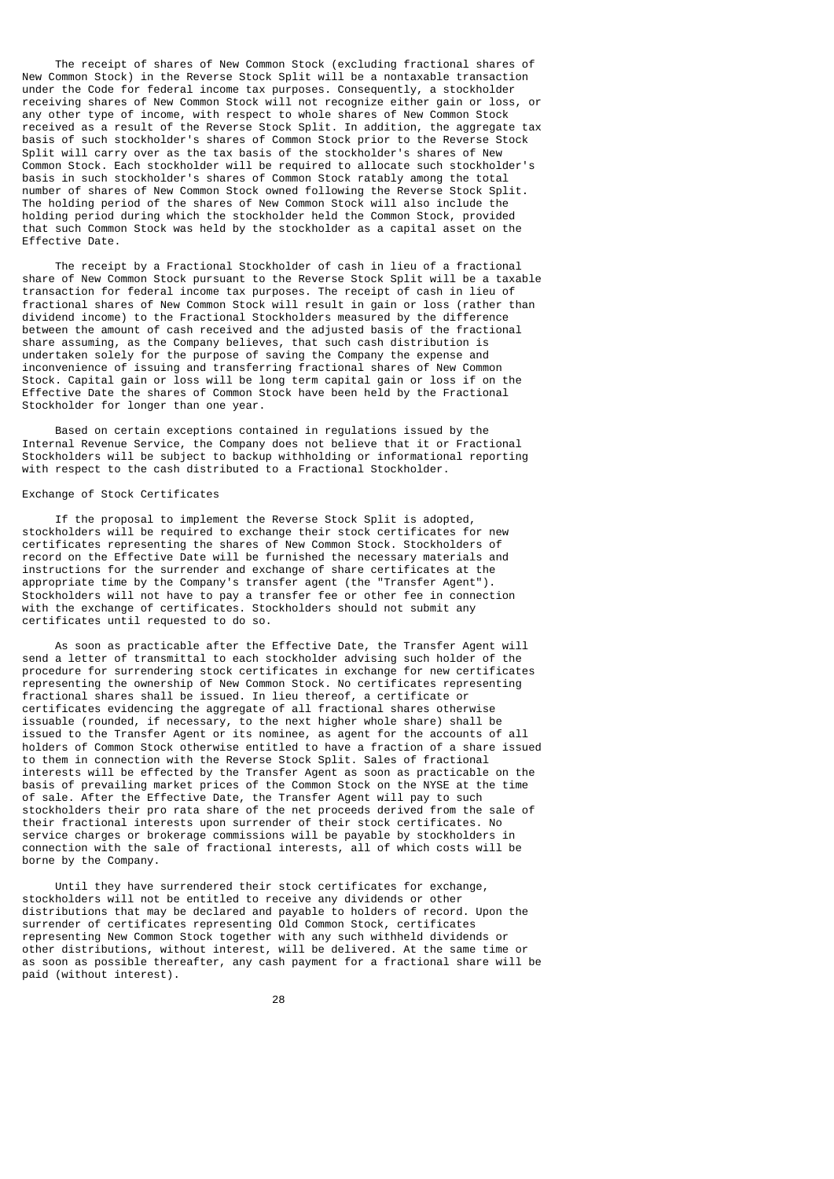The receipt of shares of New Common Stock (excluding fractional shares of New Common Stock) in the Reverse Stock Split will be a nontaxable transaction under the Code for federal income tax purposes. Consequently, a stockholder receiving shares of New Common Stock will not recognize either gain or loss, or any other type of income, with respect to whole shares of New Common Stock received as a result of the Reverse Stock Split. In addition, the aggregate tax basis of such stockholder's shares of Common Stock prior to the Reverse Stock Split will carry over as the tax basis of the stockholder's shares of New Common Stock. Each stockholder will be required to allocate such stockholder's basis in such stockholder's shares of Common Stock ratably among the total number of shares of New Common Stock owned following the Reverse Stock Split. The holding period of the shares of New Common Stock will also include the holding period during which the stockholder held the Common Stock, provided that such Common Stock was held by the stockholder as a capital asset on the Effective Date.

The receipt by a Fractional Stockholder of cash in lieu of a fractional share of New Common Stock pursuant to the Reverse Stock Split will be a taxable transaction for federal income tax purposes. The receipt of cash in lieu of fractional shares of New Common Stock will result in gain or loss (rather than dividend income) to the Fractional Stockholders measured by the difference between the amount of cash received and the adjusted basis of the fractional share assuming, as the Company believes, that such cash distribution is undertaken solely for the purpose of saving the Company the expense and inconvenience of issuing and transferring fractional shares of New Common Stock. Capital gain or loss will be long term capital gain or loss if on the Effective Date the shares of Common Stock have been held by the Fractional Stockholder for longer than one year.

Based on certain exceptions contained in regulations issued by the Internal Revenue Service, the Company does not believe that it or Fractional Stockholders will be subject to backup withholding or informational reporting with respect to the cash distributed to a Fractional Stockholder.

Exchange of Stock Certificates

If the proposal to implement the Reverse Stock Split is adopted, stockholders will be required to exchange their stock certificates for new certificates representing the shares of New Common Stock. Stockholders of record on the Effective Date will be furnished the necessary materials and instructions for the surrender and exchange of share certificates at the appropriate time by the Company's transfer agent (the "Transfer Agent"). Stockholders will not have to pay a transfer fee or other fee in connection with the exchange of certificates. Stockholders should not submit any certificates until requested to do so.

As soon as practicable after the Effective Date, the Transfer Agent will send a letter of transmittal to each stockholder advising such holder of the procedure for surrendering stock certificates in exchange for new certificates representing the ownership of New Common Stock. No certificates representing fractional shares shall be issued. In lieu thereof, a certificate or certificates evidencing the aggregate of all fractional shares otherwise issuable (rounded, if necessary, to the next higher whole share) shall be issued to the Transfer Agent or its nominee, as agent for the accounts of all holders of Common Stock otherwise entitled to have a fraction of a share issued to them in connection with the Reverse Stock Split. Sales of fractional interests will be effected by the Transfer Agent as soon as practicable on the basis of prevailing market prices of the Common Stock on the NYSE at the time of sale. After the Effective Date, the Transfer Agent will pay to such stockholders their pro rata share of the net proceeds derived from the sale of their fractional interests upon surrender of their stock certificates. No service charges or brokerage commissions will be payable by stockholders in connection with the sale of fractional interests, all of which costs will be borne by the Company.

Until they have surrendered their stock certificates for exchange, stockholders will not be entitled to receive any dividends or other distributions that may be declared and payable to holders of record. Upon the surrender of certificates representing Old Common Stock, certificates representing New Common Stock together with any such withheld dividends or other distributions, without interest, will be delivered. At the same time or as soon as possible thereafter, any cash payment for a fractional share will be paid (without interest).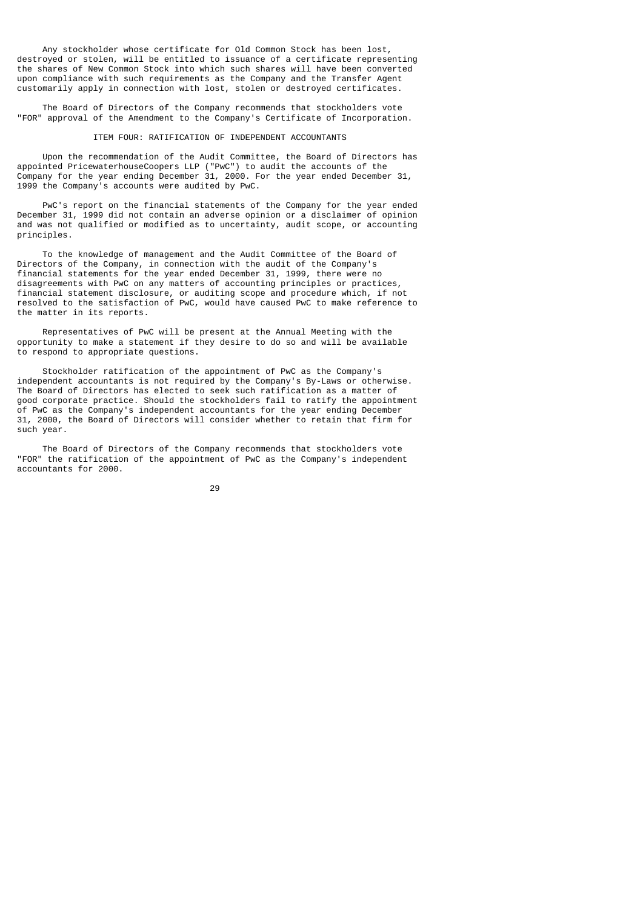Any stockholder whose certificate for Old Common Stock has been lost, destroyed or stolen, will be entitled to issuance of a certificate representing the shares of New Common Stock into which such shares will have been converted upon compliance with such requirements as the Company and the Transfer Agent customarily apply in connection with lost, stolen or destroyed certificates.

The Board of Directors of the Company recommends that stockholders vote "FOR" approval of the Amendment to the Company's Certificate of Incorporation.

## ITEM FOUR: RATIFICATION OF INDEPENDENT ACCOUNTANTS

Upon the recommendation of the Audit Committee, the Board of Directors has appointed PricewaterhouseCoopers LLP ("PwC") to audit the accounts of the Company for the year ending December 31, 2000. For the year ended December 31, 1999 the Company's accounts were audited by PwC.

PwC's report on the financial statements of the Company for the year ended December 31, 1999 did not contain an adverse opinion or a disclaimer of opinion and was not qualified or modified as to uncertainty, audit scope, or accounting principles.

To the knowledge of management and the Audit Committee of the Board of Directors of the Company, in connection with the audit of the Company's financial statements for the year ended December 31, 1999, there were no disagreements with PwC on any matters of accounting principles or practices, financial statement disclosure, or auditing scope and procedure which, if not resolved to the satisfaction of PwC, would have caused PwC to make reference to the matter in its reports.

Representatives of PwC will be present at the Annual Meeting with the opportunity to make a statement if they desire to do so and will be available to respond to appropriate questions.

Stockholder ratification of the appointment of PwC as the Company's independent accountants is not required by the Company's By-Laws or otherwise. The Board of Directors has elected to seek such ratification as a matter of good corporate practice. Should the stockholders fail to ratify the appointment of PwC as the Company's independent accountants for the year ending December 31, 2000, the Board of Directors will consider whether to retain that firm for such year.

The Board of Directors of the Company recommends that stockholders vote "FOR" the ratification of the appointment of PwC as the Company's independent accountants for 2000.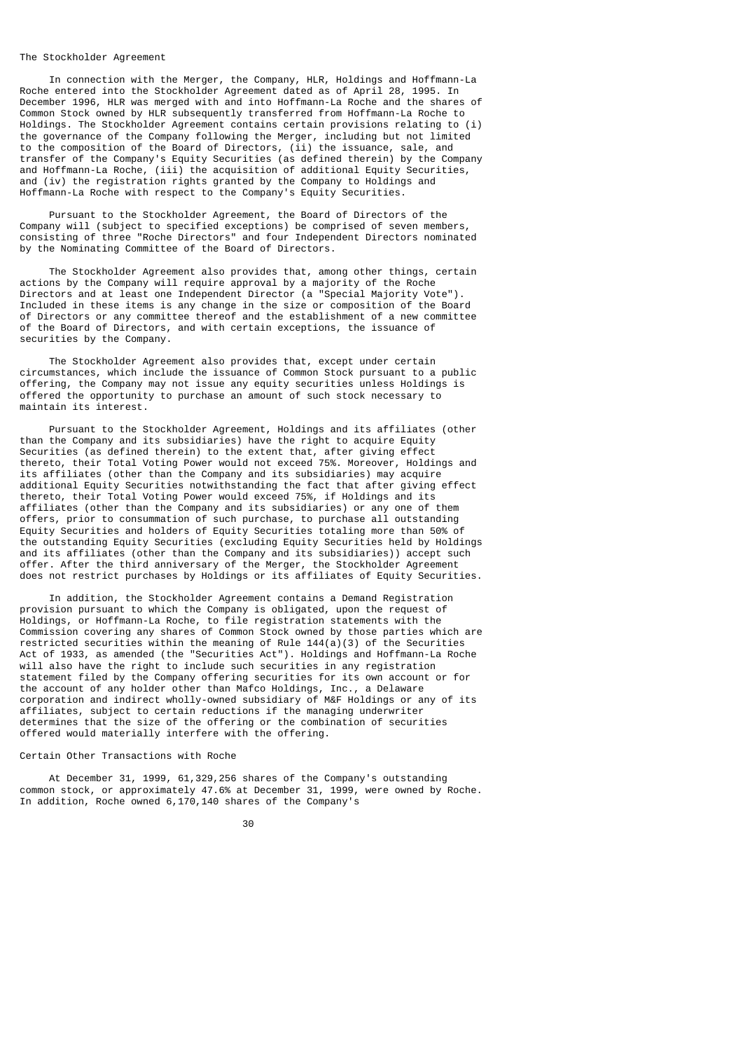## The Stockholder Agreement

In connection with the Merger, the Company, HLR, Holdings and Hoffmann-La Roche entered into the Stockholder Agreement dated as of April 28, 1995. In December 1996, HLR was merged with and into Hoffmann-La Roche and the shares of Common Stock owned by HLR subsequently transferred from Hoffmann-La Roche to Holdings. The Stockholder Agreement contains certain provisions relating to (i) the governance of the Company following the Merger, including but not limited to the composition of the Board of Directors, (ii) the issuance, sale, and transfer of the Company's Equity Securities (as defined therein) by the Company and Hoffmann-La Roche, (iii) the acquisition of additional Equity Securities, and (iv) the registration rights granted by the Company to Holdings and Hoffmann-La Roche with respect to the Company's Equity Securities.

Pursuant to the Stockholder Agreement, the Board of Directors of the Company will (subject to specified exceptions) be comprised of seven members, consisting of three "Roche Directors" and four Independent Directors nominated by the Nominating Committee of the Board of Directors.

The Stockholder Agreement also provides that, among other things, certain actions by the Company will require approval by a majority of the Roche Directors and at least one Independent Director (a "Special Majority Vote"). Included in these items is any change in the size or composition of the Board of Directors or any committee thereof and the establishment of a new committee of the Board of Directors, and with certain exceptions, the issuance of securities by the Company.

The Stockholder Agreement also provides that, except under certain circumstances, which include the issuance of Common Stock pursuant to a public offering, the Company may not issue any equity securities unless Holdings is offered the opportunity to purchase an amount of such stock necessary to maintain its interest.

Pursuant to the Stockholder Agreement, Holdings and its affiliates (other than the Company and its subsidiaries) have the right to acquire Equity Securities (as defined therein) to the extent that, after giving effect thereto, their Total Voting Power would not exceed 75%. Moreover, Holdings and its affiliates (other than the Company and its subsidiaries) may acquire additional Equity Securities notwithstanding the fact that after giving effect thereto, their Total Voting Power would exceed 75%, if Holdings and its affiliates (other than the Company and its subsidiaries) or any one of them offers, prior to consummation of such purchase, to purchase all outstanding Equity Securities and holders of Equity Securities totaling more than 50% of the outstanding Equity Securities (excluding Equity Securities held by Holdings and its affiliates (other than the Company and its subsidiaries)) accept such offer. After the third anniversary of the Merger, the Stockholder Agreement does not restrict purchases by Holdings or its affiliates of Equity Securities.

In addition, the Stockholder Agreement contains a Demand Registration provision pursuant to which the Company is obligated, upon the request of Holdings, or Hoffmann-La Roche, to file registration statements with the Commission covering any shares of Common Stock owned by those parties which are restricted securities within the meaning of Rule 144(a)(3) of the Securities Act of 1933, as amended (the "Securities Act"). Holdings and Hoffmann-La Roche will also have the right to include such securities in any registration statement filed by the Company offering securities for its own account or for the account of any holder other than Mafco Holdings, Inc., a Delaware corporation and indirect wholly-owned subsidiary of M&F Holdings or any of its affiliates, subject to certain reductions if the managing underwriter determines that the size of the offering or the combination of securities offered would materially interfere with the offering.

## Certain Other Transactions with Roche

At December 31, 1999, 61,329,256 shares of the Company's outstanding common stock, or approximately 47.6% at December 31, 1999, were owned by Roche. In addition, Roche owned 6,170,140 shares of the Company's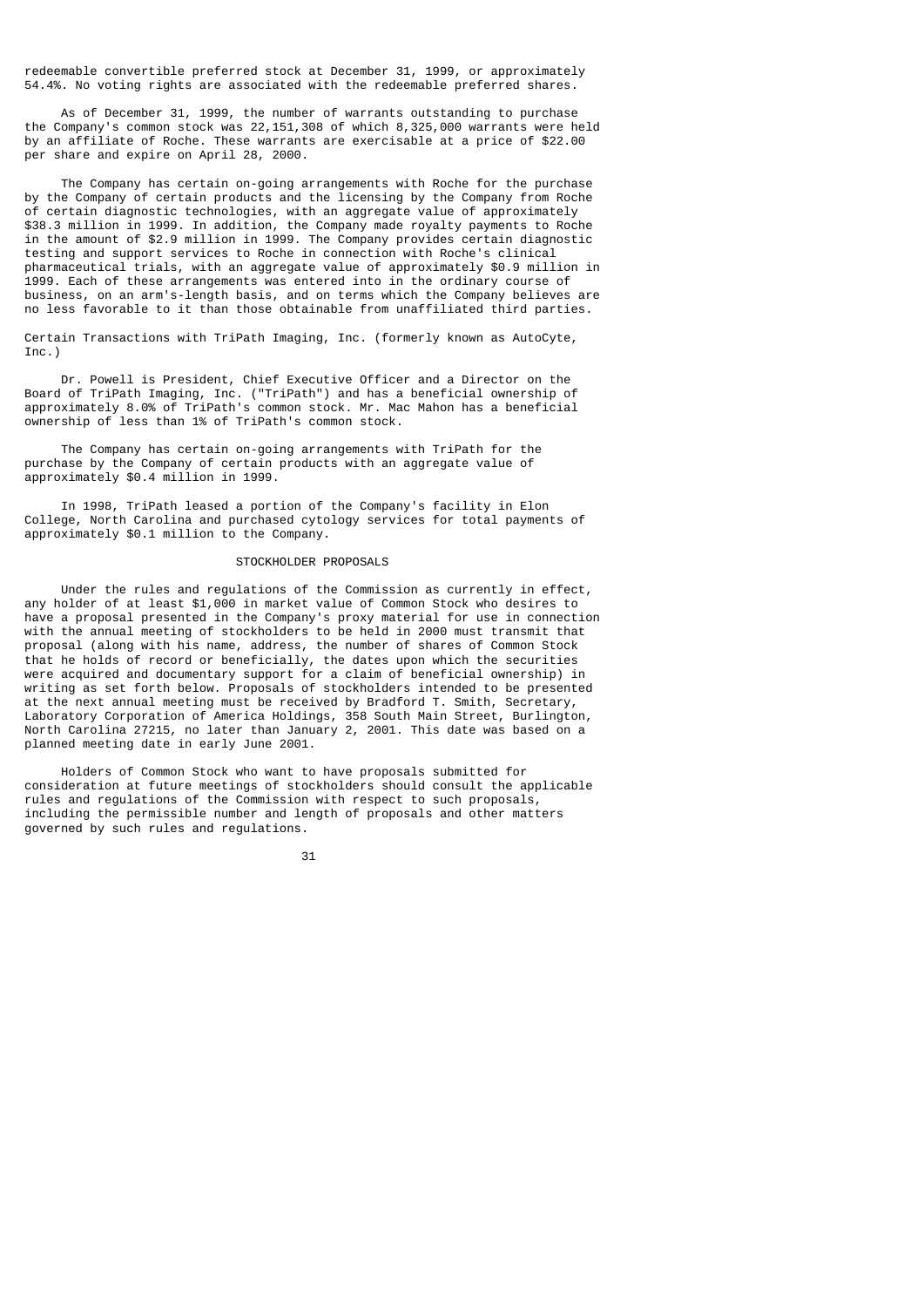redeemable convertible preferred stock at December 31, 1999, or approximately 54.4%. No voting rights are associated with the redeemable preferred shares.

As of December 31, 1999, the number of warrants outstanding to purchase the Company's common stock was 22,151,308 of which 8,325,000 warrants were held by an affiliate of Roche. These warrants are exercisable at a price of $22.00 per share and expire on April 28, 2000.

The Company has certain on-going arrangements with Roche for the purchase by the Company of certain products and the licensing by the Company from Roche of certain diagnostic technologies, with an aggregate value of approximately $38.3 million in 1999. In addition, the Company made royalty payments to Roche in the amount of $2.9 million in 1999. The Company provides certain diagnostic testing and support services to Roche in connection with Roche's clinical pharmaceutical trials, with an aggregate value of approximately $0.9 million in 1999. Each of these arrangements was entered into in the ordinary course of business, on an arm's-length basis, and on terms which the Company believes are no less favorable to it than those obtainable from unaffiliated third parties.

Certain Transactions with TriPath Imaging, Inc. (formerly known as AutoCyte, Inc.)

Dr. Powell is President, Chief Executive Officer and a Director on the Board of TriPath Imaging, Inc. ("TriPath") and has a beneficial ownership of approximately 8.0% of TriPath's common stock. Mr. Mac Mahon has a beneficial ownership of less than 1% of TriPath's common stock.

The Company has certain on-going arrangements with TriPath for the purchase by the Company of certain products with an aggregate value of approximately $0.4 million in 1999.

In 1998, TriPath leased a portion of the Company's facility in Elon College, North Carolina and purchased cytology services for total payments of approximately $0.1 million to the Company.

## STOCKHOLDER PROPOSALS

Under the rules and regulations of the Commission as currently in effect, any holder of at least $1,000 in market value of Common Stock who desires to have a proposal presented in the Company's proxy material for use in connection with the annual meeting of stockholders to be held in 2000 must transmit that proposal (along with his name, address, the number of shares of Common Stock that he holds of record or beneficially, the dates upon which the securities were acquired and documentary support for a claim of beneficial ownership) in writing as set forth below. Proposals of stockholders intended to be presented at the next annual meeting must be received by Bradford T. Smith, Secretary, Laboratory Corporation of America Holdings, 358 South Main Street, Burlington, North Carolina 27215, no later than January 2, 2001. This date was based on a planned meeting date in early June 2001.

Holders of Common Stock who want to have proposals submitted for consideration at future meetings of stockholders should consult the applicable rules and regulations of the Commission with respect to such proposals, including the permissible number and length of proposals and other matters governed by such rules and regulations.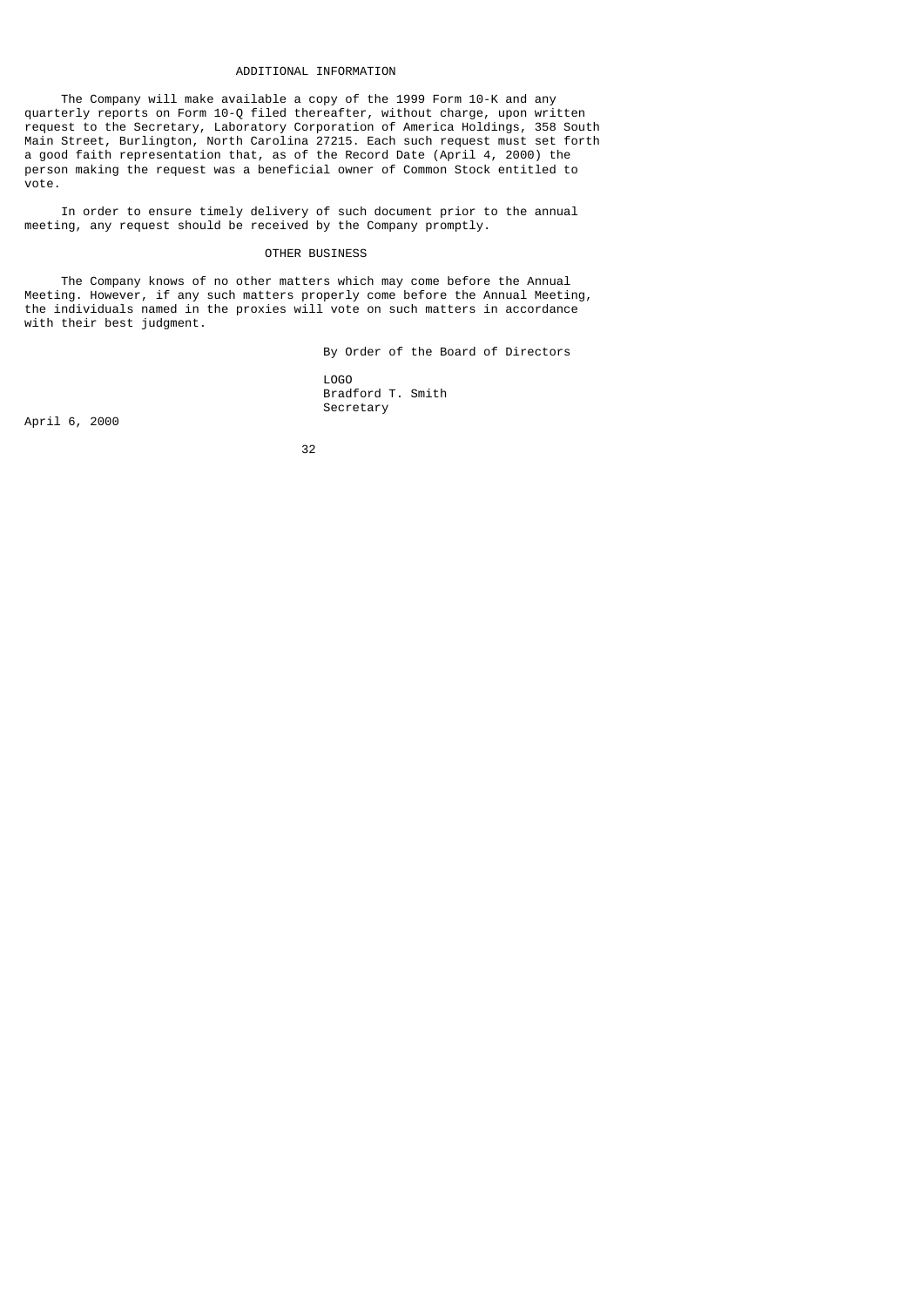## ADDITIONAL INFORMATION

The Company will make available a copy of the 1999 Form 10-K and any quarterly reports on Form 10-Q filed thereafter, without charge, upon written request to the Secretary, Laboratory Corporation of America Holdings, 358 South Main Street, Burlington, North Carolina 27215. Each such request must set forth a good faith representation that, as of the Record Date (April 4, 2000) the person making the request was a beneficial owner of Common Stock entitled to vote.

In order to ensure timely delivery of such document prior to the annual meeting, any request should be received by the Company promptly.

## OTHER BUSINESS

The Company knows of no other matters which may come before the Annual Meeting. However, if any such matters properly come before the Annual Meeting, the individuals named in the proxies will vote on such matters in accordance with their best judgment.

By Order of the Board of Directors

LOGO
Bradford T. Smith
Secretary

April 6, 2000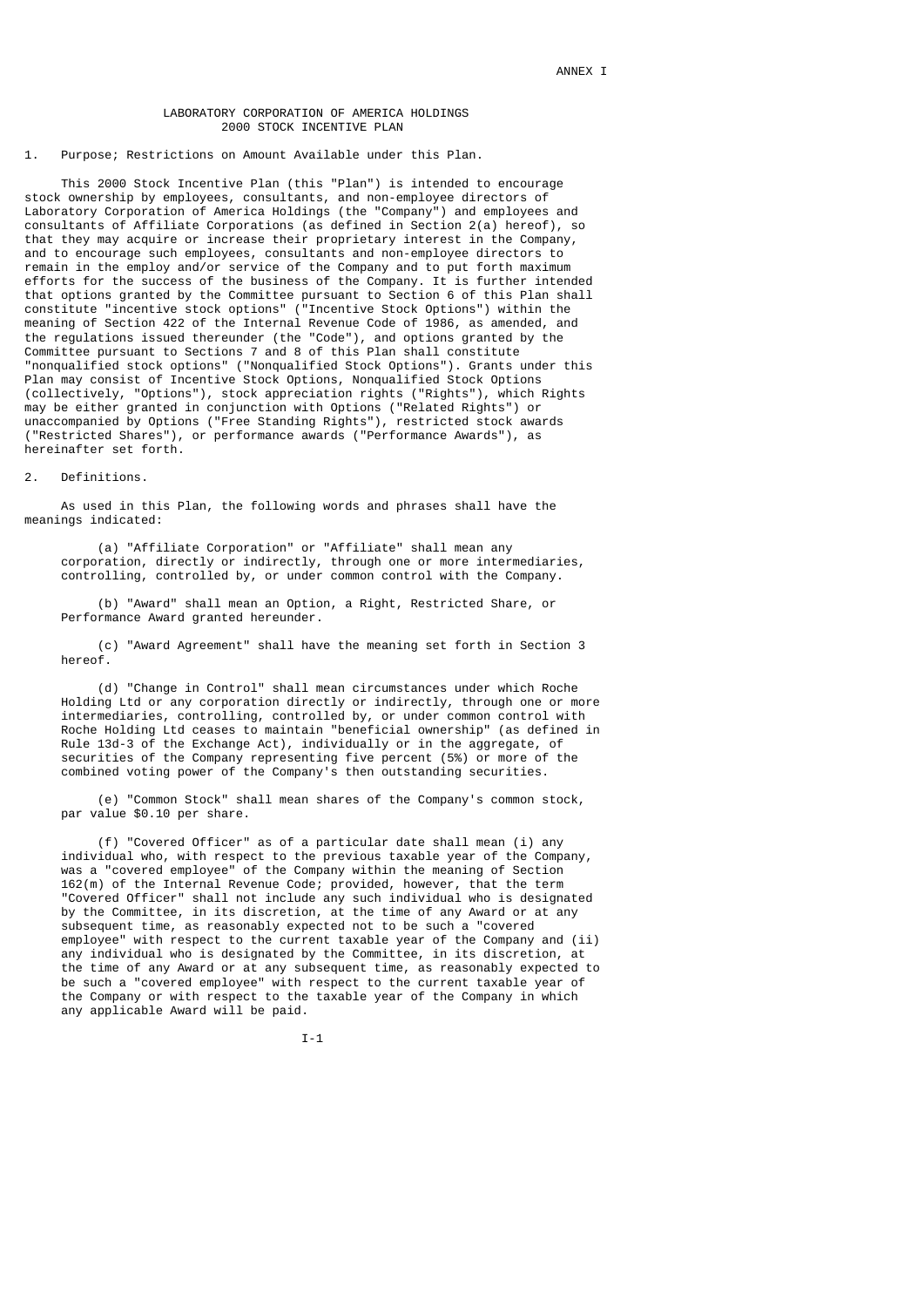ANNEX I

# LABORATORY CORPORATION OF AMERICA HOLDINGS
## 2000 STOCK INCENTIVE PLAN

1. Purpose; Restrictions on Amount Available under this Plan.

This 2000 Stock Incentive Plan (this "Plan") is intended to encourage stock ownership by employees, consultants, and non-employee directors of Laboratory Corporation of America Holdings (the "Company") and employees and consultants of Affiliate Corporations (as defined in Section 2(a) hereof), so that they may acquire or increase their proprietary interest in the Company, and to encourage such employees, consultants and non-employee directors to remain in the employ and/or service of the Company and to put forth maximum efforts for the success of the business of the Company. It is further intended that options granted by the Committee pursuant to Section 6 of this Plan shall constitute "incentive stock options" ("Incentive Stock Options") within the meaning of Section 422 of the Internal Revenue Code of 1986, as amended, and the regulations issued thereunder (the "Code"), and options granted by the Committee pursuant to Sections 7 and 8 of this Plan shall constitute "nonqualified stock options" ("Nonqualified Stock Options"). Grants under this Plan may consist of Incentive Stock Options, Nonqualified Stock Options (collectively, "Options"), stock appreciation rights ("Rights"), which Rights may be either granted in conjunction with Options ("Related Rights") or unaccompanied by Options ("Free Standing Rights"), restricted stock awards ("Restricted Shares"), or performance awards ("Performance Awards"), as hereinafter set forth.

2. Definitions.

As used in this Plan, the following words and phrases shall have the meanings indicated:

(a) "Affiliate Corporation" or "Affiliate" shall mean any corporation, directly or indirectly, through one or more intermediaries, controlling, controlled by, or under common control with the Company.

(b) "Award" shall mean an Option, a Right, Restricted Share, or Performance Award granted hereunder.

(c) "Award Agreement" shall have the meaning set forth in Section 3 hereof.

(d) "Change in Control" shall mean circumstances under which Roche Holding Ltd or any corporation directly or indirectly, through one or more intermediaries, controlling, controlled by, or under common control with Roche Holding Ltd ceases to maintain "beneficial ownership" (as defined in Rule 13d-3 of the Exchange Act), individually or in the aggregate, of securities of the Company representing five percent (5%) or more of the combined voting power of the Company's then outstanding securities.

(e) "Common Stock" shall mean shares of the Company's common stock, par value $0.10 per share.

(f) "Covered Officer" as of a particular date shall mean (i) any individual who, with respect to the previous taxable year of the Company, was a "covered employee" of the Company within the meaning of Section 162(m) of the Internal Revenue Code; provided, however, that the term "Covered Officer" shall not include any such individual who is designated by the Committee, in its discretion, at the time of any Award or at any subsequent time, as reasonably expected not to be such a "covered employee" with respect to the current taxable year of the Company and (ii) any individual who is designated by the Committee, in its discretion, at the time of any Award or at any subsequent time, as reasonably expected to be such a "covered employee" with respect to the current taxable year of the Company or with respect to the taxable year of the Company in which any applicable Award will be paid.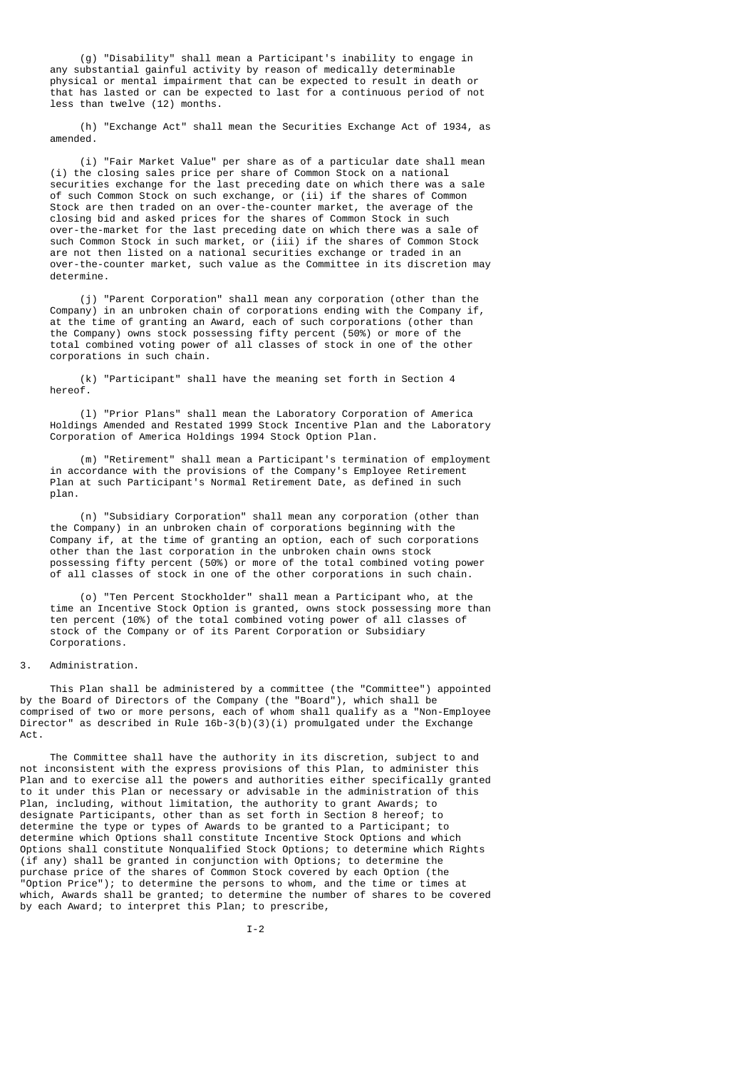(g) "Disability" shall mean a Participant's inability to engage in any substantial gainful activity by reason of medically determinable physical or mental impairment that can be expected to result in death or that has lasted or can be expected to last for a continuous period of not less than twelve (12) months.

(h) "Exchange Act" shall mean the Securities Exchange Act of 1934, as amended.

(i) "Fair Market Value" per share as of a particular date shall mean (i) the closing sales price per share of Common Stock on a national securities exchange for the last preceding date on which there was a sale of such Common Stock on such exchange, or (ii) if the shares of Common Stock are then traded on an over-the-counter market, the average of the closing bid and asked prices for the shares of Common Stock in such over-the-market for the last preceding date on which there was a sale of such Common Stock in such market, or (iii) if the shares of Common Stock are not then listed on a national securities exchange or traded in an over-the-counter market, such value as the Committee in its discretion may determine.

(j) "Parent Corporation" shall mean any corporation (other than the Company) in an unbroken chain of corporations ending with the Company if, at the time of granting an Award, each of such corporations (other than the Company) owns stock possessing fifty percent (50%) or more of the total combined voting power of all classes of stock in one of the other corporations in such chain.

(k) "Participant" shall have the meaning set forth in Section 4 hereof.

(l) "Prior Plans" shall mean the Laboratory Corporation of America Holdings Amended and Restated 1999 Stock Incentive Plan and the Laboratory Corporation of America Holdings 1994 Stock Option Plan.

(m) "Retirement" shall mean a Participant's termination of employment in accordance with the provisions of the Company's Employee Retirement Plan at such Participant's Normal Retirement Date, as defined in such plan.

(n) "Subsidiary Corporation" shall mean any corporation (other than the Company) in an unbroken chain of corporations beginning with the Company if, at the time of granting an option, each of such corporations other than the last corporation in the unbroken chain owns stock possessing fifty percent (50%) or more of the total combined voting power of all classes of stock in one of the other corporations in such chain.

(o) "Ten Percent Stockholder" shall mean a Participant who, at the time an Incentive Stock Option is granted, owns stock possessing more than ten percent (10%) of the total combined voting power of all classes of stock of the Company or of its Parent Corporation or Subsidiary Corporations.

3. Administration.

This Plan shall be administered by a committee (the "Committee") appointed by the Board of Directors of the Company (the "Board"), which shall be comprised of two or more persons, each of whom shall qualify as a "Non-Employee Director" as described in Rule 16b-3(b)(3)(i) promulgated under the Exchange Act.

The Committee shall have the authority in its discretion, subject to and not inconsistent with the express provisions of this Plan, to administer this Plan and to exercise all the powers and authorities either specifically granted to it under this Plan or necessary or advisable in the administration of this Plan, including, without limitation, the authority to grant Awards; to designate Participants, other than as set forth in Section 8 hereof; to determine the type or types of Awards to be granted to a Participant; to determine which Options shall constitute Incentive Stock Options and which Options shall constitute Nonqualified Stock Options; to determine which Rights (if any) shall be granted in conjunction with Options; to determine the purchase price of the shares of Common Stock covered by each Option (the "Option Price"); to determine the persons to whom, and the time or times at which, Awards shall be granted; to determine the number of shares to be covered by each Award; to interpret this Plan; to prescribe,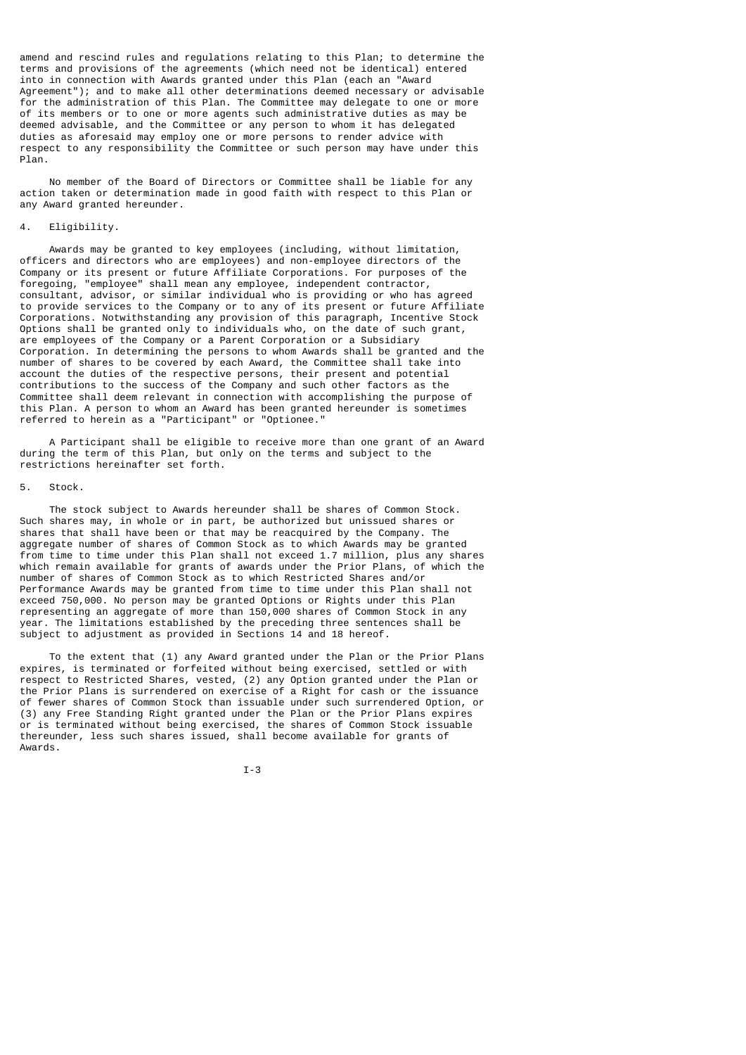amend and rescind rules and regulations relating to this Plan; to determine the terms and provisions of the agreements (which need not be identical) entered into in connection with Awards granted under this Plan (each an "Award Agreement"); and to make all other determinations deemed necessary or advisable for the administration of this Plan. The Committee may delegate to one or more of its members or to one or more agents such administrative duties as may be deemed advisable, and the Committee or any person to whom it has delegated duties as aforesaid may employ one or more persons to render advice with respect to any responsibility the Committee or such person may have under this Plan.

No member of the Board of Directors or Committee shall be liable for any action taken or determination made in good faith with respect to this Plan or any Award granted hereunder.

4. Eligibility.

Awards may be granted to key employees (including, without limitation, officers and directors who are employees) and non-employee directors of the Company or its present or future Affiliate Corporations. For purposes of the foregoing, "employee" shall mean any employee, independent contractor, consultant, advisor, or similar individual who is providing or who has agreed to provide services to the Company or to any of its present or future Affiliate Corporations. Notwithstanding any provision of this paragraph, Incentive Stock Options shall be granted only to individuals who, on the date of such grant, are employees of the Company or a Parent Corporation or a Subsidiary Corporation. In determining the persons to whom Awards shall be granted and the number of shares to be covered by each Award, the Committee shall take into account the duties of the respective persons, their present and potential contributions to the success of the Company and such other factors as the Committee shall deem relevant in connection with accomplishing the purpose of this Plan. A person to whom an Award has been granted hereunder is sometimes referred to herein as a "Participant" or "Optionee."

A Participant shall be eligible to receive more than one grant of an Award during the term of this Plan, but only on the terms and subject to the restrictions hereinafter set forth.

5. Stock.

The stock subject to Awards hereunder shall be shares of Common Stock. Such shares may, in whole or in part, be authorized but unissued shares or shares that shall have been or that may be reacquired by the Company. The aggregate number of shares of Common Stock as to which Awards may be granted from time to time under this Plan shall not exceed 1.7 million, plus any shares which remain available for grants of awards under the Prior Plans, of which the number of shares of Common Stock as to which Restricted Shares and/or Performance Awards may be granted from time to time under this Plan shall not exceed 750,000. No person may be granted Options or Rights under this Plan representing an aggregate of more than 150,000 shares of Common Stock in any year. The limitations established by the preceding three sentences shall be subject to adjustment as provided in Sections 14 and 18 hereof.

To the extent that (1) any Award granted under the Plan or the Prior Plans expires, is terminated or forfeited without being exercised, settled or with respect to Restricted Shares, vested, (2) any Option granted under the Plan or the Prior Plans is surrendered on exercise of a Right for cash or the issuance of fewer shares of Common Stock than issuable under such surrendered Option, or (3) any Free Standing Right granted under the Plan or the Prior Plans expires or is terminated without being exercised, the shares of Common Stock issuable thereunder, less such shares issued, shall become available for grants of Awards.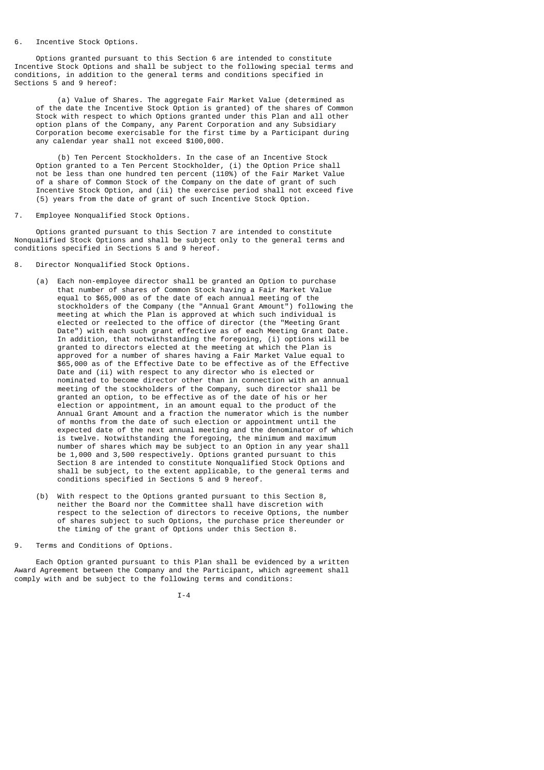6. Incentive Stock Options.

Options granted pursuant to this Section 6 are intended to constitute Incentive Stock Options and shall be subject to the following special terms and conditions, in addition to the general terms and conditions specified in Sections 5 and 9 hereof:

(a) Value of Shares. The aggregate Fair Market Value (determined as of the date the Incentive Stock Option is granted) of the shares of Common Stock with respect to which Options granted under this Plan and all other option plans of the Company, any Parent Corporation and any Subsidiary Corporation become exercisable for the first time by a Participant during any calendar year shall not exceed $100,000.

(b) Ten Percent Stockholders. In the case of an Incentive Stock Option granted to a Ten Percent Stockholder, (i) the Option Price shall not be less than one hundred ten percent (110%) of the Fair Market Value of a share of Common Stock of the Company on the date of grant of such Incentive Stock Option, and (ii) the exercise period shall not exceed five (5) years from the date of grant of such Incentive Stock Option.

7. Employee Nonqualified Stock Options.

Options granted pursuant to this Section 7 are intended to constitute Nonqualified Stock Options and shall be subject only to the general terms and conditions specified in Sections 5 and 9 hereof.

8. Director Nonqualified Stock Options.

(a) Each non-employee director shall be granted an Option to purchase that number of shares of Common Stock having a Fair Market Value equal to $65,000 as of the date of each annual meeting of the stockholders of the Company (the "Annual Grant Amount") following the meeting at which the Plan is approved at which such individual is elected or reelected to the office of director (the "Meeting Grant Date") with each such grant effective as of each Meeting Grant Date. In addition, that notwithstanding the foregoing, (i) options will be granted to directors elected at the meeting at which the Plan is approved for a number of shares having a Fair Market Value equal to $65,000 as of the Effective Date to be effective as of the Effective Date and (ii) with respect to any director who is elected or nominated to become director other than in connection with an annual meeting of the stockholders of the Company, such director shall be granted an option, to be effective as of the date of his or her election or appointment, in an amount equal to the product of the Annual Grant Amount and a fraction the numerator which is the number of months from the date of such election or appointment until the expected date of the next annual meeting and the denominator of which is twelve. Notwithstanding the foregoing, the minimum and maximum number of shares which may be subject to an Option in any year shall be 1,000 and 3,500 respectively. Options granted pursuant to this Section 8 are intended to constitute Nonqualified Stock Options and shall be subject, to the extent applicable, to the general terms and conditions specified in Sections 5 and 9 hereof.

(b) With respect to the Options granted pursuant to this Section 8, neither the Board nor the Committee shall have discretion with respect to the selection of directors to receive Options, the number of shares subject to such Options, the purchase price thereunder or the timing of the grant of Options under this Section 8.

9. Terms and Conditions of Options.

Each Option granted pursuant to this Plan shall be evidenced by a written Award Agreement between the Company and the Participant, which agreement shall comply with and be subject to the following terms and conditions: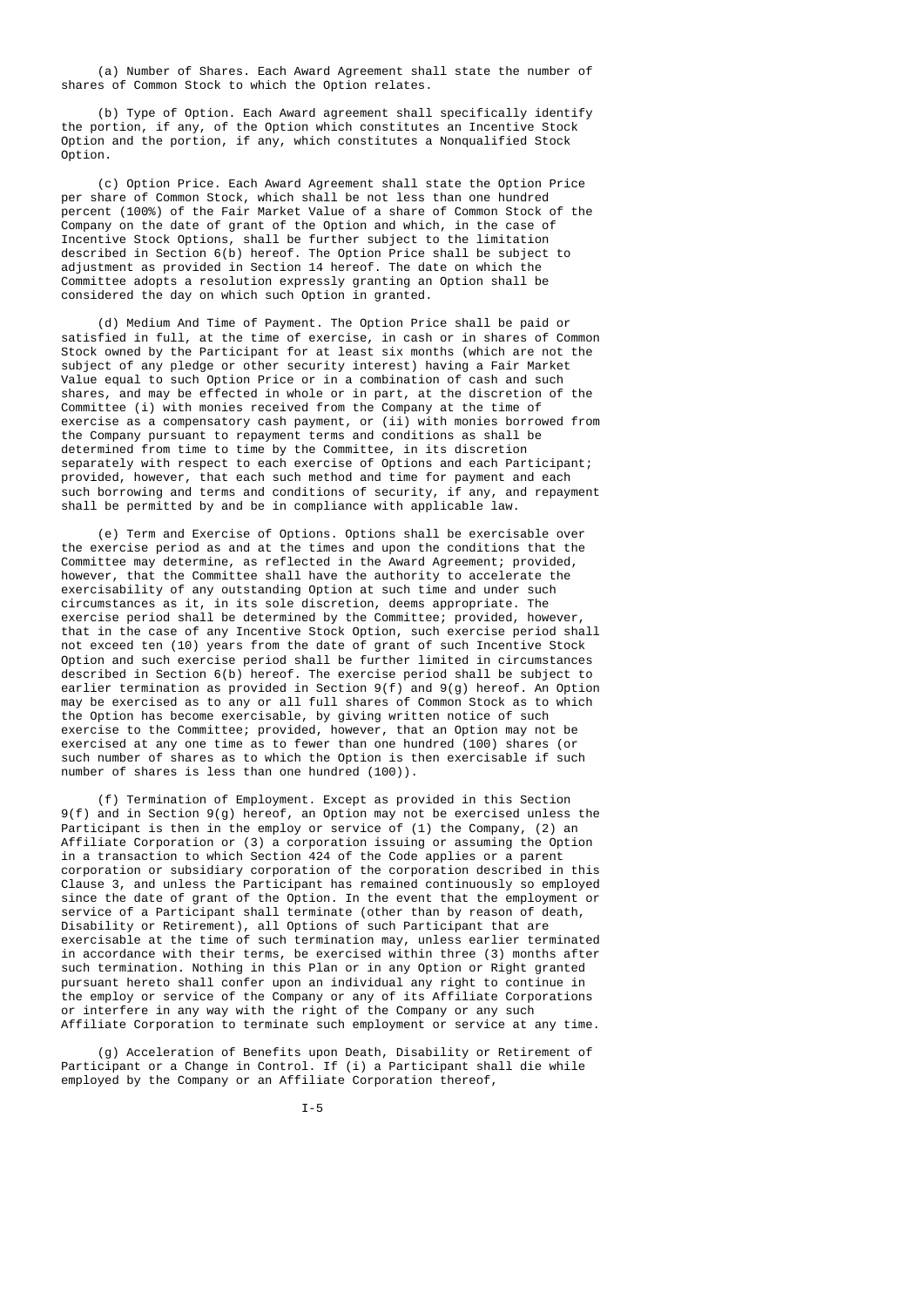(a) Number of Shares. Each Award Agreement shall state the number of shares of Common Stock to which the Option relates.

(b) Type of Option. Each Award agreement shall specifically identify the portion, if any, of the Option which constitutes an Incentive Stock Option and the portion, if any, which constitutes a Nonqualified Stock Option.

(c) Option Price. Each Award Agreement shall state the Option Price per share of Common Stock, which shall be not less than one hundred percent (100%) of the Fair Market Value of a share of Common Stock of the Company on the date of grant of the Option and which, in the case of Incentive Stock Options, shall be further subject to the limitation described in Section 6(b) hereof. The Option Price shall be subject to adjustment as provided in Section 14 hereof. The date on which the Committee adopts a resolution expressly granting an Option shall be considered the day on which such Option in granted.

(d) Medium And Time of Payment. The Option Price shall be paid or satisfied in full, at the time of exercise, in cash or in shares of Common Stock owned by the Participant for at least six months (which are not the subject of any pledge or other security interest) having a Fair Market Value equal to such Option Price or in a combination of cash and such shares, and may be effected in whole or in part, at the discretion of the Committee (i) with monies received from the Company at the time of exercise as a compensatory cash payment, or (ii) with monies borrowed from the Company pursuant to repayment terms and conditions as shall be determined from time to time by the Committee, in its discretion separately with respect to each exercise of Options and each Participant; provided, however, that each such method and time for payment and each such borrowing and terms and conditions of security, if any, and repayment shall be permitted by and be in compliance with applicable law.

(e) Term and Exercise of Options. Options shall be exercisable over the exercise period as and at the times and upon the conditions that the Committee may determine, as reflected in the Award Agreement; provided, however, that the Committee shall have the authority to accelerate the exercisability of any outstanding Option at such time and under such circumstances as it, in its sole discretion, deems appropriate. The exercise period shall be determined by the Committee; provided, however, that in the case of any Incentive Stock Option, such exercise period shall not exceed ten (10) years from the date of grant of such Incentive Stock Option and such exercise period shall be further limited in circumstances described in Section 6(b) hereof. The exercise period shall be subject to earlier termination as provided in Section 9(f) and 9(g) hereof. An Option may be exercised as to any or all full shares of Common Stock as to which the Option has become exercisable, by giving written notice of such exercise to the Committee; provided, however, that an Option may not be exercised at any one time as to fewer than one hundred (100) shares (or such number of shares as to which the Option is then exercisable if such number of shares is less than one hundred (100)).

(f) Termination of Employment. Except as provided in this Section 9(f) and in Section 9(g) hereof, an Option may not be exercised unless the Participant is then in the employ or service of (1) the Company, (2) an Affiliate Corporation or (3) a corporation issuing or assuming the Option in a transaction to which Section 424 of the Code applies or a parent corporation or subsidiary corporation of the corporation described in this Clause 3, and unless the Participant has remained continuously so employed since the date of grant of the Option. In the event that the employment or service of a Participant shall terminate (other than by reason of death, Disability or Retirement), all Options of such Participant that are exercisable at the time of such termination may, unless earlier terminated in accordance with their terms, be exercised within three (3) months after such termination. Nothing in this Plan or in any Option or Right granted pursuant hereto shall confer upon an individual any right to continue in the employ or service of the Company or any of its Affiliate Corporations or interfere in any way with the right of the Company or any such Affiliate Corporation to terminate such employment or service at any time.

(g) Acceleration of Benefits upon Death, Disability or Retirement of Participant or a Change in Control. If (i) a Participant shall die while employed by the Company or an Affiliate Corporation thereof,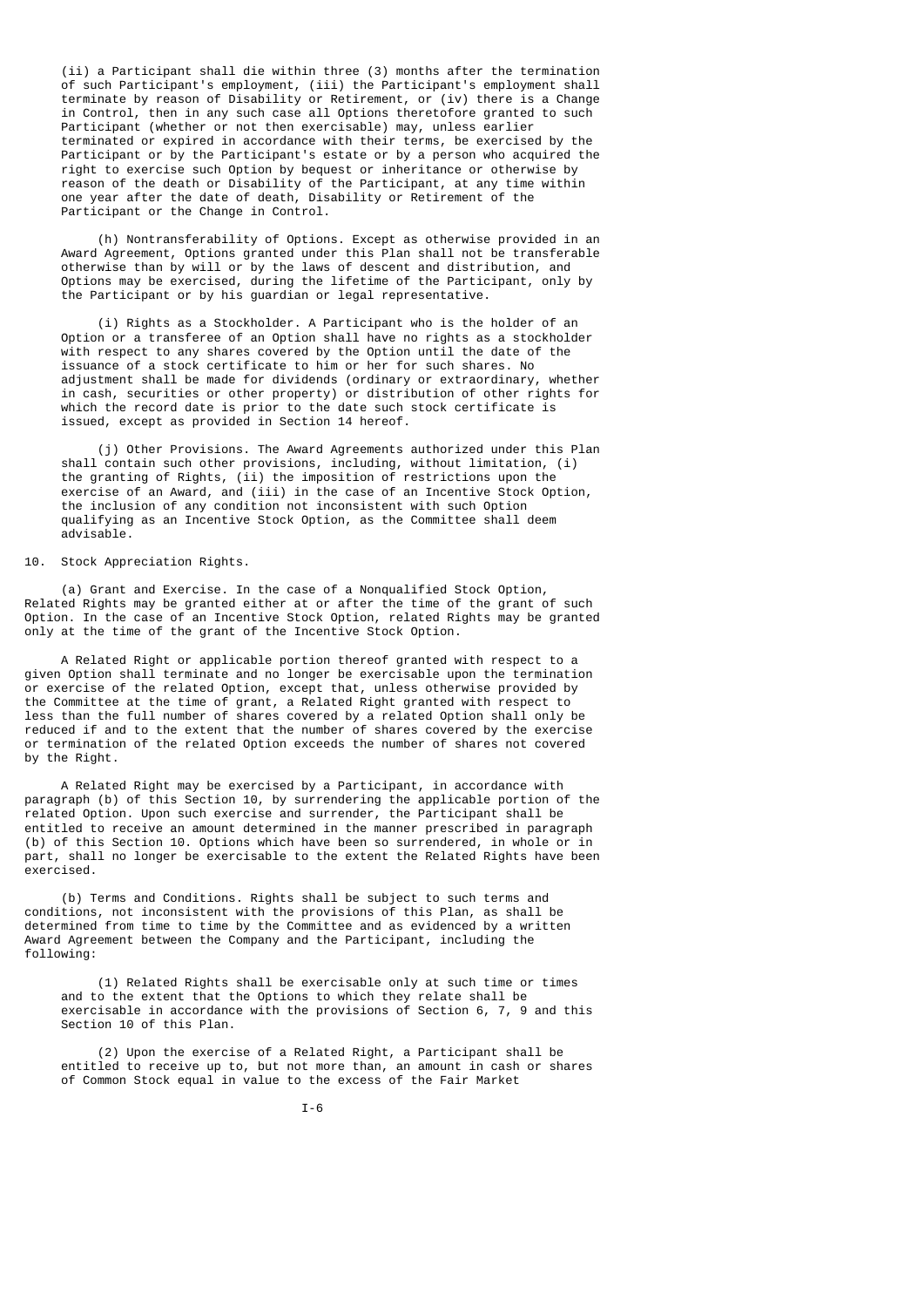(ii) a Participant shall die within three (3) months after the termination of such Participant's employment, (iii) the Participant's employment shall terminate by reason of Disability or Retirement, or (iv) there is a Change in Control, then in any such case all Options theretofore granted to such Participant (whether or not then exercisable) may, unless earlier terminated or expired in accordance with their terms, be exercised by the Participant or by the Participant's estate or by a person who acquired the right to exercise such Option by bequest or inheritance or otherwise by reason of the death or Disability of the Participant, at any time within one year after the date of death, Disability or Retirement of the Participant or the Change in Control.

(h) Nontransferability of Options. Except as otherwise provided in an Award Agreement, Options granted under this Plan shall not be transferable otherwise than by will or by the laws of descent and distribution, and Options may be exercised, during the lifetime of the Participant, only by the Participant or by his guardian or legal representative.

(i) Rights as a Stockholder. A Participant who is the holder of an Option or a transferee of an Option shall have no rights as a stockholder with respect to any shares covered by the Option until the date of the issuance of a stock certificate to him or her for such shares. No adjustment shall be made for dividends (ordinary or extraordinary, whether in cash, securities or other property) or distribution of other rights for which the record date is prior to the date such stock certificate is issued, except as provided in Section 14 hereof.

(j) Other Provisions. The Award Agreements authorized under this Plan shall contain such other provisions, including, without limitation, (i) the granting of Rights, (ii) the imposition of restrictions upon the exercise of an Award, and (iii) in the case of an Incentive Stock Option, the inclusion of any condition not inconsistent with such Option qualifying as an Incentive Stock Option, as the Committee shall deem advisable.

10. Stock Appreciation Rights.

(a) Grant and Exercise. In the case of a Nonqualified Stock Option, Related Rights may be granted either at or after the time of the grant of such Option. In the case of an Incentive Stock Option, related Rights may be granted only at the time of the grant of the Incentive Stock Option.

A Related Right or applicable portion thereof granted with respect to a given Option shall terminate and no longer be exercisable upon the termination or exercise of the related Option, except that, unless otherwise provided by the Committee at the time of grant, a Related Right granted with respect to less than the full number of shares covered by a related Option shall only be reduced if and to the extent that the number of shares covered by the exercise or termination of the related Option exceeds the number of shares not covered by the Right.

A Related Right may be exercised by a Participant, in accordance with paragraph (b) of this Section 10, by surrendering the applicable portion of the related Option. Upon such exercise and surrender, the Participant shall be entitled to receive an amount determined in the manner prescribed in paragraph (b) of this Section 10. Options which have been so surrendered, in whole or in part, shall no longer be exercisable to the extent the Related Rights have been exercised.

(b) Terms and Conditions. Rights shall be subject to such terms and conditions, not inconsistent with the provisions of this Plan, as shall be determined from time to time by the Committee and as evidenced by a written Award Agreement between the Company and the Participant, including the following:

(1) Related Rights shall be exercisable only at such time or times and to the extent that the Options to which they relate shall be exercisable in accordance with the provisions of Section 6, 7, 9 and this Section 10 of this Plan.

(2) Upon the exercise of a Related Right, a Participant shall be entitled to receive up to, but not more than, an amount in cash or shares of Common Stock equal in value to the excess of the Fair Market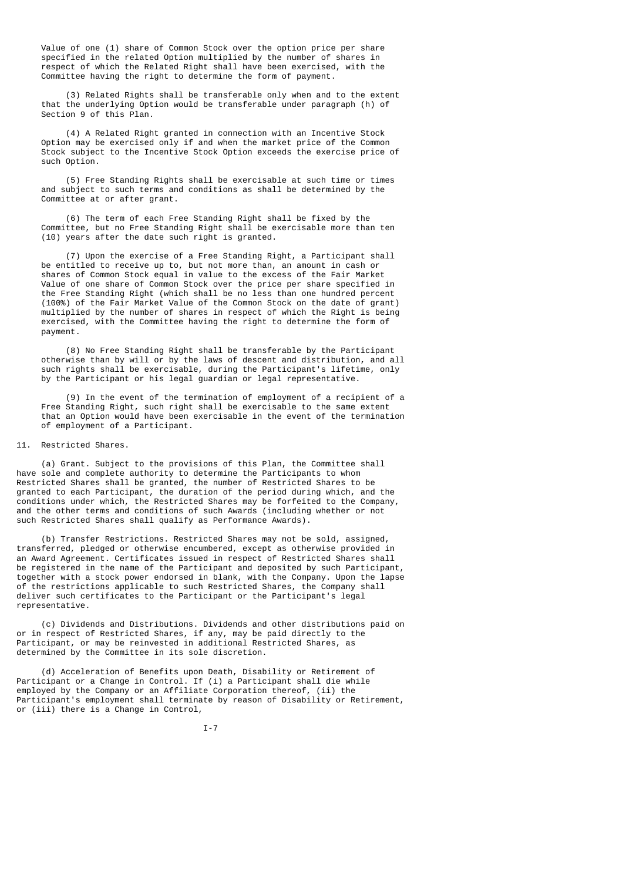Value of one (1) share of Common Stock over the option price per share specified in the related Option multiplied by the number of shares in respect of which the Related Right shall have been exercised, with the Committee having the right to determine the form of payment.

(3) Related Rights shall be transferable only when and to the extent that the underlying Option would be transferable under paragraph (h) of Section 9 of this Plan.

(4) A Related Right granted in connection with an Incentive Stock Option may be exercised only if and when the market price of the Common Stock subject to the Incentive Stock Option exceeds the exercise price of such Option.

(5) Free Standing Rights shall be exercisable at such time or times and subject to such terms and conditions as shall be determined by the Committee at or after grant.

(6) The term of each Free Standing Right shall be fixed by the Committee, but no Free Standing Right shall be exercisable more than ten (10) years after the date such right is granted.

(7) Upon the exercise of a Free Standing Right, a Participant shall be entitled to receive up to, but not more than, an amount in cash or shares of Common Stock equal in value to the excess of the Fair Market Value of one share of Common Stock over the price per share specified in the Free Standing Right (which shall be no less than one hundred percent (100%) of the Fair Market Value of the Common Stock on the date of grant) multiplied by the number of shares in respect of which the Right is being exercised, with the Committee having the right to determine the form of payment.

(8) No Free Standing Right shall be transferable by the Participant otherwise than by will or by the laws of descent and distribution, and all such rights shall be exercisable, during the Participant's lifetime, only by the Participant or his legal guardian or legal representative.

(9) In the event of the termination of employment of a recipient of a Free Standing Right, such right shall be exercisable to the same extent that an Option would have been exercisable in the event of the termination of employment of a Participant.

11. Restricted Shares.

(a) Grant. Subject to the provisions of this Plan, the Committee shall have sole and complete authority to determine the Participants to whom Restricted Shares shall be granted, the number of Restricted Shares to be granted to each Participant, the duration of the period during which, and the conditions under which, the Restricted Shares may be forfeited to the Company, and the other terms and conditions of such Awards (including whether or not such Restricted Shares shall qualify as Performance Awards).

(b) Transfer Restrictions. Restricted Shares may not be sold, assigned, transferred, pledged or otherwise encumbered, except as otherwise provided in an Award Agreement. Certificates issued in respect of Restricted Shares shall be registered in the name of the Participant and deposited by such Participant, together with a stock power endorsed in blank, with the Company. Upon the lapse of the restrictions applicable to such Restricted Shares, the Company shall deliver such certificates to the Participant or the Participant's legal representative.

(c) Dividends and Distributions. Dividends and other distributions paid on or in respect of Restricted Shares, if any, may be paid directly to the Participant, or may be reinvested in additional Restricted Shares, as determined by the Committee in its sole discretion.

(d) Acceleration of Benefits upon Death, Disability or Retirement of Participant or a Change in Control. If (i) a Participant shall die while employed by the Company or an Affiliate Corporation thereof, (ii) the Participant's employment shall terminate by reason of Disability or Retirement, or (iii) there is a Change in Control,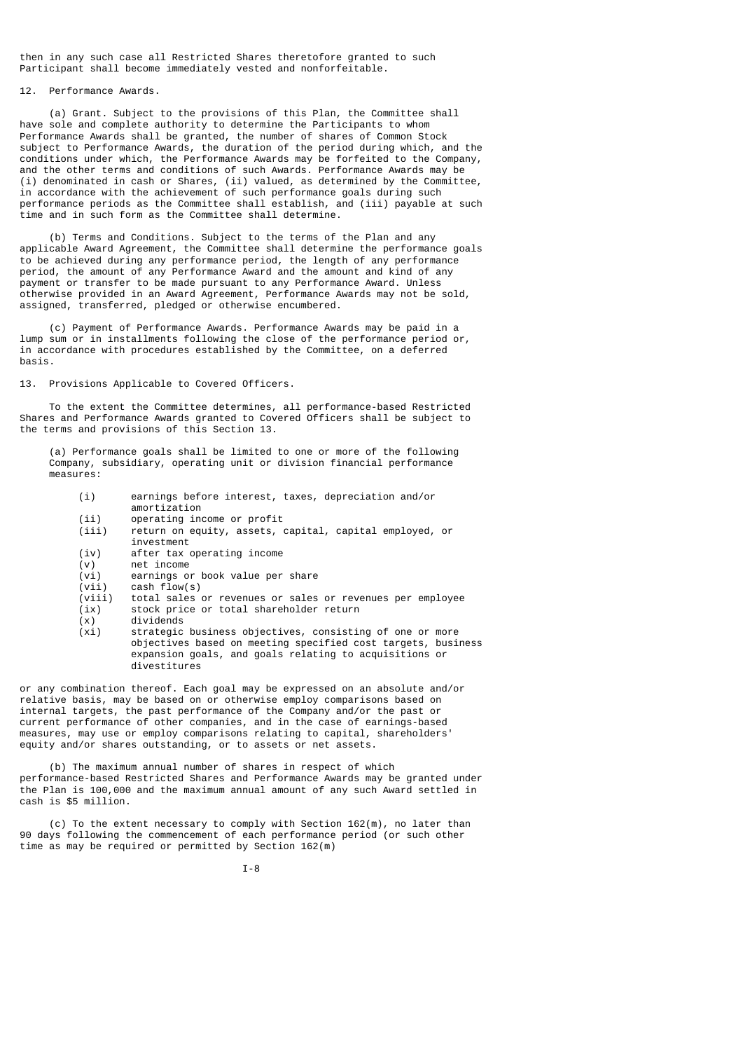then in any such case all Restricted Shares theretofore granted to such Participant shall become immediately vested and nonforfeitable.

## 12. Performance Awards.

(a) Grant. Subject to the provisions of this Plan, the Committee shall have sole and complete authority to determine the Participants to whom Performance Awards shall be granted, the number of shares of Common Stock subject to Performance Awards, the duration of the period during which, and the conditions under which, the Performance Awards may be forfeited to the Company, and the other terms and conditions of such Awards. Performance Awards may be (i) denominated in cash or Shares, (ii) valued, as determined by the Committee, in accordance with the achievement of such performance goals during such performance periods as the Committee shall establish, and (iii) payable at such time and in such form as the Committee shall determine.

(b) Terms and Conditions. Subject to the terms of the Plan and any applicable Award Agreement, the Committee shall determine the performance goals to be achieved during any performance period, the length of any performance period, the amount of any Performance Award and the amount and kind of any payment or transfer to be made pursuant to any Performance Award. Unless otherwise provided in an Award Agreement, Performance Awards may not be sold, assigned, transferred, pledged or otherwise encumbered.

(c) Payment of Performance Awards. Performance Awards may be paid in a lump sum or in installments following the close of the performance period or, in accordance with procedures established by the Committee, on a deferred basis.

## 13. Provisions Applicable to Covered Officers.

To the extent the Committee determines, all performance-based Restricted Shares and Performance Awards granted to Covered Officers shall be subject to the terms and provisions of this Section 13.

(a) Performance goals shall be limited to one or more of the following Company, subsidiary, operating unit or division financial performance measures:

- (i) earnings before interest, taxes, depreciation and/or amortization
- (ii) operating income or profit
- (iii) return on equity, assets, capital, capital employed, or investment
- (iv) after tax operating income
- (v) net income
- (vi) earnings or book value per share
- (vii) cash flow(s)
- (viii) total sales or revenues or sales or revenues per employee
- (ix) stock price or total shareholder return
- (x) dividends
- (xi) strategic business objectives, consisting of one or more objectives based on meeting specified cost targets, business expansion goals, and goals relating to acquisitions or divestitures

or any combination thereof. Each goal may be expressed on an absolute and/or relative basis, may be based on or otherwise employ comparisons based on internal targets, the past performance of the Company and/or the past or current performance of other companies, and in the case of earnings-based measures, may use or employ comparisons relating to capital, shareholders' equity and/or shares outstanding, or to assets or net assets.

(b) The maximum annual number of shares in respect of which performance-based Restricted Shares and Performance Awards may be granted under the Plan is 100,000 and the maximum annual amount of any such Award settled in cash is $5 million.

(c) To the extent necessary to comply with Section 162(m), no later than 90 days following the commencement of each performance period (or such other time as may be required or permitted by Section 162(m)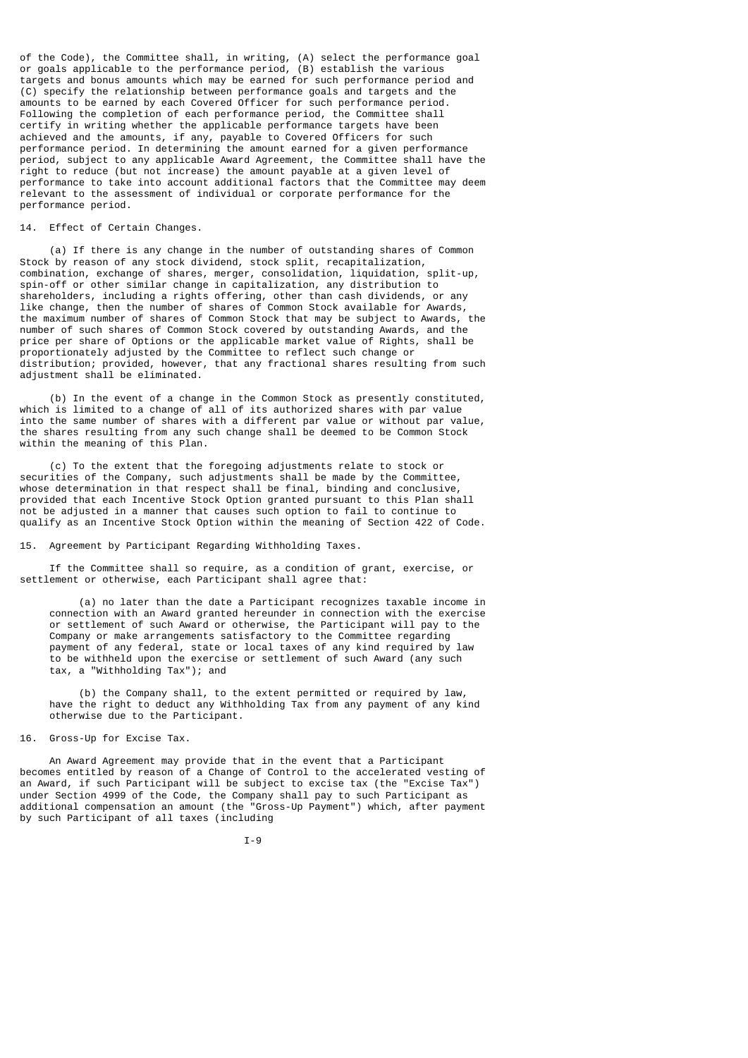of the Code), the Committee shall, in writing, (A) select the performance goal or goals applicable to the performance period, (B) establish the various targets and bonus amounts which may be earned for such performance period and (C) specify the relationship between performance goals and targets and the amounts to be earned by each Covered Officer for such performance period. Following the completion of each performance period, the Committee shall certify in writing whether the applicable performance targets have been achieved and the amounts, if any, payable to Covered Officers for such performance period. In determining the amount earned for a given performance period, subject to any applicable Award Agreement, the Committee shall have the right to reduce (but not increase) the amount payable at a given level of performance to take into account additional factors that the Committee may deem relevant to the assessment of individual or corporate performance for the performance period.

14. Effect of Certain Changes.

(a) If there is any change in the number of outstanding shares of Common Stock by reason of any stock dividend, stock split, recapitalization, combination, exchange of shares, merger, consolidation, liquidation, split-up, spin-off or other similar change in capitalization, any distribution to shareholders, including a rights offering, other than cash dividends, or any like change, then the number of shares of Common Stock available for Awards, the maximum number of shares of Common Stock that may be subject to Awards, the number of such shares of Common Stock covered by outstanding Awards, and the price per share of Options or the applicable market value of Rights, shall be proportionately adjusted by the Committee to reflect such change or distribution; provided, however, that any fractional shares resulting from such adjustment shall be eliminated.

(b) In the event of a change in the Common Stock as presently constituted, which is limited to a change of all of its authorized shares with par value into the same number of shares with a different par value or without par value, the shares resulting from any such change shall be deemed to be Common Stock within the meaning of this Plan.

(c) To the extent that the foregoing adjustments relate to stock or securities of the Company, such adjustments shall be made by the Committee, whose determination in that respect shall be final, binding and conclusive, provided that each Incentive Stock Option granted pursuant to this Plan shall not be adjusted in a manner that causes such option to fail to continue to qualify as an Incentive Stock Option within the meaning of Section 422 of Code.

15. Agreement by Participant Regarding Withholding Taxes.

If the Committee shall so require, as a condition of grant, exercise, or settlement or otherwise, each Participant shall agree that:

(a) no later than the date a Participant recognizes taxable income in connection with an Award granted hereunder in connection with the exercise or settlement of such Award or otherwise, the Participant will pay to the Company or make arrangements satisfactory to the Committee regarding payment of any federal, state or local taxes of any kind required by law to be withheld upon the exercise or settlement of such Award (any such tax, a "Withholding Tax"); and

(b) the Company shall, to the extent permitted or required by law, have the right to deduct any Withholding Tax from any payment of any kind otherwise due to the Participant.

16. Gross-Up for Excise Tax.

An Award Agreement may provide that in the event that a Participant becomes entitled by reason of a Change of Control to the accelerated vesting of an Award, if such Participant will be subject to excise tax (the "Excise Tax") under Section 4999 of the Code, the Company shall pay to such Participant as additional compensation an amount (the "Gross-Up Payment") which, after payment by such Participant of all taxes (including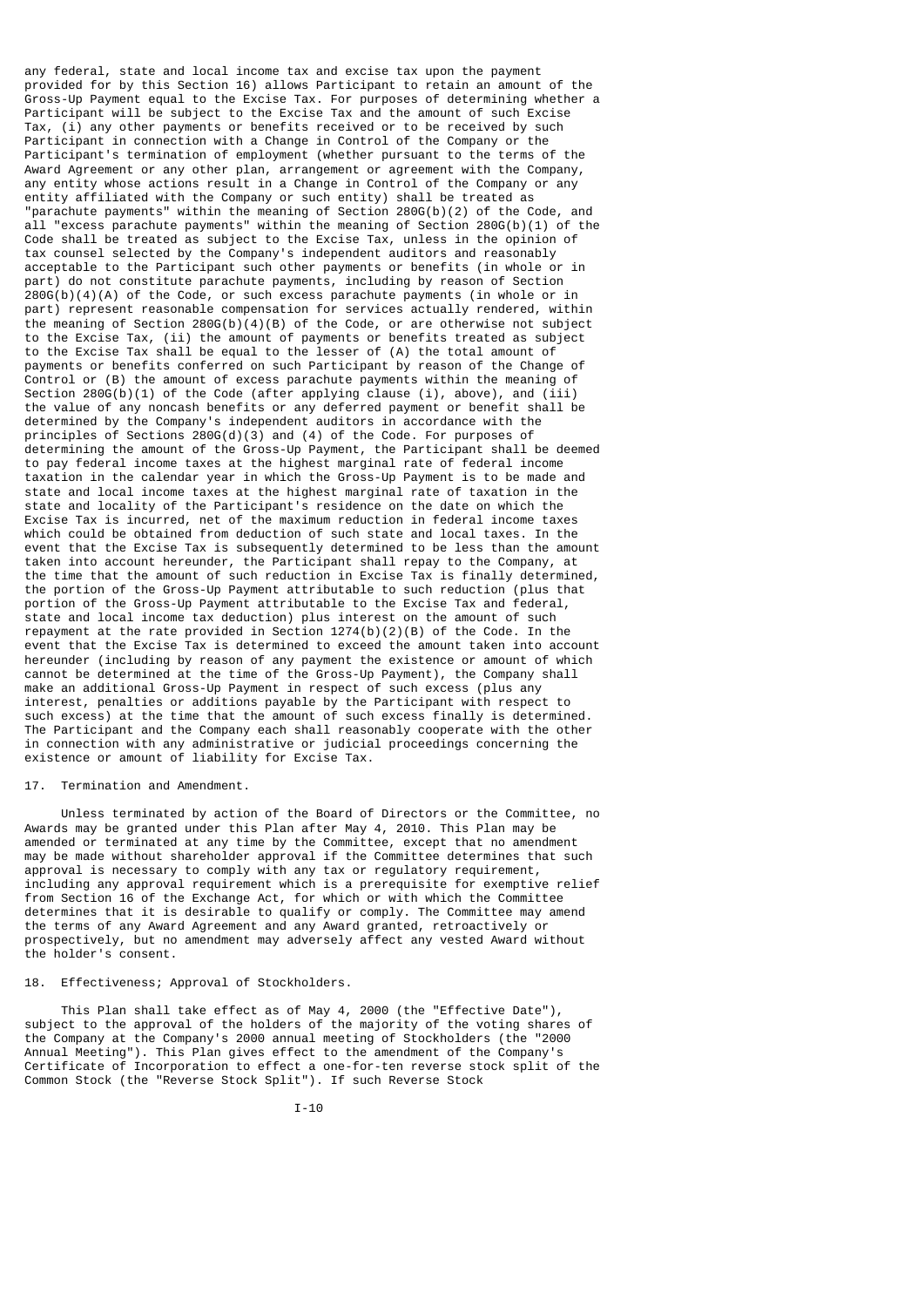any federal, state and local income tax and excise tax upon the payment provided for by this Section 16) allows Participant to retain an amount of the Gross-Up Payment equal to the Excise Tax. For purposes of determining whether a Participant will be subject to the Excise Tax and the amount of such Excise Tax, (i) any other payments or benefits received or to be received by such Participant in connection with a Change in Control of the Company or the Participant's termination of employment (whether pursuant to the terms of the Award Agreement or any other plan, arrangement or agreement with the Company, any entity whose actions result in a Change in Control of the Company or any entity affiliated with the Company or such entity) shall be treated as "parachute payments" within the meaning of Section 280G(b)(2) of the Code, and all "excess parachute payments" within the meaning of Section 280G(b)(1) of the Code shall be treated as subject to the Excise Tax, unless in the opinion of tax counsel selected by the Company's independent auditors and reasonably acceptable to the Participant such other payments or benefits (in whole or in part) do not constitute parachute payments, including by reason of Section 280G(b)(4)(A) of the Code, or such excess parachute payments (in whole or in part) represent reasonable compensation for services actually rendered, within the meaning of Section 280G(b)(4)(B) of the Code, or are otherwise not subject to the Excise Tax, (ii) the amount of payments or benefits treated as subject to the Excise Tax shall be equal to the lesser of (A) the total amount of payments or benefits conferred on such Participant by reason of the Change of Control or (B) the amount of excess parachute payments within the meaning of Section 280G(b)(1) of the Code (after applying clause (i), above), and (iii) the value of any noncash benefits or any deferred payment or benefit shall be determined by the Company's independent auditors in accordance with the principles of Sections 280G(d)(3) and (4) of the Code. For purposes of determining the amount of the Gross-Up Payment, the Participant shall be deemed to pay federal income taxes at the highest marginal rate of federal income taxation in the calendar year in which the Gross-Up Payment is to be made and state and local income taxes at the highest marginal rate of taxation in the state and locality of the Participant's residence on the date on which the Excise Tax is incurred, net of the maximum reduction in federal income taxes which could be obtained from deduction of such state and local taxes. In the event that the Excise Tax is subsequently determined to be less than the amount taken into account hereunder, the Participant shall repay to the Company, at the time that the amount of such reduction in Excise Tax is finally determined, the portion of the Gross-Up Payment attributable to such reduction (plus that portion of the Gross-Up Payment attributable to the Excise Tax and federal, state and local income tax deduction) plus interest on the amount of such repayment at the rate provided in Section 1274(b)(2)(B) of the Code. In the event that the Excise Tax is determined to exceed the amount taken into account hereunder (including by reason of any payment the existence or amount of which cannot be determined at the time of the Gross-Up Payment), the Company shall make an additional Gross-Up Payment in respect of such excess (plus any interest, penalties or additions payable by the Participant with respect to such excess) at the time that the amount of such excess finally is determined. The Participant and the Company each shall reasonably cooperate with the other in connection with any administrative or judicial proceedings concerning the existence or amount of liability for Excise Tax.

17. Termination and Amendment.

Unless terminated by action of the Board of Directors or the Committee, no Awards may be granted under this Plan after May 4, 2010. This Plan may be amended or terminated at any time by the Committee, except that no amendment may be made without shareholder approval if the Committee determines that such approval is necessary to comply with any tax or regulatory requirement, including any approval requirement which is a prerequisite for exemptive relief from Section 16 of the Exchange Act, for which or with which the Committee determines that it is desirable to qualify or comply. The Committee may amend the terms of any Award Agreement and any Award granted, retroactively or prospectively, but no amendment may adversely affect any vested Award without the holder's consent.

18. Effectiveness; Approval of Stockholders.

This Plan shall take effect as of May 4, 2000 (the "Effective Date"), subject to the approval of the holders of the majority of the voting shares of the Company at the Company's 2000 annual meeting of Stockholders (the "2000 Annual Meeting"). This Plan gives effect to the amendment of the Company's Certificate of Incorporation to effect a one-for-ten reverse stock split of the Common Stock (the "Reverse Stock Split"). If such Reverse Stock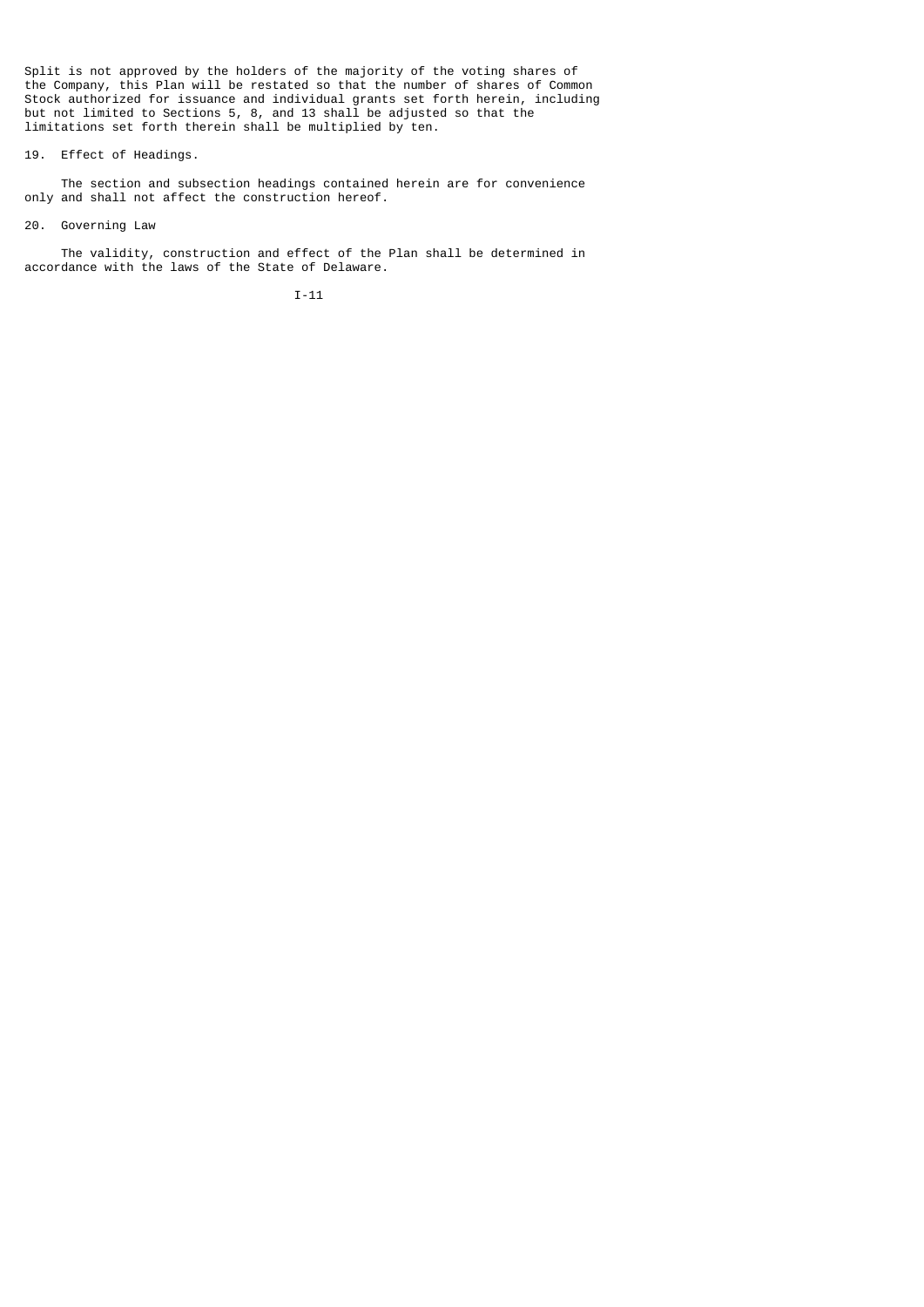Split is not approved by the holders of the majority of the voting shares of the Company, this Plan will be restated so that the number of shares of Common Stock authorized for issuance and individual grants set forth herein, including but not limited to Sections 5, 8, and 13 shall be adjusted so that the limitations set forth therein shall be multiplied by ten.

19. Effect of Headings.

The section and subsection headings contained herein are for convenience only and shall not affect the construction hereof.

20. Governing Law

The validity, construction and effect of the Plan shall be determined in accordance with the laws of the State of Delaware.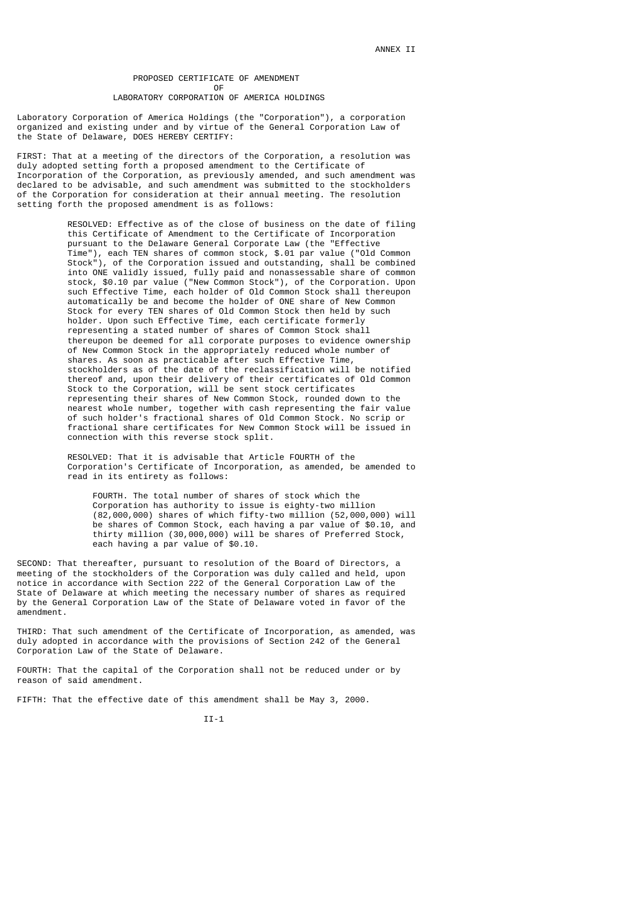ANNEX II

# PROPOSED CERTIFICATE OF AMENDMENT
## OF
## LABORATORY CORPORATION OF AMERICA HOLDINGS

Laboratory Corporation of America Holdings (the "Corporation"), a corporation organized and existing under and by virtue of the General Corporation Law of the State of Delaware, DOES HEREBY CERTIFY:

FIRST: That at a meeting of the directors of the Corporation, a resolution was duly adopted setting forth a proposed amendment to the Certificate of Incorporation of the Corporation, as previously amended, and such amendment was declared to be advisable, and such amendment was submitted to the stockholders of the Corporation for consideration at their annual meeting. The resolution setting forth the proposed amendment is as follows:

> RESOLVED: Effective as of the close of business on the date of filing this Certificate of Amendment to the Certificate of Incorporation pursuant to the Delaware General Corporate Law (the "Effective Time"), each TEN shares of common stock, \$.01 par value ("Old Common Stock"), of the Corporation issued and outstanding, shall be combined into ONE validly issued, fully paid and nonassessable share of common stock, \$0.10 par value ("New Common Stock"), of the Corporation. Upon such Effective Time, each holder of Old Common Stock shall thereupon automatically be and become the holder of ONE share of New Common Stock for every TEN shares of Old Common Stock then held by such holder. Upon such Effective Time, each certificate formerly representing a stated number of shares of Common Stock shall thereupon be deemed for all corporate purposes to evidence ownership of New Common Stock in the appropriately reduced whole number of shares. As soon as practicable after such Effective Time, stockholders as of the date of the reclassification will be notified thereof and, upon their delivery of their certificates of Old Common Stock to the Corporation, will be sent stock certificates representing their shares of New Common Stock, rounded down to the nearest whole number, together with cash representing the fair value of such holder's fractional shares of Old Common Stock. No scrip or fractional share certificates for New Common Stock will be issued in connection with this reverse stock split.
>
> RESOLVED: That it is advisable that Article FOURTH of the Corporation's Certificate of Incorporation, as amended, be amended to read in its entirety as follows:
>
>> FOURTH. The total number of shares of stock which the Corporation has authority to issue is eighty-two million (82,000,000) shares of which fifty-two million (52,000,000) will be shares of Common Stock, each having a par value of \$0.10, and thirty million (30,000,000) will be shares of Preferred Stock, each having a par value of \$0.10.

SECOND: That thereafter, pursuant to resolution of the Board of Directors, a meeting of the stockholders of the Corporation was duly called and held, upon notice in accordance with Section 222 of the General Corporation Law of the State of Delaware at which meeting the necessary number of shares as required by the General Corporation Law of the State of Delaware voted in favor of the amendment.

THIRD: That such amendment of the Certificate of Incorporation, as amended, was duly adopted in accordance with the provisions of Section 242 of the General Corporation Law of the State of Delaware.

FOURTH: That the capital of the Corporation shall not be reduced under or by reason of said amendment.

FIFTH: That the effective date of this amendment shall be May 3, 2000.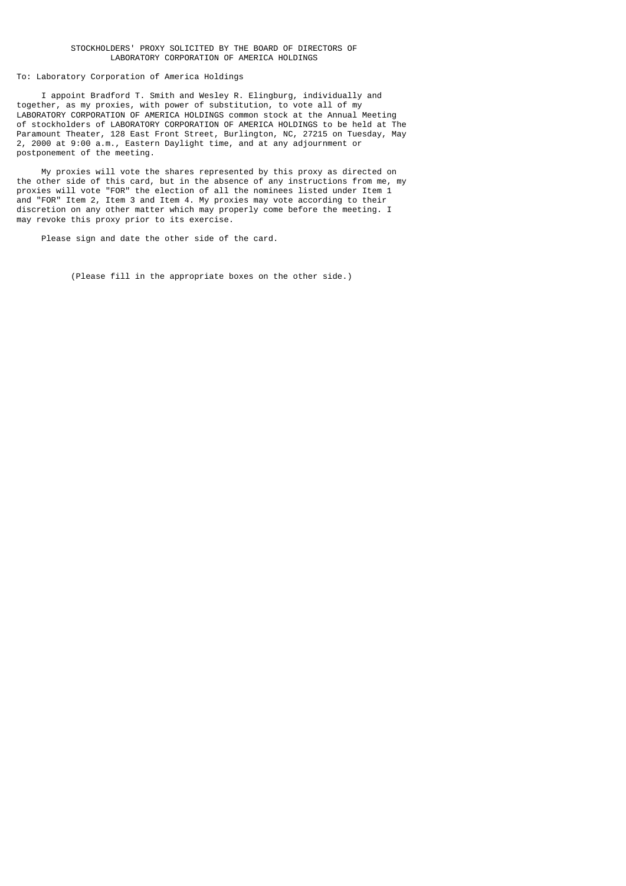STOCKHOLDERS' PROXY SOLICITED BY THE BOARD OF DIRECTORS OF LABORATORY CORPORATION OF AMERICA HOLDINGS

To: Laboratory Corporation of America Holdings

I appoint Bradford T. Smith and Wesley R. Elingburg, individually and together, as my proxies, with power of substitution, to vote all of my LABORATORY CORPORATION OF AMERICA HOLDINGS common stock at the Annual Meeting of stockholders of LABORATORY CORPORATION OF AMERICA HOLDINGS to be held at The Paramount Theater, 128 East Front Street, Burlington, NC, 27215 on Tuesday, May 2, 2000 at 9:00 a.m., Eastern Daylight time, and at any adjournment or postponement of the meeting.

My proxies will vote the shares represented by this proxy as directed on the other side of this card, but in the absence of any instructions from me, my proxies will vote "FOR" the election of all the nominees listed under Item 1 and "FOR" Item 2, Item 3 and Item 4. My proxies may vote according to their discretion on any other matter which may properly come before the meeting. I may revoke this proxy prior to its exercise.

Please sign and date the other side of the card.

(Please fill in the appropriate boxes on the other side.)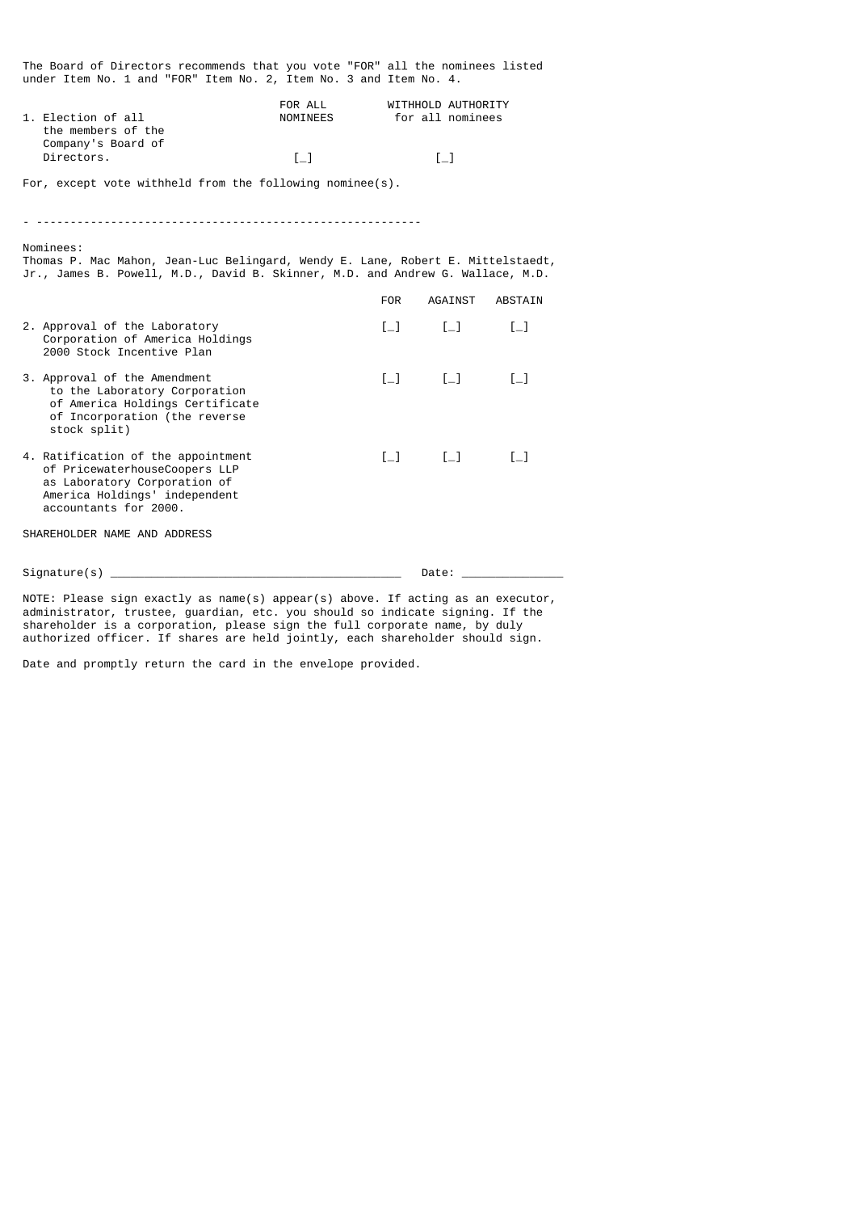The Board of Directors recommends that you vote "FOR" all the nominees listed under Item No. 1 and "FOR" Item No. 2, Item No. 3 and Item No. 4.

| | FOR ALL NOMINEES | WITHHOLD AUTHORITY for all nominees |
|---|---|---|
| 1. Election of all the members of the Company's Board of Directors. | [_] | [_] |

For, except vote withheld from the following nominee(s).

- --------------------------------------------------------

Nominees:
Thomas P. Mac Mahon, Jean-Luc Belingard, Wendy E. Lane, Robert E. Mittelstaedt, Jr., James B. Powell, M.D., David B. Skinner, M.D. and Andrew G. Wallace, M.D.

| | FOR | AGAINST | ABSTAIN |
|---|---|---|---|
| 2. Approval of the Laboratory Corporation of America Holdings 2000 Stock Incentive Plan | [_] | [_] | [_] |
| 3. Approval of the Amendment to the Laboratory Corporation of America Holdings Certificate of Incorporation (the reverse stock split) | [_] | [_] | [_] |
| 4. Ratification of the appointment of PricewaterhouseCoopers LLP as Laboratory Corporation of America Holdings' independent accountants for 2000. | [_] | [_] | [_] |

SHAREHOLDER NAME AND ADDRESS

Signature(s) __________________________________________ Date: ______________

NOTE: Please sign exactly as name(s) appear(s) above. If acting as an executor, administrator, trustee, guardian, etc. you should so indicate signing. If the shareholder is a corporation, please sign the full corporate name, by duly authorized officer. If shares are held jointly, each shareholder should sign.

Date and promptly return the card in the envelope provided.